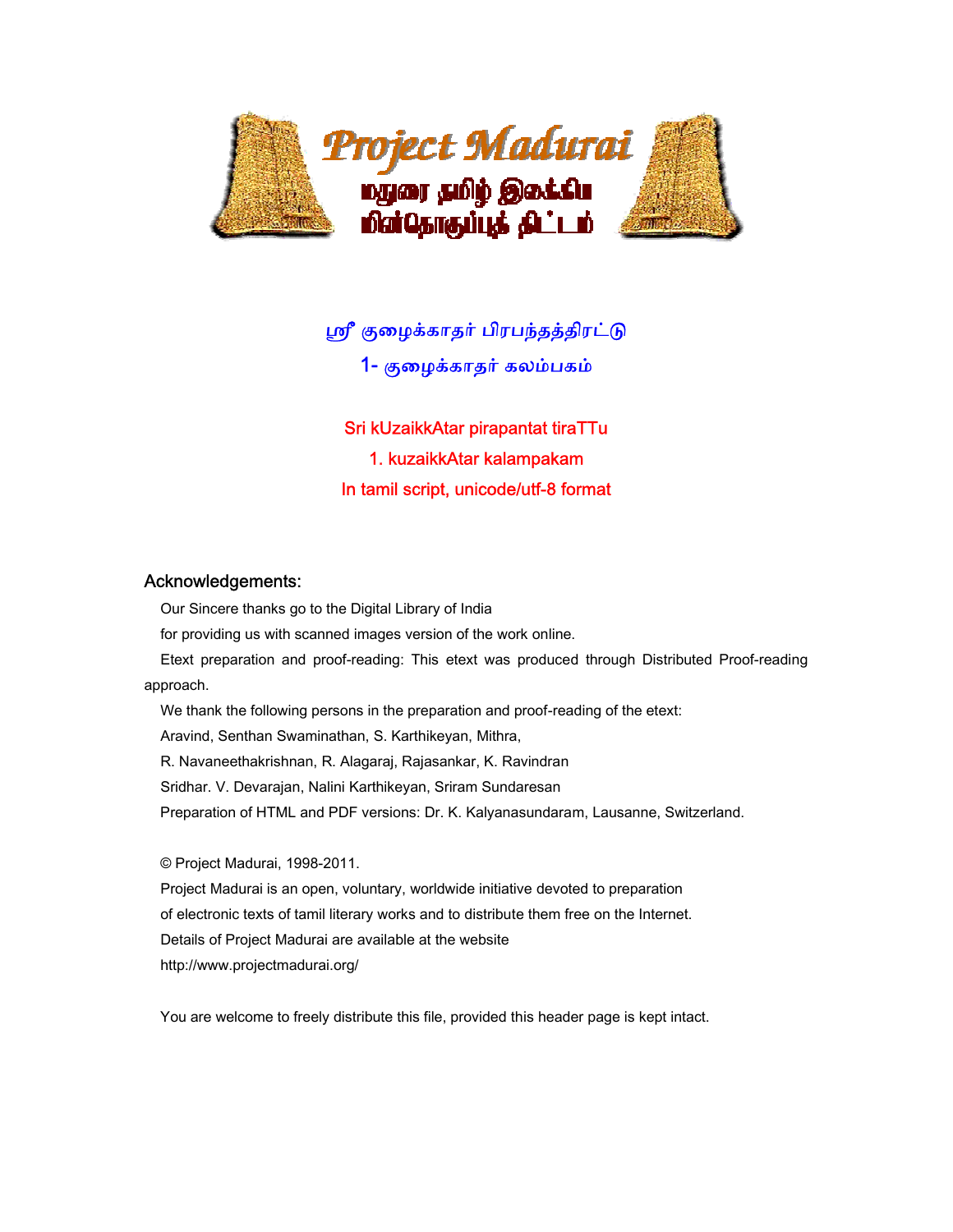# ஸ்ரீ குழைக்காதர் பிரபந்தத்திரட்டு

## 1- குழைக்காதர் கலம்பகம்

Sri kUzaikkAtar pirapantat tiraTTu

1. kuzaikkAtar kalampakam

In tamil script, unicode/utf-8 format

### Acknowledgements:

Our Sincere thanks go to the Digital Library of India
for providing us with scanned images version of the work online.

Etext preparation and proof-reading: This etext was produced through Distributed Proof-reading approach.

We thank the following persons in the preparation and proof-reading of the etext:
Aravind, Senthan Swaminathan, S. Karthikeyan, Mithra,
R. Navaneethakrishnan, R. Alagaraj, Rajasankar, K. Ravindran
Sridhar. V. Devarajan, Nalini Karthikeyan, Sriram Sundaresan
Preparation of HTML and PDF versions: Dr. K. Kalyanasundaram, Lausanne, Switzerland.

© Project Madurai, 1998-2011.
Project Madurai is an open, voluntary, worldwide initiative devoted to preparation
of electronic texts of tamil literary works and to distribute them free on the Internet.
Details of Project Madurai are available at the website
http://www.projectmadurai.org/

You are welcome to freely distribute this file, provided this header page is kept intact.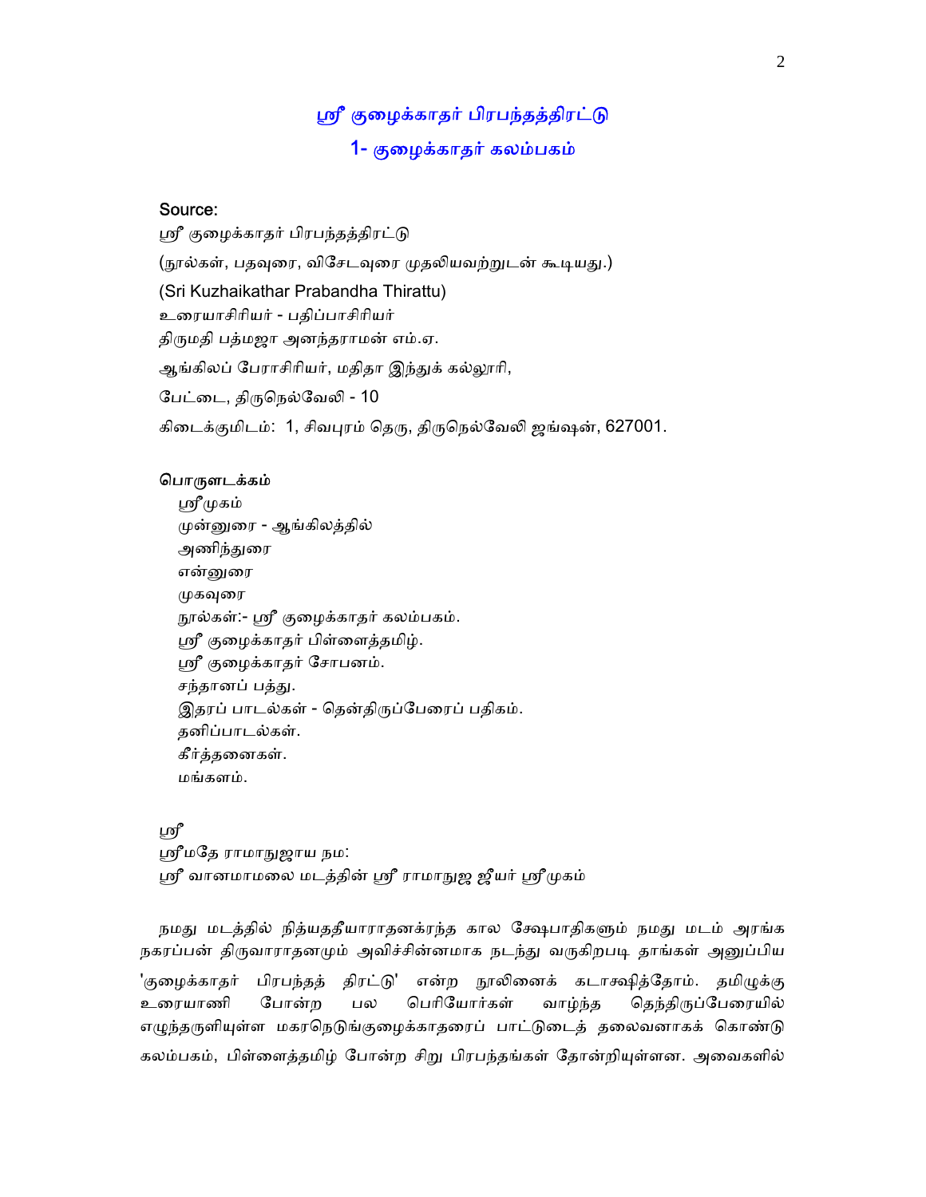## ஸ்ரீ குழைக்காதர் பிரபந்தத்திரட்டு

## 1- குழைக்காதர் கலம்பகம்

**Source:**

ஸ்ரீ குழைக்காதர் பிரபந்தத்திரட்டு

(நூல்கள், பதவுரை, விசேடவுரை முதலியவற்றுடன் கூடியது.)

(Sri Kuzhaikathar Prabandha Thirattu)

உரையாசிரியர் - பதிப்பாசிரியர்

திருமதி பத்மஜா அனந்தராமன் எம்.ஏ.

ஆங்கிலப் பேராசிரியர், மதிதா இந்துக் கல்லூரி,

பேட்டை, திருநெல்வேலி - 10

கிடைக்குமிடம்: 1, சிவபுரம் தெரு, திருநெல்வேலி ஜங்ஷன், 627001.

**பொருளடக்கம்**

- ஸ்ரீமுகம்
- முன்னுரை - ஆங்கிலத்தில்
- அணிந்துரை
- என்னுரை
- முகவுரை
- நூல்கள்:- ஸ்ரீ குழைக்காதர் கலம்பகம்.
- ஸ்ரீ குழைக்காதர் பிள்ளைத்தமிழ்.
- ஸ்ரீ குழைக்காதர் சோபனம்.
- சந்தானப் பத்து.
- இதரப் பாடல்கள் - தென்திருப்பேரைப் பதிகம்.
- தனிப்பாடல்கள்.
- கீர்த்தனைகள்.
- மங்களம்.

ஸ்ரீ

ஸ்ரீமதே ராமாநுஜாய நம:

ஸ்ரீ வானமாமலை மடத்தின் ஸ்ரீ ராமாநுஜ ஜீயர் ஸ்ரீமுகம்

நமது மடத்தில் நித்யததீயாராதனக்ரந்த கால க்ஷேபாதிகளும் நமது மடம் அரங்க நகரப்பன் திருவாராதனமும் அவிச்சின்னமாக நடந்து வருகிறபடி தாங்கள் அனுப்பிய 'குழைக்காதர் பிரபந்தத் திரட்டு' என்ற நூலினைக் கடாக்ஷித்தோம். தமிழுக்கு உரையாணி போன்ற பல பெரியோர்கள் வாழ்ந்த தெந்திருப்பேரையில் எழுந்தருளியுள்ள மகரநெடுங்குழைக்காதரைப் பாட்டுடைத் தலைவனாகக் கொண்டு கலம்பகம், பிள்ளைத்தமிழ் போன்ற சிறு பிரபந்தங்கள் தோன்றியுள்ளன. அவைகளில்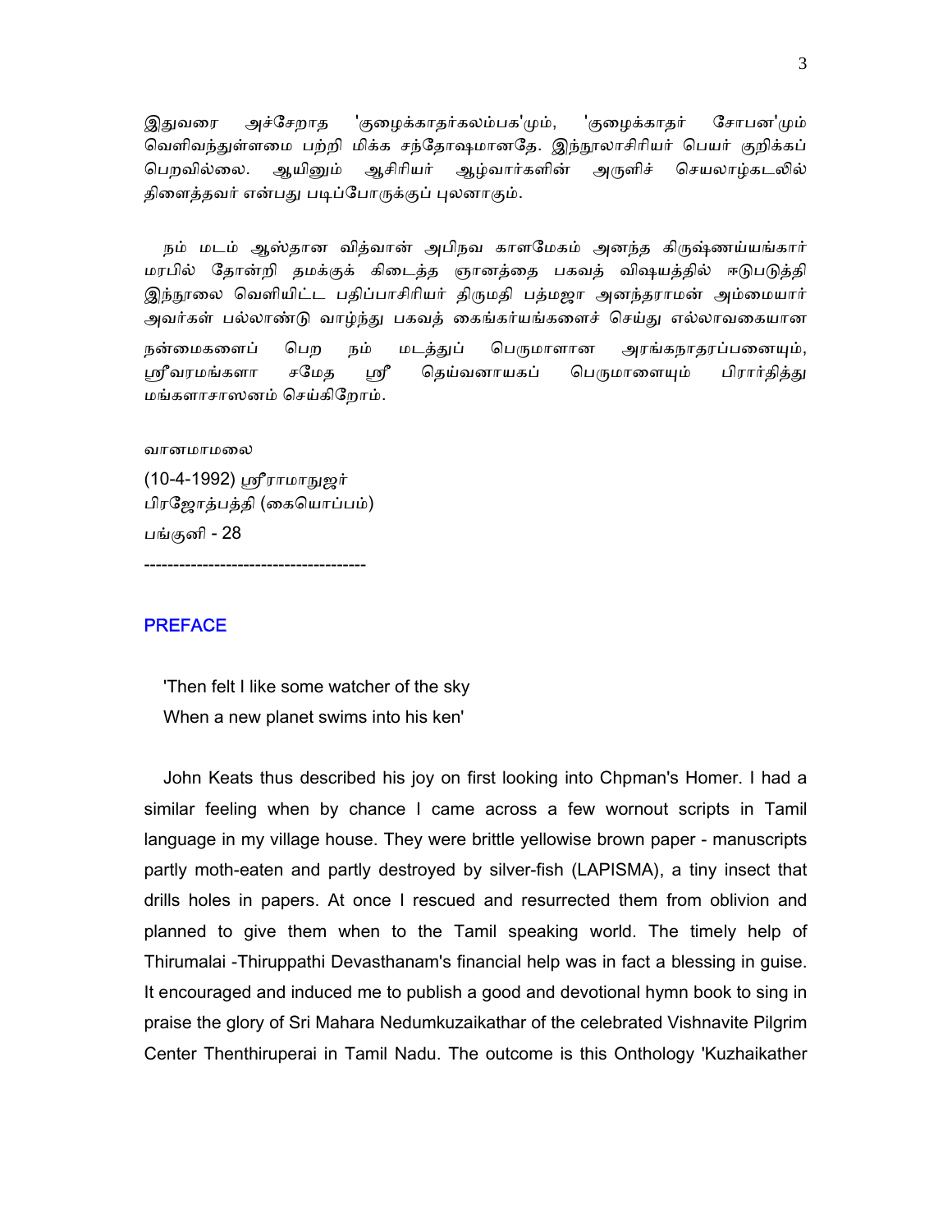இதுவரை அச்சேறாத 'குழைக்காதர்கலம்பக'மும், 'குழைக்காதர் சோபன'மும் வெளிவந்துள்ளமை பற்றி மிக்க சந்தோஷமானதே. இந்நூலாசிரியர் பெயர் குறிக்கப் பெறவில்லை. ஆயினும் ஆசிரியர் ஆழ்வார்களின் அருளிச் செயலாழ்கடலில் திளைத்தவர் என்பது படிப்போருக்குப் புலனாகும்.

நம் மடம் ஆஸ்தான வித்வான் அபிநவ காளமேகம் அனந்த கிருஷ்ணய்யங்கார் மரபில் தோன்றி தமக்குக் கிடைத்த ஞானத்தை பகவத் விஷயத்தில் ஈடுபடுத்தி இந்நூலை வெளியிட்ட பதிப்பாசிரியர் திருமதி பத்மஜா அனந்தராமன் அம்மையார் அவர்கள் பல்லாண்டு வாழ்ந்து பகவத் கைங்கர்யங்களைச் செய்து எல்லாவகையான நன்மைகளைப் பெற நம் மடத்துப் பெருமாளான அரங்கநாதரப்பனையும், ஸ்ரீவரமங்களா சமேத ஸ்ரீ தெய்வனாயகப் பெருமாளையும் பிரார்த்தித்து மங்களாசாஸனம் செய்கிறோம்.

வானமாமலை

(10-4-1992) ஸ்ரீராமாநுஜர்

பிரஜோத்பத்தி (கையொப்பம்)

பங்குனி - 28

--------------------------------------

## PREFACE

'Then felt I like some watcher of the sky
When a new planet swims into his ken'

John Keats thus described his joy on first looking into Chpman's Homer. I had a similar feeling when by chance I came across a few wornout scripts in Tamil language in my village house. They were brittle yellowise brown paper - manuscripts partly moth-eaten and partly destroyed by silver-fish (LAPISMA), a tiny insect that drills holes in papers. At once I rescued and resurrected them from oblivion and planned to give them when to the Tamil speaking world. The timely help of Thirumalai -Thiruppathi Devasthanam's financial help was in fact a blessing in guise. It encouraged and induced me to publish a good and devotional hymn book to sing in praise the glory of Sri Mahara Nedumkuzaikathar of the celebrated Vishnavite Pilgrim Center Thenthiruperai in Tamil Nadu. The outcome is this Onthology 'Kuzhaikather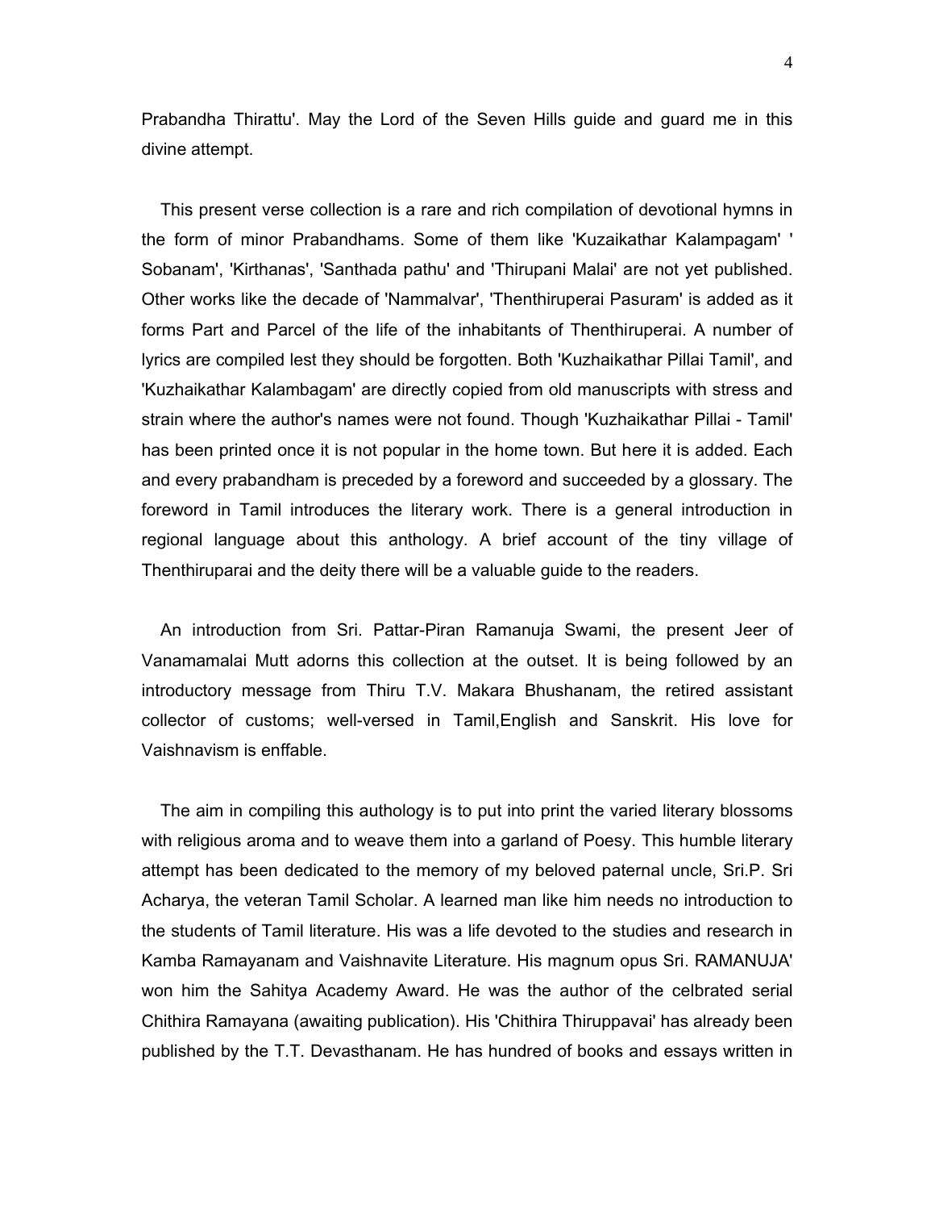Prabandha Thirattu'. May the Lord of the Seven Hills guide and guard me in this divine attempt.

This present verse collection is a rare and rich compilation of devotional hymns in the form of minor Prabandhams. Some of them like 'Kuzaikathar Kalampagam' ' Sobanam', 'Kirthanas', 'Santhada pathu' and 'Thirupani Malai' are not yet published. Other works like the decade of 'Nammalvar', 'Thenthiruperai Pasuram' is added as it forms Part and Parcel of the life of the inhabitants of Thenthiruperai. A number of lyrics are compiled lest they should be forgotten. Both 'Kuzhaikathar Pillai Tamil', and 'Kuzhaikathar Kalambagam' are directly copied from old manuscripts with stress and strain where the author's names were not found. Though 'Kuzhaikathar Pillai - Tamil' has been printed once it is not popular in the home town. But here it is added. Each and every prabandham is preceded by a foreword and succeeded by a glossary. The foreword in Tamil introduces the literary work. There is a general introduction in regional language about this anthology. A brief account of the tiny village of Thenthiruparai and the deity there will be a valuable guide to the readers.

An introduction from Sri. Pattar-Piran Ramanuja Swami, the present Jeer of Vanamamalai Mutt adorns this collection at the outset. It is being followed by an introductory message from Thiru T.V. Makara Bhushanam, the retired assistant collector of customs; well-versed in Tamil,English and Sanskrit. His love for Vaishnavism is enffable.

The aim in compiling this authology is to put into print the varied literary blossoms with religious aroma and to weave them into a garland of Poesy. This humble literary attempt has been dedicated to the memory of my beloved paternal uncle, Sri.P. Sri Acharya, the veteran Tamil Scholar. A learned man like him needs no introduction to the students of Tamil literature. His was a life devoted to the studies and research in Kamba Ramayanam and Vaishnavite Literature. His magnum opus Sri. RAMANUJA' won him the Sahitya Academy Award. He was the author of the celbrated serial Chithira Ramayana (awaiting publication). His 'Chithira Thiruppavai' has already been published by the T.T. Devasthanam. He has hundred of books and essays written in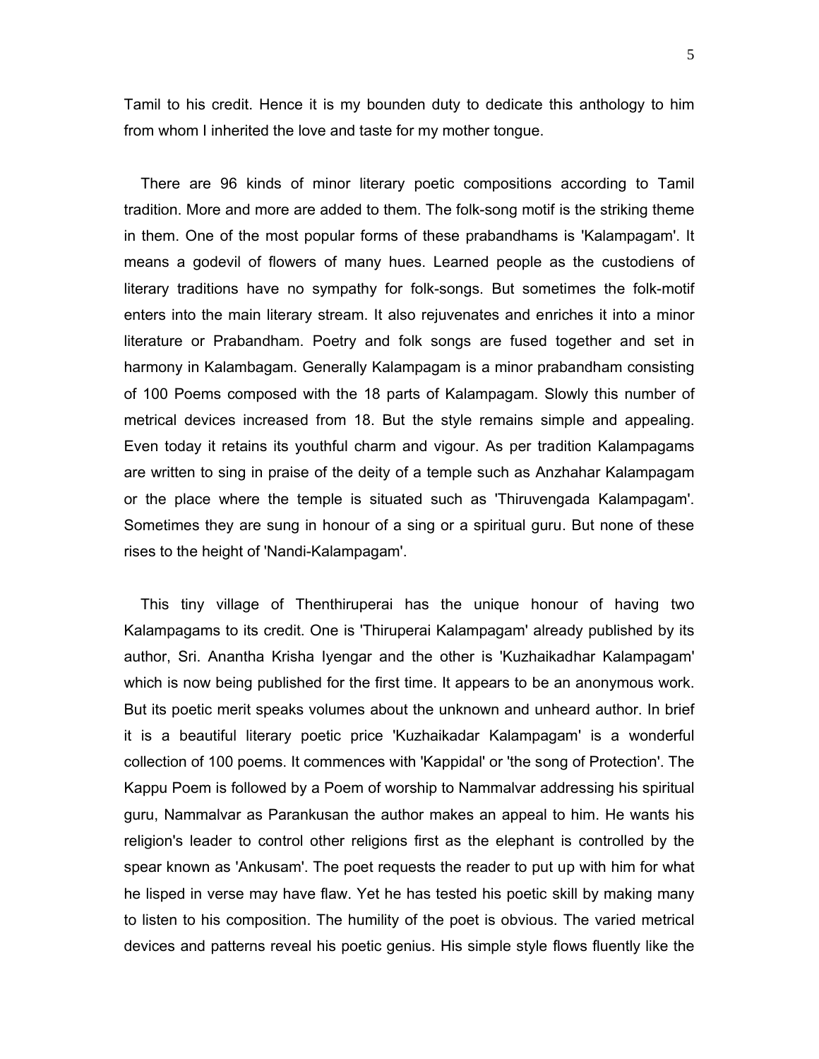Tamil to his credit. Hence it is my bounden duty to dedicate this anthology to him from whom I inherited the love and taste for my mother tongue.

There are 96 kinds of minor literary poetic compositions according to Tamil tradition. More and more are added to them. The folk-song motif is the striking theme in them. One of the most popular forms of these prabandhams is 'Kalampagam'. It means a godevil of flowers of many hues. Learned people as the custodiens of literary traditions have no sympathy for folk-songs. But sometimes the folk-motif enters into the main literary stream. It also rejuvenates and enriches it into a minor literature or Prabandham. Poetry and folk songs are fused together and set in harmony in Kalambagam. Generally Kalampagam is a minor prabandham consisting of 100 Poems composed with the 18 parts of Kalampagam. Slowly this number of metrical devices increased from 18. But the style remains simple and appealing. Even today it retains its youthful charm and vigour. As per tradition Kalampagams are written to sing in praise of the deity of a temple such as Anzhahar Kalampagam or the place where the temple is situated such as 'Thiruvengada Kalampagam'. Sometimes they are sung in honour of a sing or a spiritual guru. But none of these rises to the height of 'Nandi-Kalampagam'.

This tiny village of Thenthiruperai has the unique honour of having two Kalampagams to its credit. One is 'Thiruperai Kalampagam' already published by its author, Sri. Anantha Krisha Iyengar and the other is 'Kuzhaikadhar Kalampagam' which is now being published for the first time. It appears to be an anonymous work. But its poetic merit speaks volumes about the unknown and unheard author. In brief it is a beautiful literary poetic price 'Kuzhaikadar Kalampagam' is a wonderful collection of 100 poems. It commences with 'Kappidal' or 'the song of Protection'. The Kappu Poem is followed by a Poem of worship to Nammalvar addressing his spiritual guru, Nammalvar as Parankusan the author makes an appeal to him. He wants his religion's leader to control other religions first as the elephant is controlled by the spear known as 'Ankusam'. The poet requests the reader to put up with him for what he lisped in verse may have flaw. Yet he has tested his poetic skill by making many to listen to his composition. The humility of the poet is obvious. The varied metrical devices and patterns reveal his poetic genius. His simple style flows fluently like the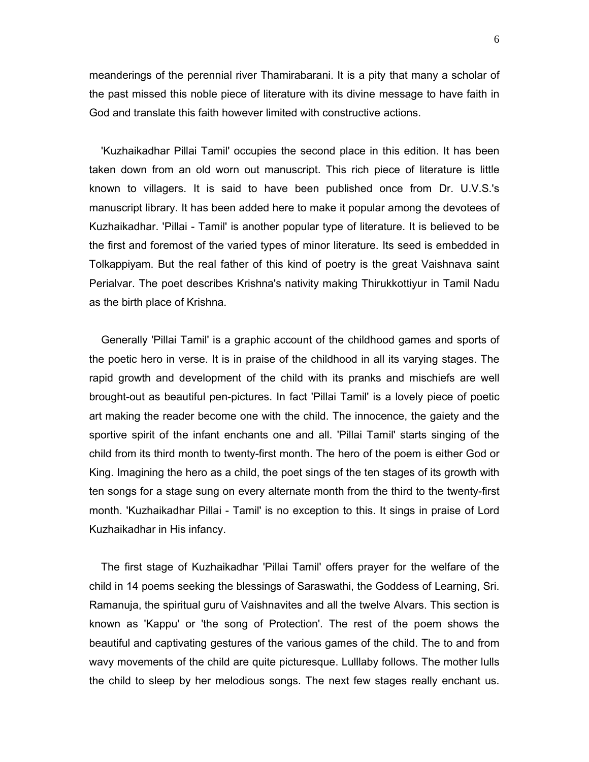meanderings of the perennial river Thamirabarani. It is a pity that many a scholar of the past missed this noble piece of literature with its divine message to have faith in God and translate this faith however limited with constructive actions.

'Kuzhaikadhar Pillai Tamil' occupies the second place in this edition. It has been taken down from an old worn out manuscript. This rich piece of literature is little known to villagers. It is said to have been published once from Dr. U.V.S.'s manuscript library. It has been added here to make it popular among the devotees of Kuzhaikadhar. 'Pillai - Tamil' is another popular type of literature. It is believed to be the first and foremost of the varied types of minor literature. Its seed is embedded in Tolkappiyam. But the real father of this kind of poetry is the great Vaishnava saint Perialvar. The poet describes Krishna's nativity making Thirukkottiyur in Tamil Nadu as the birth place of Krishna.

Generally 'Pillai Tamil' is a graphic account of the childhood games and sports of the poetic hero in verse. It is in praise of the childhood in all its varying stages. The rapid growth and development of the child with its pranks and mischiefs are well brought-out as beautiful pen-pictures. In fact 'Pillai Tamil' is a lovely piece of poetic art making the reader become one with the child. The innocence, the gaiety and the sportive spirit of the infant enchants one and all. 'Pillai Tamil' starts singing of the child from its third month to twenty-first month. The hero of the poem is either God or King. Imagining the hero as a child, the poet sings of the ten stages of its growth with ten songs for a stage sung on every alternate month from the third to the twenty-first month. 'Kuzhaikadhar Pillai - Tamil' is no exception to this. It sings in praise of Lord Kuzhaikadhar in His infancy.

The first stage of Kuzhaikadhar 'Pillai Tamil' offers prayer for the welfare of the child in 14 poems seeking the blessings of Saraswathi, the Goddess of Learning, Sri. Ramanuja, the spiritual guru of Vaishnavites and all the twelve Alvars. This section is known as 'Kappu' or 'the song of Protection'. The rest of the poem shows the beautiful and captivating gestures of the various games of the child. The to and from wavy movements of the child are quite picturesque. Lulllaby follows. The mother lulls the child to sleep by her melodious songs. The next few stages really enchant us.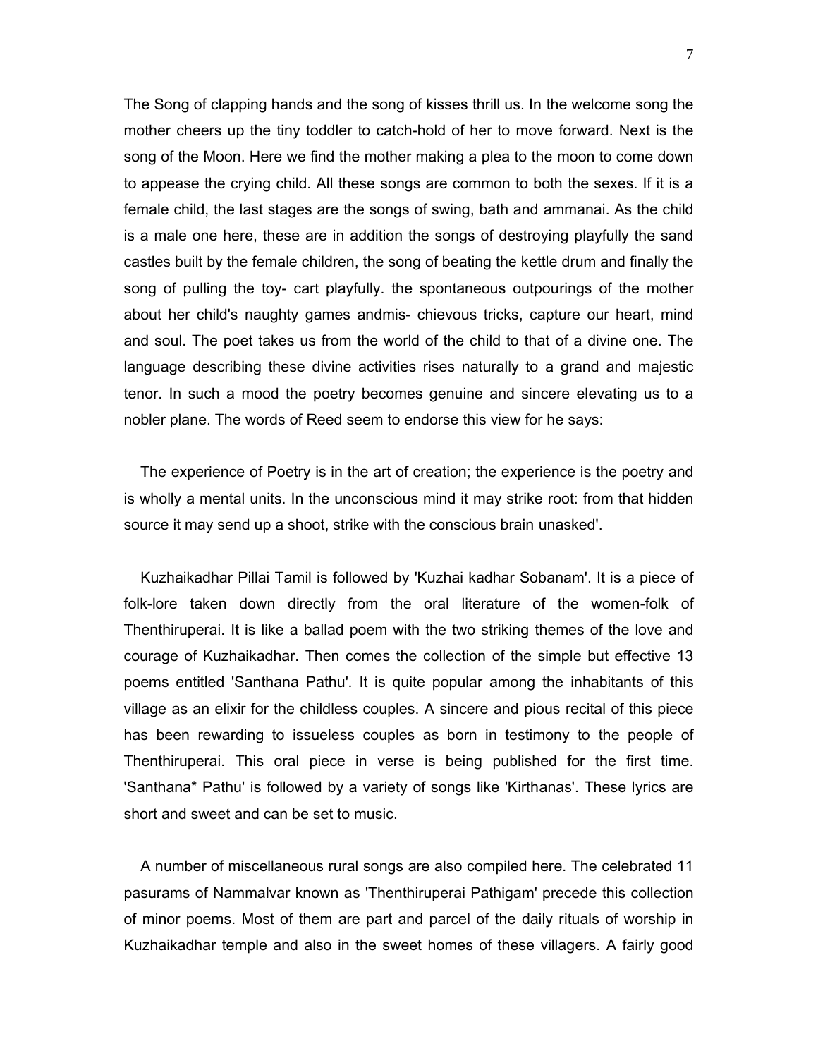The Song of clapping hands and the song of kisses thrill us. In the welcome song the mother cheers up the tiny toddler to catch-hold of her to move forward. Next is the song of the Moon. Here we find the mother making a plea to the moon to come down to appease the crying child. All these songs are common to both the sexes. If it is a female child, the last stages are the songs of swing, bath and ammanai. As the child is a male one here, these are in addition the songs of destroying playfully the sand castles built by the female children, the song of beating the kettle drum and finally the song of pulling the toy- cart playfully. the spontaneous outpourings of the mother about her child's naughty games andmis- chievous tricks, capture our heart, mind and soul. The poet takes us from the world of the child to that of a divine one. The language describing these divine activities rises naturally to a grand and majestic tenor. In such a mood the poetry becomes genuine and sincere elevating us to a nobler plane. The words of Reed seem to endorse this view for he says:

The experience of Poetry is in the art of creation; the experience is the poetry and is wholly a mental units. In the unconscious mind it may strike root: from that hidden source it may send up a shoot, strike with the conscious brain unasked'.

Kuzhaikadhar Pillai Tamil is followed by 'Kuzhai kadhar Sobanam'. It is a piece of folk-lore taken down directly from the oral literature of the women-folk of Thenthiruperai. It is like a ballad poem with the two striking themes of the love and courage of Kuzhaikadhar. Then comes the collection of the simple but effective 13 poems entitled 'Santhana Pathu'. It is quite popular among the inhabitants of this village as an elixir for the childless couples. A sincere and pious recital of this piece has been rewarding to issueless couples as born in testimony to the people of Thenthiruperai. This oral piece in verse is being published for the first time. 'Santhana* Pathu' is followed by a variety of songs like 'Kirthanas'. These lyrics are short and sweet and can be set to music.

A number of miscellaneous rural songs are also compiled here. The celebrated 11 pasurams of Nammalvar known as 'Thenthiruperai Pathigam' precede this collection of minor poems. Most of them are part and parcel of the daily rituals of worship in Kuzhaikadhar temple and also in the sweet homes of these villagers. A fairly good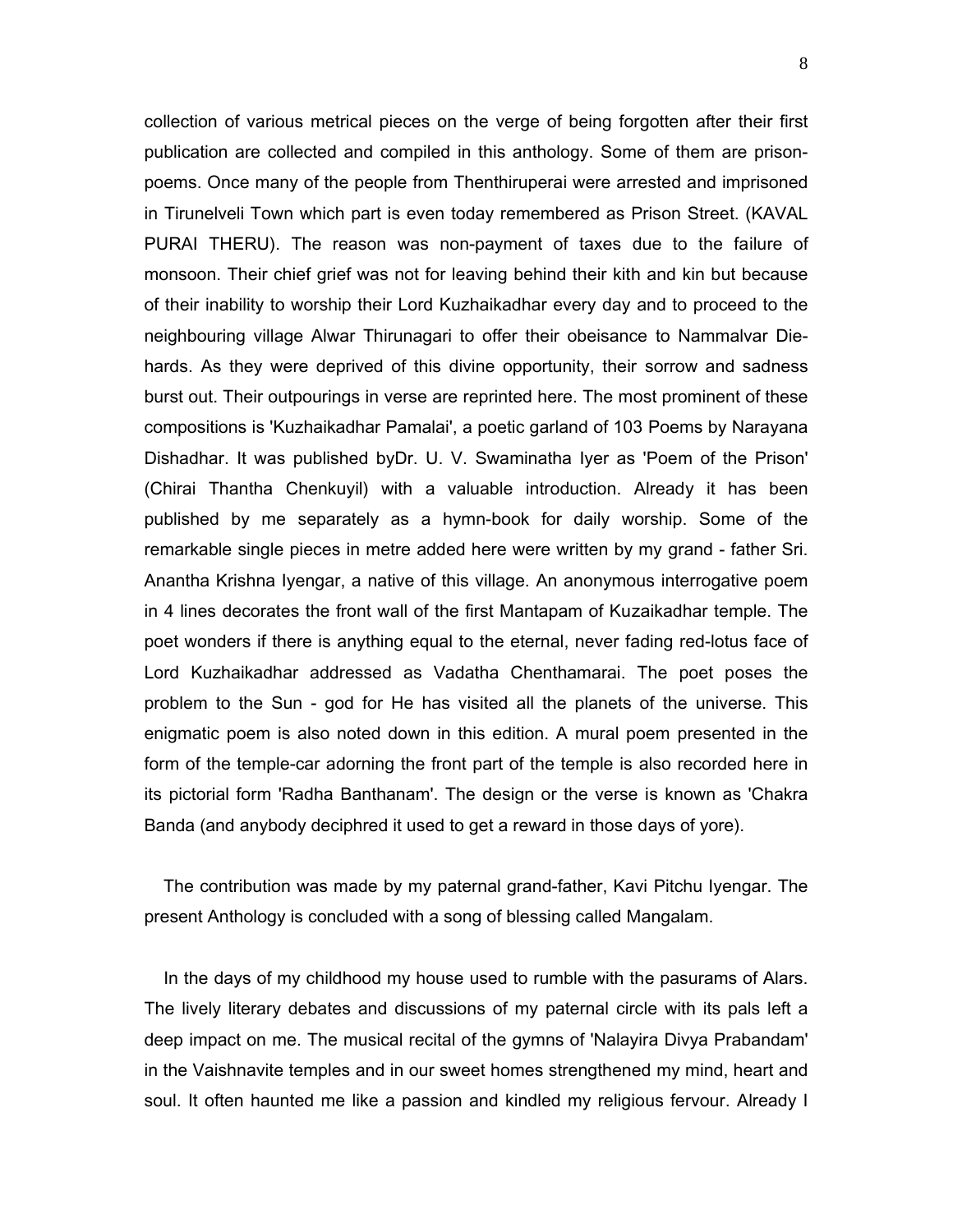collection of various metrical pieces on the verge of being forgotten after their first publication are collected and compiled in this anthology. Some of them are prison-poems. Once many of the people from Thenthiruperai were arrested and imprisoned in Tirunelveli Town which part is even today remembered as Prison Street. (KAVAL PURAI THERU). The reason was non-payment of taxes due to the failure of monsoon. Their chief grief was not for leaving behind their kith and kin but because of their inability to worship their Lord Kuzhaikadhar every day and to proceed to the neighbouring village Alwar Thirunagari to offer their obeisance to Nammalvar Die-hards. As they were deprived of this divine opportunity, their sorrow and sadness burst out. Their outpourings in verse are reprinted here. The most prominent of these compositions is 'Kuzhaikadhar Pamalai', a poetic garland of 103 Poems by Narayana Dishadhar. It was published byDr. U. V. Swaminatha Iyer as 'Poem of the Prison' (Chirai Thantha Chenkuyil) with a valuable introduction. Already it has been published by me separately as a hymn-book for daily worship. Some of the remarkable single pieces in metre added here were written by my grand - father Sri. Anantha Krishna Iyengar, a native of this village. An anonymous interrogative poem in 4 lines decorates the front wall of the first Mantapam of Kuzaikadhar temple. The poet wonders if there is anything equal to the eternal, never fading red-lotus face of Lord Kuzhaikadhar addressed as Vadatha Chenthamarai. The poet poses the problem to the Sun - god for He has visited all the planets of the universe. This enigmatic poem is also noted down in this edition. A mural poem presented in the form of the temple-car adorning the front part of the temple is also recorded here in its pictorial form 'Radha Banthanam'. The design or the verse is known as 'Chakra Banda (and anybody deciphred it used to get a reward in those days of yore).

The contribution was made by my paternal grand-father, Kavi Pitchu Iyengar. The present Anthology is concluded with a song of blessing called Mangalam.

In the days of my childhood my house used to rumble with the pasurams of Alars. The lively literary debates and discussions of my paternal circle with its pals left a deep impact on me. The musical recital of the gymns of 'Nalayira Divya Prabandam' in the Vaishnavite temples and in our sweet homes strengthened my mind, heart and soul. It often haunted me like a passion and kindled my religious fervour. Already I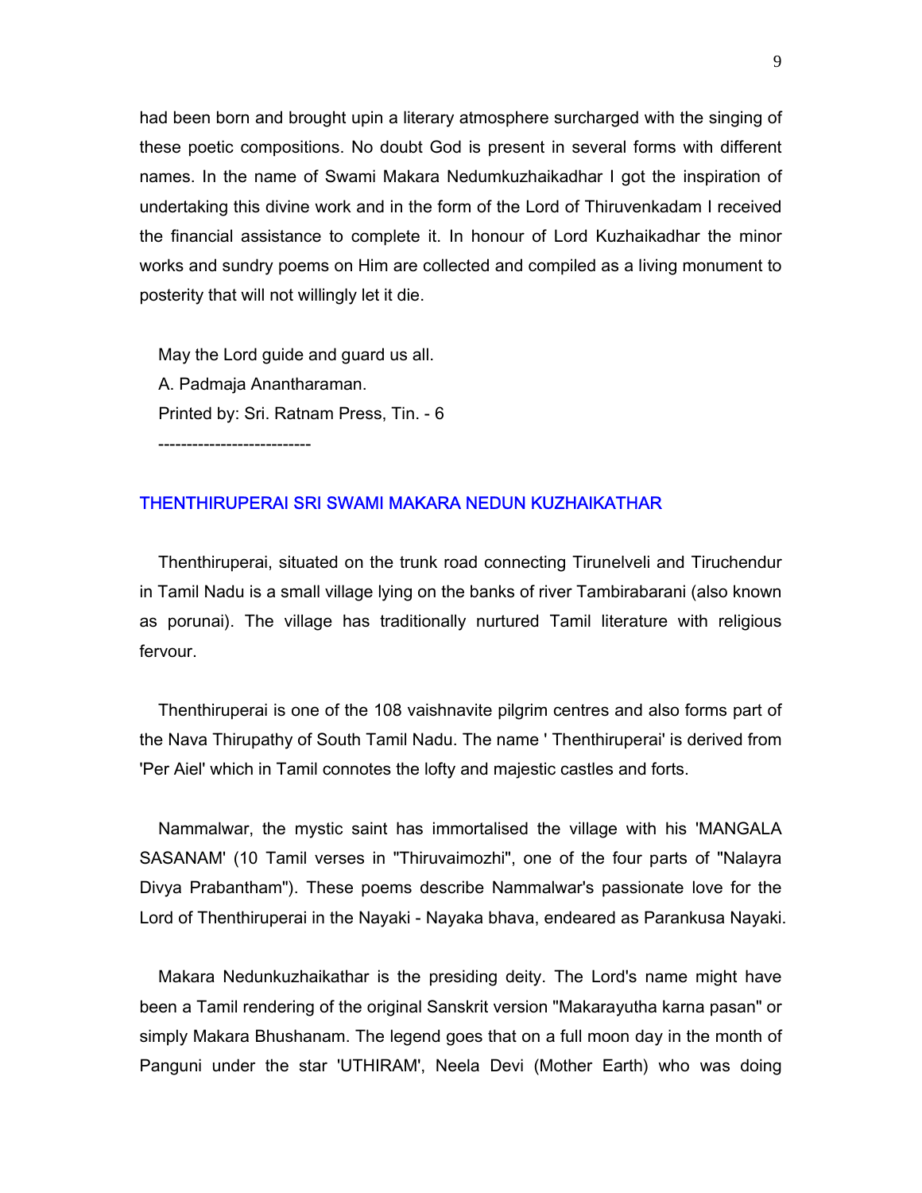had been born and brought upin a literary atmosphere surcharged with the singing of these poetic compositions. No doubt God is present in several forms with different names. In the name of Swami Makara Nedumkuzhaikadhar I got the inspiration of undertaking this divine work and in the form of the Lord of Thiruvenkadam I received the financial assistance to complete it. In honour of Lord Kuzhaikadhar the minor works and sundry poems on Him are collected and compiled as a living monument to posterity that will not willingly let it die.

May the Lord guide and guard us all.
A. Padmaja Anantharaman.
Printed by: Sri. Ratnam Press, Tin. - 6

---------------------------

## THENTHIRUPERAI SRI SWAMI MAKARA NEDUN KUZHAIKATHAR

Thenthiruperai, situated on the trunk road connecting Tirunelveli and Tiruchendur in Tamil Nadu is a small village lying on the banks of river Tambirabarani (also known as porunai). The village has traditionally nurtured Tamil literature with religious fervour.

Thenthiruperai is one of the 108 vaishnavite pilgrim centres and also forms part of the Nava Thirupathy of South Tamil Nadu. The name ' Thenthiruperai' is derived from 'Per Aiel' which in Tamil connotes the lofty and majestic castles and forts.

Nammalwar, the mystic saint has immortalised the village with his 'MANGALA SASANAM' (10 Tamil verses in "Thiruvaimozhi", one of the four parts of "Nalayra Divya Prabantham"). These poems describe Nammalwar's passionate love for the Lord of Thenthiruperai in the Nayaki - Nayaka bhava, endeared as Parankusa Nayaki.

Makara Nedunkuzhaikathar is the presiding deity. The Lord's name might have been a Tamil rendering of the original Sanskrit version "Makarayutha karna pasan" or simply Makara Bhushanam. The legend goes that on a full moon day in the month of Panguni under the star 'UTHIRAM', Neela Devi (Mother Earth) who was doing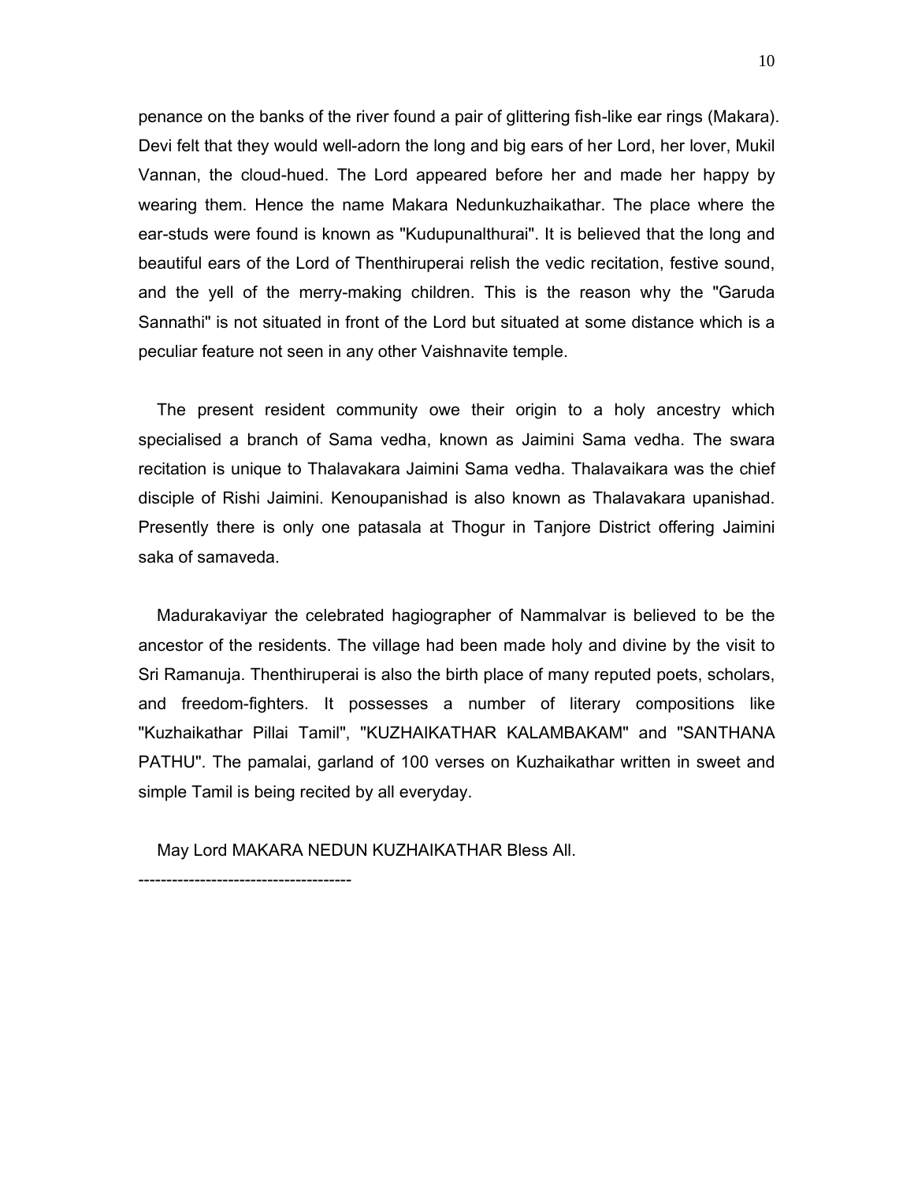penance on the banks of the river found a pair of glittering fish-like ear rings (Makara). Devi felt that they would well-adorn the long and big ears of her Lord, her lover, Mukil Vannan, the cloud-hued. The Lord appeared before her and made her happy by wearing them. Hence the name Makara Nedunkuzhaikathar. The place where the ear-studs were found is known as "Kudupunalthurai". It is believed that the long and beautiful ears of the Lord of Thenthiruperai relish the vedic recitation, festive sound, and the yell of the merry-making children. This is the reason why the "Garuda Sannathi" is not situated in front of the Lord but situated at some distance which is a peculiar feature not seen in any other Vaishnavite temple.

The present resident community owe their origin to a holy ancestry which specialised a branch of Sama vedha, known as Jaimini Sama vedha. The swara recitation is unique to Thalavakara Jaimini Sama vedha. Thalavaikara was the chief disciple of Rishi Jaimini. Kenoupanishad is also known as Thalavakara upanishad. Presently there is only one patasala at Thogur in Tanjore District offering Jaimini saka of samaveda.

Madurakaviyar the celebrated hagiographer of Nammalvar is believed to be the ancestor of the residents. The village had been made holy and divine by the visit to Sri Ramanuja. Thenthiruperai is also the birth place of many reputed poets, scholars, and freedom-fighters. It possesses a number of literary compositions like "Kuzhaikathar Pillai Tamil", "KUZHAIKATHAR KALAMBAKAM" and "SANTHANA PATHU". The pamalai, garland of 100 verses on Kuzhaikathar written in sweet and simple Tamil is being recited by all everyday.

May Lord MAKARA NEDUN KUZHAIKATHAR Bless All.

-------------------------------------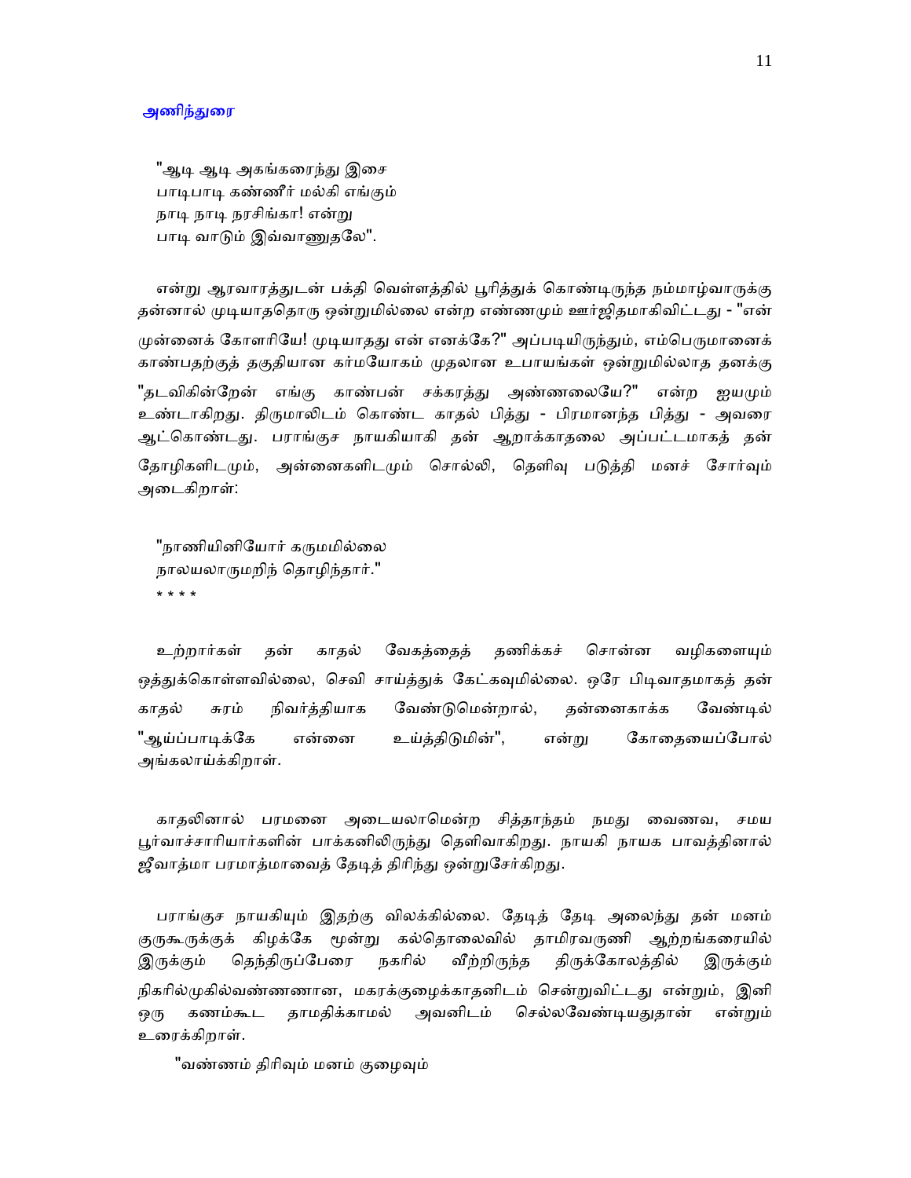## அணிந்துரை

"ஆடி ஆடி அகங்கரைந்து இசை
பாடிபாடி கண்ணீர் மல்கி எங்கும்
நாடி நாடி நரசிங்கா! என்று
பாடி வாடும் இவ்வாணுதலே".

என்று ஆரவாரத்துடன் பக்தி வெள்ளத்தில் பூரித்துக் கொண்டிருந்த நம்மாழ்வாருக்கு தன்னால் முடியாததொரு ஒன்றுமில்லை என்ற எண்ணமும் ஊர்ஜிதமாகிவிட்டது - "என் முன்னைக் கோளரியே! முடியாதது என் எனக்கே?" அப்படியிருந்தும், எம்பெருமானைக் காண்பதற்குத் தகுதியான கர்மயோகம் முதலான உபாயங்கள் ஒன்றுமில்லாத தனக்கு "தடவிகின்றேன் எங்கு காண்பன் சக்கரத்து அண்ணலையே?" என்ற ஐயமும் உண்டாகிறது. திருமாலிடம் கொண்ட காதல் பித்து - பிரமானந்த பித்து - அவரை ஆட்கொண்டது. பராங்குச நாயகியாகி தன் ஆறாக்காதலை அப்பட்டமாகத் தன் தோழிகளிடமும், அன்னைகளிடமும் சொல்லி, தெளிவு படுத்தி மனச் சோர்வும் அடைகிறாள்:

"நாணியினியோர் கருமமில்லை
நாலயலாருமறிந் தொழிந்தார்."
* * * *

உற்றார்கள் தன் காதல் வேகத்தைத் தணிக்கச் சொன்ன வழிகளையும் ஒத்துக்கொள்ளவில்லை, செவி சாய்த்துக் கேட்கவுமில்லை. ஒரே பிடிவாதமாகத் தன் காதல் சுரம் நிவர்த்தியாக வேண்டுமென்றால், தன்னைகாக்க வேண்டில் "ஆய்ப்பாடிக்கே என்னை உய்த்திடுமின்", என்று கோதையைப்போல் அங்கலாய்க்கிறாள்.

காதலினால் பரமனை அடையலாமென்ற சித்தாந்தம் நமது வைணவ, சமய பூர்வாச்சாரியார்களின் பாக்கனிலிருந்து தெளிவாகிறது. நாயகி நாயக பாவத்தினால் ஜீவாத்மா பரமாத்மாவைத் தேடித் திரிந்து ஒன்றுசேர்கிறது.

பராங்குச நாயகியும் இதற்கு விலக்கில்லை. தேடித் தேடி அலைந்து தன் மனம் குருகூருக்குக் கிழக்கே மூன்று கல்தொலைவில் தாமிரவருணி ஆற்றங்கரையில் இருக்கும் தெந்திருப்பேரை நகரில் வீற்றிருந்த திருக்கோலத்தில் இருக்கும் நிகரில்முகில்வண்ணனான, மகரக்குழைக்காதனிடம் சென்றுவிட்டது என்றும், இனி ஒரு கணம்கூட தாமதிக்காமல் அவனிடம் செல்லவேண்டியதுதான் என்றும் உரைக்கிறாள்.

"வண்ணம் திரிவும் மனம் குழைவும்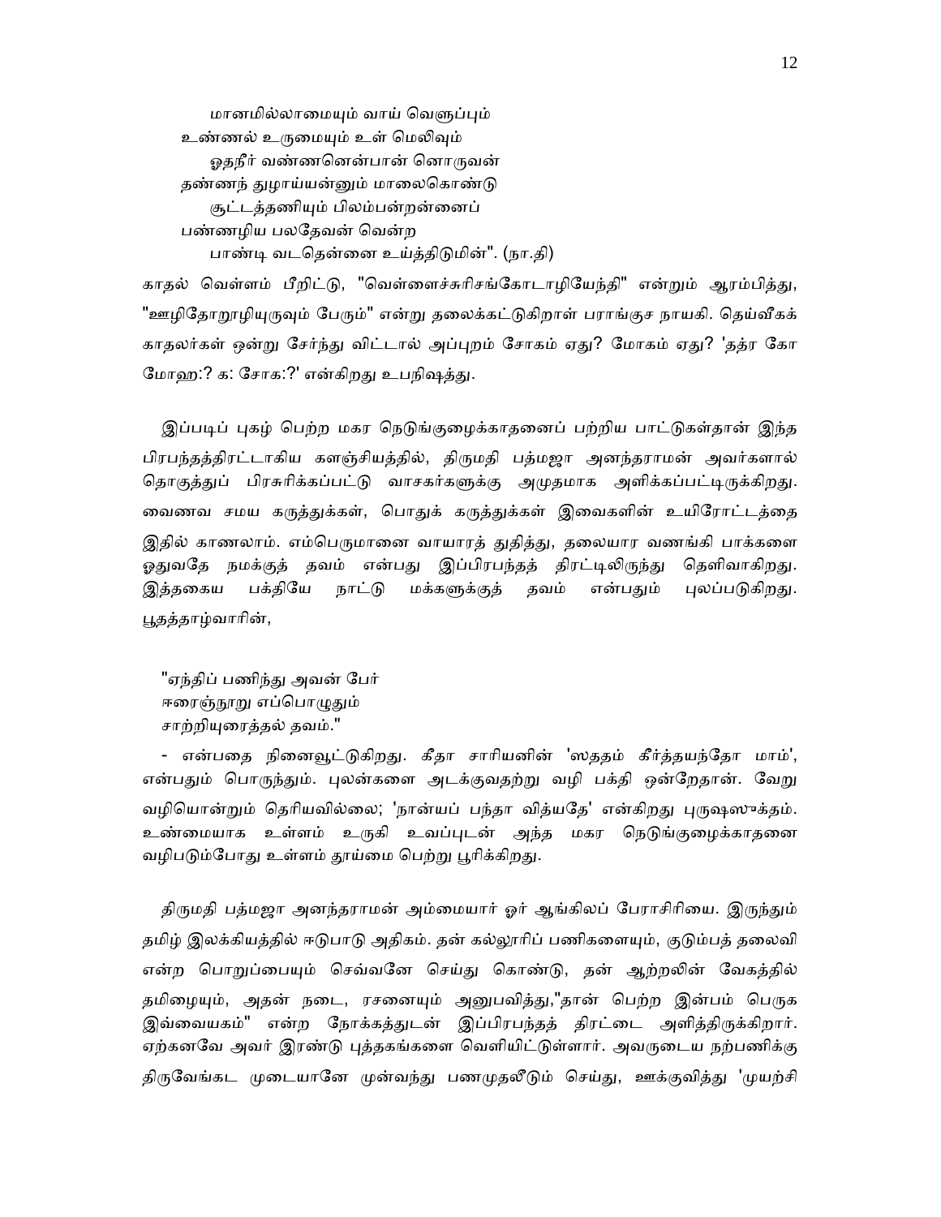மானமில்லாமையும் வாய் வெளுப்பும்
உண்ணல் உருமையும் உள் மெலிவும்
ஓதநீர் வண்ணனென்பான் னொருவன்
தண்ணந் துழாய்யன்னும் மாலைகொண்டு
சூட்டத்தணியும் பிலம்பன்றன்னைப்
பண்ணழிய பலதேவன் வென்ற
பாண்டி வடதென்னை உய்த்திடுமின்". (நா.தி)

காதல் வெள்ளம் பீறிட்டு, "வெள்ளைச்சுரிசங்கோடாழியேந்தி" என்றும் ஆரம்பித்து, "ஊழிதோறூழியுருவும் பேரும்" என்று தலைக்கட்டுகிறாள் பராங்குச நாயகி. தெய்வீகக் காதலர்கள் ஒன்று சேர்ந்து விட்டால் அப்புறம் சோகம் ஏது? மோகம் ஏது? 'தத்ர கோ மோஹ:? க: சோக:?' என்கிறது உபநிஷத்து.

இப்படிப் புகழ் பெற்ற மகர நெடுங்குழைக்காதனைப் பற்றிய பாட்டுகள்தான் இந்த பிரபந்தத்திரட்டாகிய களஞ்சியத்தில், திருமதி பத்மஜா அனந்தராமன் அவர்களால் தொகுத்துப் பிரசுரிக்கப்பட்டு வாசகர்களுக்கு அமுதமாக அளிக்கப்பட்டிருக்கிறது. வைணவ சமய கருத்துக்கள், பொதுக் கருத்துக்கள் இவைகளின் உயிரோட்டத்தை இதில் காணலாம். எம்பெருமானை வாயாரத் துதித்து, தலையார வணங்கி பாக்களை ஓதுவதே நமக்குத் தவம் என்பது இப்பிரபந்தத் திரட்டிலிருந்து தெளிவாகிறது. இத்தகைய பக்தியே நாட்டு மக்களுக்குத் தவம் என்பதும் புலப்படுகிறது. பூதத்தாழ்வாரின்,

"ஏந்திப் பணிந்து அவன் பேர்
ஈரைஞ்நூறு எப்பொழுதும்
சாற்றியுரைத்தல் தவம்."

- என்பதை நினைவூட்டுகிறது. கீதா சாரியனின் 'ஸததம் கீர்த்தயந்தோ மாம்', என்பதும் பொருந்தும். புலன்களை அடக்குவதற்று வழி பக்தி ஒன்றேதான். வேறு வழியொன்றும் தெரியவில்லை; 'நான்யப் பந்தா வித்யதே' என்கிறது புருஷஸுக்தம். உண்மையாக உள்ளம் உருகி உவப்புடன் அந்த மகர நெடுங்குழைக்காதனை வழிபடும்போது உள்ளம் தூய்மை பெற்று பூரிக்கிறது.

திருமதி பத்மஜா அனந்தராமன் அம்மையார் ஓர் ஆங்கிலப் பேராசிரியை. இருந்தும் தமிழ் இலக்கியத்தில் ஈடுபாடு அதிகம். தன் கல்லூரிப் பணிகளையும், குடும்பத் தலைவி என்ற பொறுப்பையும் செவ்வனே செய்து கொண்டு, தன் ஆற்றலின் வேகத்தில் தமிழையும், அதன் நடை, ரசனையும் அனுபவித்து,"தான் பெற்ற இன்பம் பெருக இவ்வையகம்" என்ற நோக்கத்துடன் இப்பிரபந்தத் திரட்டை அளித்திருக்கிறார். ஏற்கனவே அவர் இரண்டு புத்தகங்களை வெளியிட்டுள்ளார். அவருடைய நற்பணிக்கு திருவேங்கட முடையானே முன்வந்து பணமுதலீடும் செய்து, ஊக்குவித்து 'முயற்சி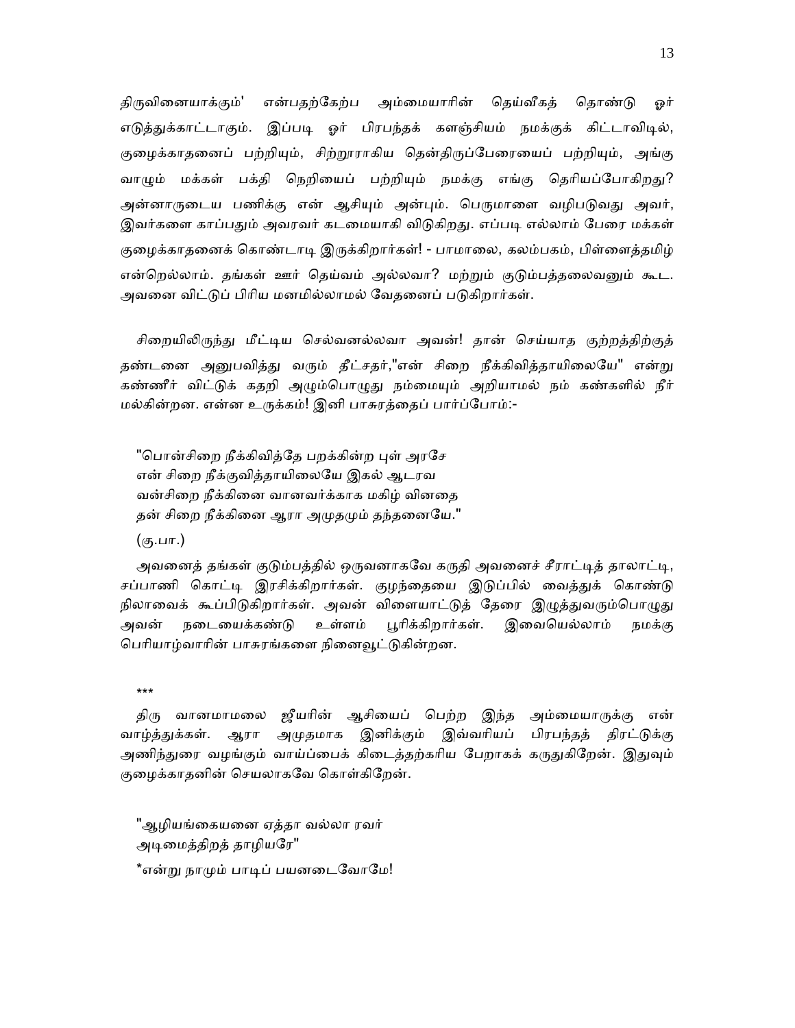திருவினையாக்கும்' என்பதற்கேற்ப அம்மையாரின் தெய்வீகத் தொண்டு ஓர் எடுத்துக்காட்டாகும். இப்படி ஓர் பிரபந்தக் களஞ்சியம் நமக்குக் கிட்டாவிடில், குழைக்காதனைப் பற்றியும், சிற்றூராகிய தென்திருப்பேரையைப் பற்றியும், அங்கு வாழும் மக்கள் பக்தி நெறியைப் பற்றியும் நமக்கு எங்கு தெரியப்போகிறது? அன்னாருடைய பணிக்கு என் ஆசியும் அன்பும். பெருமாளை வழிபடுவது அவர், இவர்களை காப்பதும் அவரவர் கடமையாகி விடுகிறது. எப்படி எல்லாம் பேரை மக்கள் குழைக்காதனைக் கொண்டாடி இருக்கிறார்கள்! - பாமாலை, கலம்பகம், பிள்ளைத்தமிழ் என்றெல்லாம். தங்கள் ஊர் தெய்வம் அல்லவா? மற்றும் குடும்பத்தலைவனும் கூட. அவனை விட்டுப் பிரிய மனமில்லாமல் வேதனைப் படுகிறார்கள்.

சிறையிலிருந்து மீட்டிய செல்வனல்லவா அவன்! தான் செய்யாத குற்றத்திற்குத் தண்டனை அனுபவித்து வரும் தீட்சதர்,"என் சிறை நீக்கிவித்தாயிலையே" என்று கண்ணீர் விட்டுக் கதறி அழும்பொழுது நம்மையும் அறியாமல் நம் கண்களில் நீர் மல்கின்றன. என்ன உருக்கம்! இனி பாசுரத்தைப் பார்ப்போம்:-

"பொன்சிறை நீக்கிவித்தே பறக்கின்ற புள் அரசே  
என் சிறை நீக்குவித்தாயிலையே இகல் ஆடரவ  
வன்சிறை நீக்கினை வானவர்க்காக மகிழ் வினதை  
தன் சிறை நீக்கினை ஆரா அமுதமும் தந்தனையே."

(கு.பா.)

அவனைத் தங்கள் குடும்பத்தில் ஒருவனாகவே கருதி அவனைச் சீராட்டித் தாலாட்டி, சப்பாணி கொட்டி இரசிக்கிறார்கள். குழந்தையை இடுப்பில் வைத்துக் கொண்டு நிலாவைக் கூப்பிடுகிறார்கள். அவன் விளையாட்டுத் தேரை இழுத்துவரும்பொழுது அவன் நடையைக்கண்டு உள்ளம் பூரிக்கிறார்கள். இவையெல்லாம் நமக்கு பெரியாழ்வாரின் பாசுரங்களை நினைவூட்டுகின்றன.

\*\*\*

திரு வானமாமலை ஜீயரின் ஆசியைப் பெற்ற இந்த அம்மையாருக்கு என் வாழ்த்துக்கள். ஆரா அமுதமாக இனிக்கும் இவ்வரியப் பிரபந்தத் திரட்டுக்கு அணிந்துரை வழங்கும் வாய்ப்பைக் கிடைத்தற்கரிய பேறாகக் கருதுகிறேன். இதுவும் குழைக்காதனின் செயலாகவே கொள்கிறேன்.

"ஆழியங்கையனை ஏத்தா வல்லா ரவர்  
அடிமைத்திறத் தாழியரே"

*என்று நாமும் பாடிப் பயனடைவோமே!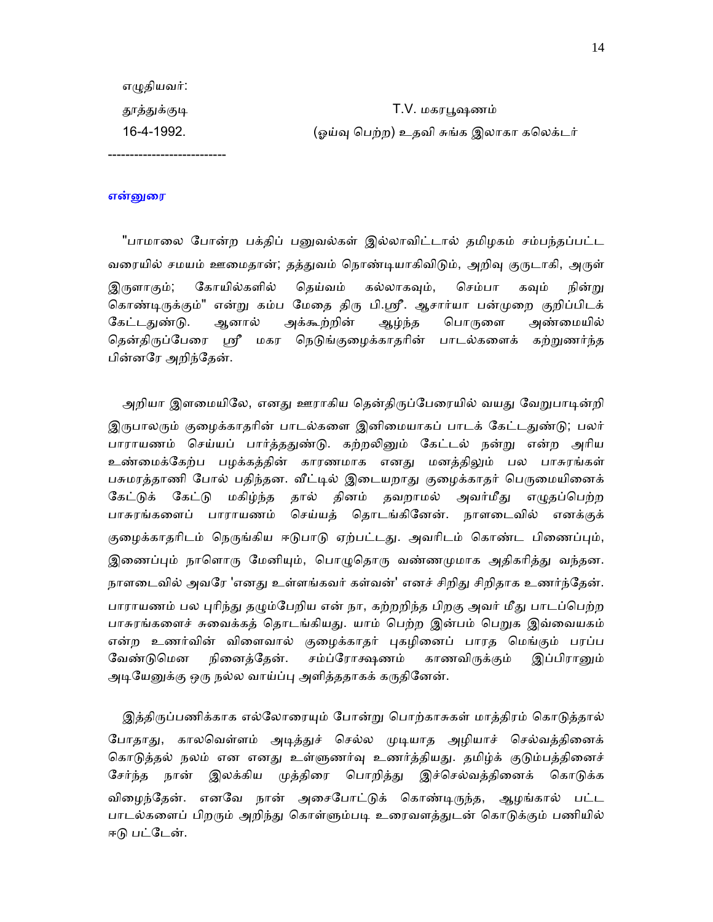எழுதியவர்:

தூத்துக்குடி T.V. மகரபூஷணம்

16-4-1992. (ஓய்வு பெற்ற) உதவி சுங்க இலாகா கலெக்டர்

---

## என்னுரை

"பாமாலை போன்ற பக்திப் பனுவல்கள் இல்லாவிட்டால் தமிழகம் சம்பந்தப்பட்ட வரையில் சமயம் ஊமைதான்; தத்துவம் நொண்டியாகிவிடும், அறிவு குருடாகி, அருள் இருளாகும்; கோயில்களில் தெய்வம் கல்லாகவும், செம்பா கவும் நின்று கொண்டிருக்கும்" என்று கம்ப மேதை திரு பி.ஶ்ரீ. ஆசார்யா பன்முறை குறிப்பிடக் கேட்டதுண்டு. ஆனால் அக்கூற்றின் ஆழ்ந்த பொருளை அண்மையில் தென்திருப்பேரை ஶ்ரீ மகர நெடுங்குழைக்காதரின் பாடல்களைக் கற்றுணர்ந்த பின்னரே அறிந்தேன்.

அறியா இளமையிலே, எனது ஊராகிய தென்திருப்பேரையில் வயது வேறுபாடின்றி இருபாலரும் குழைக்காதரின் பாடல்களை இனிமையாகப் பாடக் கேட்டதுண்டு; பலர் பாராயணம் செய்யப் பார்த்ததுண்டு. கற்றலினும் கேட்டல் நன்று என்ற அரிய உண்மைக்கேற்ப பழக்கத்தின் காரணமாக எனது மனத்திலும் பல பாசுரங்கள் பசுமரத்தாணி போல் பதிந்தன. வீட்டில் இடையறாது குழைக்காதர் பெருமையினைக் கேட்டுக் கேட்டு மகிழ்ந்த தால் தினம் தவறாமல் அவர்மீது எழுதப்பெற்ற பாசுரங்களைப் பாராயணம் செய்யத் தொடங்கினேன். நாளடைவில் எனக்குக் குழைக்காதரிடம் நெருங்கிய ஈடுபாடு ஏற்பட்டது. அவரிடம் கொண்ட பிணைப்பும், இணைப்பும் நாளொரு மேனியும், பொழுதொரு வண்ணமுமாக அதிகரித்து வந்தன. நாளடைவில் அவரே 'எனது உள்ளங்கவர் கள்வன்' எனச் சிறிது சிறிதாக உணர்ந்தேன். பாராயணம் பல புரிந்து தழும்பேறிய என் நா, கற்றறிந்த பிறகு அவர் மீது பாடப்பெற்ற பாசுரங்களைச் சுவைக்கத் தொடங்கியது. யாம் பெற்ற இன்பம் பெறுக இவ்வையகம் என்ற உணர்வின் விளைவால் குழைக்காதர் புகழினைப் பாரத மெங்கும் பரப்ப வேண்டுமென நினைத்தேன். சம்ப்ரோக்ஷணம் காணவிருக்கும் இப்பிரானும் அடியேனுக்கு ஒரு நல்ல வாய்ப்பு அளித்ததாகக் கருதினேன்.

இத்திருப்பணிக்காக எல்லோரையும் போன்று பொற்காசுகள் மாத்திரம் கொடுத்தால் போதாது, காலவெள்ளம் அடித்துச் செல்ல முடியாத அழியாச் செல்வத்தினைக் கொடுத்தல் நலம் என எனது உள்ளுணர்வு உணர்த்தியது. தமிழ்க் குடும்பத்தினைச் சேர்ந்த நான் இலக்கிய முத்திரை பொறித்து இச்செல்வத்தினைக் கொடுக்க விழைந்தேன். எனவே நான் அசைபோட்டுக் கொண்டிருந்த, ஆழங்கால் பட்ட பாடல்களைப் பிறரும் அறிந்து கொள்ளும்படி உரைவளத்துடன் கொடுக்கும் பணியில் ஈடு பட்டேன்.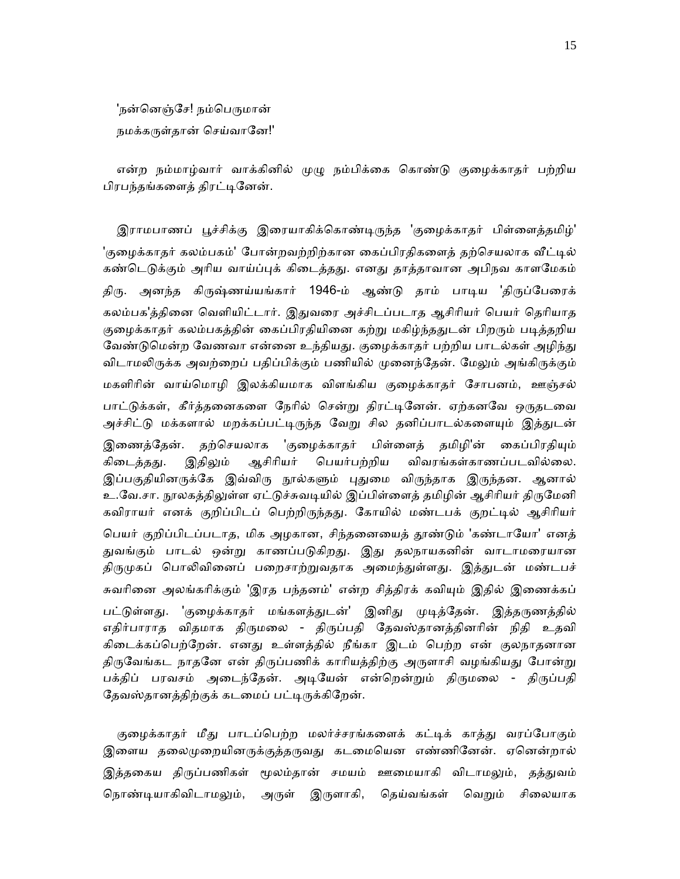'நன்னெஞ்சே! நம்பெருமான்
நமக்கருள்தான் செய்வானே!'

என்ற நம்மாழ்வார் வாக்கினில் முழு நம்பிக்கை கொண்டு குழைக்காதர் பற்றிய பிரபந்தங்களைத் திரட்டினேன்.

இராமபாணப் பூச்சிக்கு இரையாகிக்கொண்டிருந்த 'குழைக்காதர் பிள்ளைத்தமிழ்' 'குழைக்காதர் கலம்பகம்' போன்றவற்றிற்கான கைப்பிரதிகளைத் தற்செயலாக வீட்டில் கண்டெடுக்கும் அரிய வாய்ப்புக் கிடைத்தது. எனது தாத்தாவான அபிநவ காளமேகம் திரு. அனந்த கிருஷ்ணய்யங்கார் 1946-ம் ஆண்டு தாம் பாடிய 'திருப்பேரைக் கலம்பக'த்தினை வெளியிட்டார். இதுவரை அச்சிடப்படாத ஆசிரியர் பெயர் தெரியாத குழைக்காதர் கலம்பகத்தின் கைப்பிரதியினை கற்று மகிழ்ந்ததுடன் பிறரும் படித்தறிய வேண்டுமென்ற வேணவா என்னை உந்தியது. குழைக்காதர் பற்றிய பாடல்கள் அழிந்து விடாமலிருக்க அவற்றைப் பதிப்பிக்கும் பணியில் முனைந்தேன். மேலும் அங்கிருக்கும் மகளிரின் வாய்மொழி இலக்கியமாக விளங்கிய குழைக்காதர் சோபனம், ஊஞ்சல் பாட்டுக்கள், கீர்த்தனைகளை நேரில் சென்று திரட்டினேன். ஏற்கனவே ஒருதடவை அச்சிட்டு மக்களால் மறக்கப்பட்டிருந்த வேறு சில தனிப்பாடல்களையும் இத்துடன் இணைத்தேன். தற்செயலாக 'குழைக்காதர் பிள்ளைத் தமிழி'ன் கைப்பிரதியும் கிடைத்தது. இதிலும் ஆசிரியர் பெயர்பற்றிய விவரங்கள்காணப்படவில்லை. இப்பகுதியினருக்கே இவ்விரு நூல்களும் புதுமை விருந்தாக இருந்தன. ஆனால் உ.வே.சா. நூலகத்திலுள்ள ஏட்டுச்சுவடியில் இப்பிள்ளைத் தமிழின் ஆசிரியர் திருமேனி கவிராயர் எனக் குறிப்பிடப் பெற்றிருந்தது. கோயில் மண்டபக் குறட்டில் ஆசிரியர் பெயர் குறிப்பிடப்படாத, மிக அழகான, சிந்தனையைத் தூண்டும் 'கண்டாயோ' எனத் துவங்கும் பாடல் ஒன்று காணப்படுகிறது. இது தலநாயகனின் வாடாமரையான திருமுகப் பொலிவினைப் பறைசாற்றுவதாக அமைந்துள்ளது. இத்துடன் மண்டபச் சுவரினை அலங்கரிக்கும் 'இரத பந்தனம்' என்ற சித்திரக் கவியும் இதில் இணைக்கப் பட்டுள்ளது. 'குழைக்காதர் மங்களத்துடன்' இனிது முடித்தேன். இத்தருணத்தில் எதிர்பாராத விதமாக திருமலை - திருப்பதி தேவஸ்தானத்தினரின் நிதி உதவி கிடைக்கப்பெற்றேன். எனது உள்ளத்தில் நீங்கா இடம் பெற்ற என் குலநாதனான திருவேங்கட நாதனே என் திருப்பணிக் காரியத்திற்கு அருளாசி வழங்கியது போன்று பக்திப் பரவசம் அடைந்தேன். அடியேன் என்றென்றும் திருமலை - திருப்பதி தேவஸ்தானத்திற்குக் கடமைப் பட்டிருக்கிறேன்.

குழைக்காதர் மீது பாடப்பெற்ற மலர்ச்சரங்களைக் கட்டிக் காத்து வரப்போகும் இளைய தலைமுறையினருக்குத்தருவது கடமையென எண்ணினேன். ஏனென்றால் இத்தகைய திருப்பணிகள் மூலம்தான் சமயம் ஊமையாகி விடாமலும், தத்துவம் நொண்டியாகிவிடாமலும், அருள் இருளாகி, தெய்வங்கள் வெறும் சிலையாக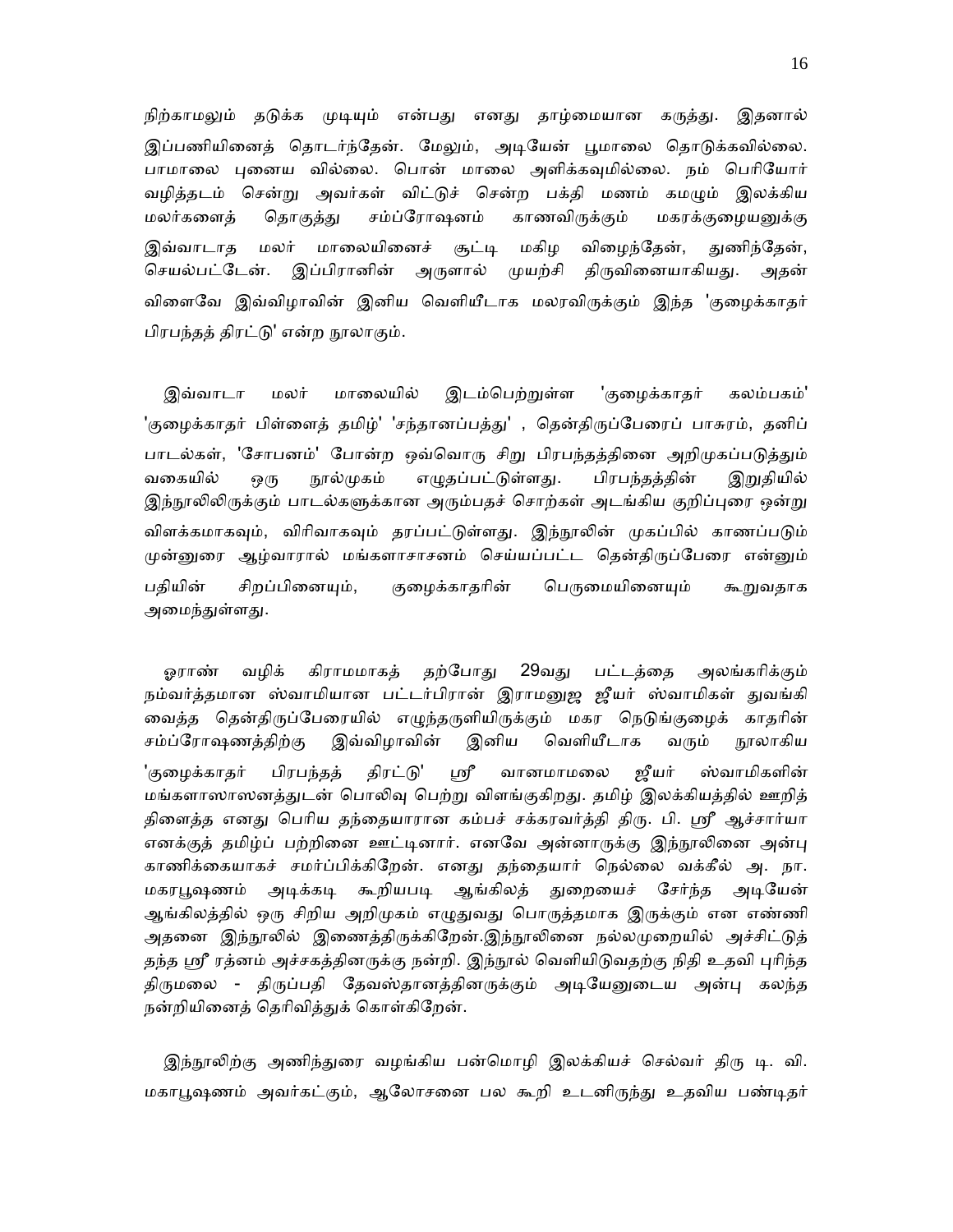நிற்காமலும் தடுக்க முடியும் என்பது எனது தாழ்மையான கருத்து. இதனால் இப்பணியினைத் தொடர்ந்தேன். மேலும், அடியேன் பூமாலை தொடுக்கவில்லை. பாமாலை புனைய வில்லை. பொன் மாலை அளிக்கவுமில்லை. நம் பெரியோர் வழித்தடம் சென்று அவர்கள் விட்டுச் சென்ற பக்தி மணம் கமழும் இலக்கிய மலர்களைத் தொகுத்து சம்ப்ரோக்ஷனம் காணவிருக்கும் மகரக்குழையனுக்கு இவ்வாடாத மலர் மாலையினைச் சூட்டி மகிழ விழைந்தேன், துணிந்தேன், செயல்பட்டேன். இப்பிரானின் அருளால் முயற்சி திருவினையாகியது. அதன் விளைவே இவ்விழாவின் இனிய வெளியீடாக மலரவிருக்கும் இந்த 'குழைக்காதர் பிரபந்தத் திரட்டு' என்ற நூலாகும்.

இவ்வாடா மலர் மாலையில் இடம்பெற்றுள்ள 'குழைக்காதர் கலம்பகம்' 'குழைக்காதர் பிள்ளைத் தமிழ்' 'சந்தானப்பத்து' , தென்திருப்பேரைப் பாசுரம், தனிப் பாடல்கள், 'சோபனம்' போன்ற ஒவ்வொரு சிறு பிரபந்தத்தினை அறிமுகப்படுத்தும் வகையில் ஒரு நூல்முகம் எழுதப்பட்டுள்ளது. பிரபந்தத்தின் இறுதியில் இந்நூலிலிருக்கும் பாடல்களுக்கான அரும்பதச் சொற்கள் அடங்கிய குறிப்புரை ஒன்று விளக்கமாகவும், விரிவாகவும் தரப்பட்டுள்ளது. இந்நூலின் முகப்பில் காணப்படும் முன்னுரை ஆழ்வாரால் மங்களாசாசனம் செய்யப்பட்ட தென்திருப்பேரை என்னும் பதியின் சிறப்பினையும், குழைக்காதரின் பெருமையினையும் கூறுவதாக அமைந்துள்ளது.

ஓராண் வழிக் கிராமமாகத் தற்போது 29வது பட்டத்தை அலங்கரிக்கும் நம்வர்த்தமான ஸ்வாமியான பட்டர்பிரான் இராமனுஜ ஜீயர் ஸ்வாமிகள் துவங்கி வைத்த தென்திருப்பேரையில் எழுந்தருளியிருக்கும் மகர நெடுங்குழைக் காதரின் சம்ப்ரோஷணத்திற்கு இவ்விழாவின் இனிய வெளியீடாக வரும் நூலாகிய 'குழைக்காதர் பிரபந்தத் திரட்டு' ஸ்ரீ வானமாமலை ஜீயர் ஸ்வாமிகளின் மங்களாஸாஸனத்துடன் பொலிவு பெற்று விளங்குகிறது. தமிழ் இலக்கியத்தில் ஊறித் திளைத்த எனது பெரிய தந்தையாரான கம்பச் சக்கரவர்த்தி திரு. பி. ஸ்ரீ ஆச்சார்யா எனக்குத் தமிழ்ப் பற்றினை ஊட்டினார். எனவே அன்னாருக்கு இந்நூலினை அன்பு காணிக்கையாகச் சமர்ப்பிக்கிறேன். எனது தந்தையார் நெல்லை வக்கீல் அ. நா. மகரபூஷணம் அடிக்கடி கூறியபடி ஆங்கிலத் துறையைச் சேர்ந்த அடியேன் ஆங்கிலத்தில் ஒரு சிறிய அறிமுகம் எழுதுவது பொருத்தமாக இருக்கும் என எண்ணி அதனை இந்நூலில் இணைத்திருக்கிறேன்.இந்நூலினை நல்லமுறையில் அச்சிட்டுத் தந்த ஸ்ரீ ரத்னம் அச்சகத்தினருக்கு நன்றி. இந்நூல் வெளியிடுவதற்கு நிதி உதவி புரிந்த திருமலை - திருப்பதி தேவஸ்தானத்தினருக்கும் அடியேனுடைய அன்பு கலந்த நன்றியினைத் தெரிவித்துக் கொள்கிறேன்.

இந்நூலிற்கு அணிந்துரை வழங்கிய பன்மொழி இலக்கியச் செல்வர் திரு டி. வி. மகாபூஷணம் அவர்கட்கும், ஆலோசனை பல கூறி உடனிருந்து உதவிய பண்டிதர்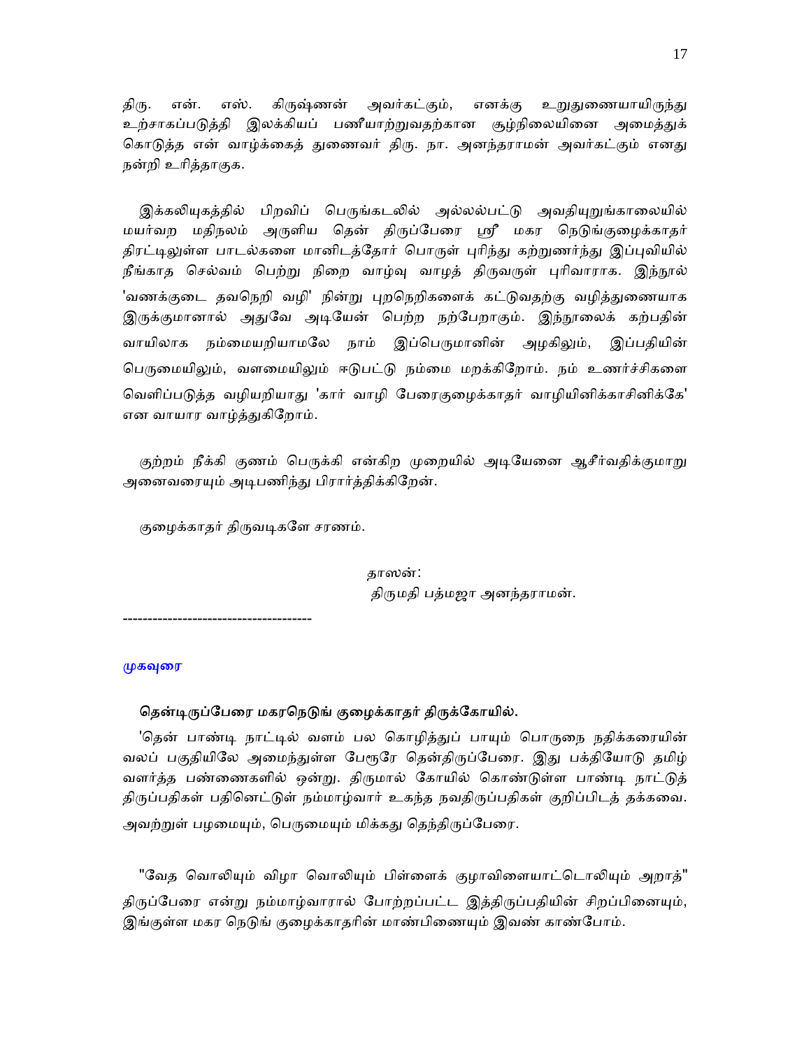திரு. என். எஸ். கிருஷ்ணன் அவர்கட்கும், எனக்கு உறுதுணையாயிருந்து உற்சாகப்படுத்தி இலக்கியப் பணியாற்றுவதற்கான சூழ்நிலையினை அமைத்துக் கொடுத்த என் வாழ்க்கைத் துணைவர் திரு. நா. அனந்தராமன் அவர்கட்கும் எனது நன்றி உரித்தாகுக.

இக்கலியுகத்தில் பிறவிப் பெருங்கடலில் அல்லல்பட்டு அவதியுறுங்காலையில் மயர்வற மதிநலம் அருளிய தென் திருப்பேரை ஸ்ரீ மகர நெடுங்குழைக்காதர் திரட்டிலுள்ள பாடல்களை மானிடத்தோர் பொருள் புரிந்து கற்றுணர்ந்து இப்புவியில் நீங்காத செல்வம் பெற்று நிறை வாழ்வு வாழத் திருவருள் புரிவாராக. இந்நூல் 'வணக்குடை தவநெறி வழி' நின்று புறநெறிகளைக் கட்டுவதற்கு வழித்துணையாக இருக்குமானால் அதுவே அடியேன் பெற்ற நற்பேறாகும். இந்நூலைக் கற்பதின் வாயிலாக நம்மையறியாமலே நாம் இப்பெருமானின் அழகிலும், இப்பதியின் பெருமையிலும், வளமையிலும் ஈடுபட்டு நம்மை மறக்கிறோம். நம் உணர்ச்சிகளை வெளிப்படுத்த வழியறியாது 'கார் வாழி பேரைகுழைக்காதர் வாழியினிக்காசினிக்கே' என வாயார வாழ்த்துகிறோம்.

குற்றம் நீக்கி குணம் பெருக்கி என்கிற முறையில் அடியேனை ஆசீர்வதிக்குமாறு அனைவரையும் அடிபணிந்து பிரார்த்திக்கிறேன்.

குழைக்காதர் திருவடிகளே சரணம்.

தாஸன்:
திருமதி பத்மஜா அனந்தராமன்.

-------------------------------------

## முகவுரை

### தென்டிருப்பேரை மகரநெடுங் குழைக்காதர் திருக்கோயில்.

'தென் பாண்டி நாட்டில் வளம் பல கொழித்துப் பாயும் பொருநை நதிக்கரையின் வலப் பகுதியிலே அமைந்துள்ள பேரூரே தென்திருப்பேரை. இது பக்தியோடு தமிழ் வளர்த்த பண்ணைகளில் ஒன்று. திருமால் கோயில் கொண்டுள்ள பாண்டி நாட்டுத் திருப்பதிகள் பதினெட்டுள் நம்மாழ்வார் உகந்த நவதிருப்பதிகள் குறிப்பிடத் தக்கவை. அவற்றுள் பழமையும், பெருமையும் மிக்கது தெந்திருப்பேரை.

"வேத வொலியும் விழா வொலியும் பிள்ளைக் குழாவிளையாட்டொலியும் அறாத்" திருப்பேரை என்று நம்மாழ்வாரால் போற்றப்பட்ட இத்திருப்பதியின் சிறப்பினையும், இங்குள்ள மகர நெடுங் குழைக்காதரின் மாண்பினையும் இவண் காண்போம்.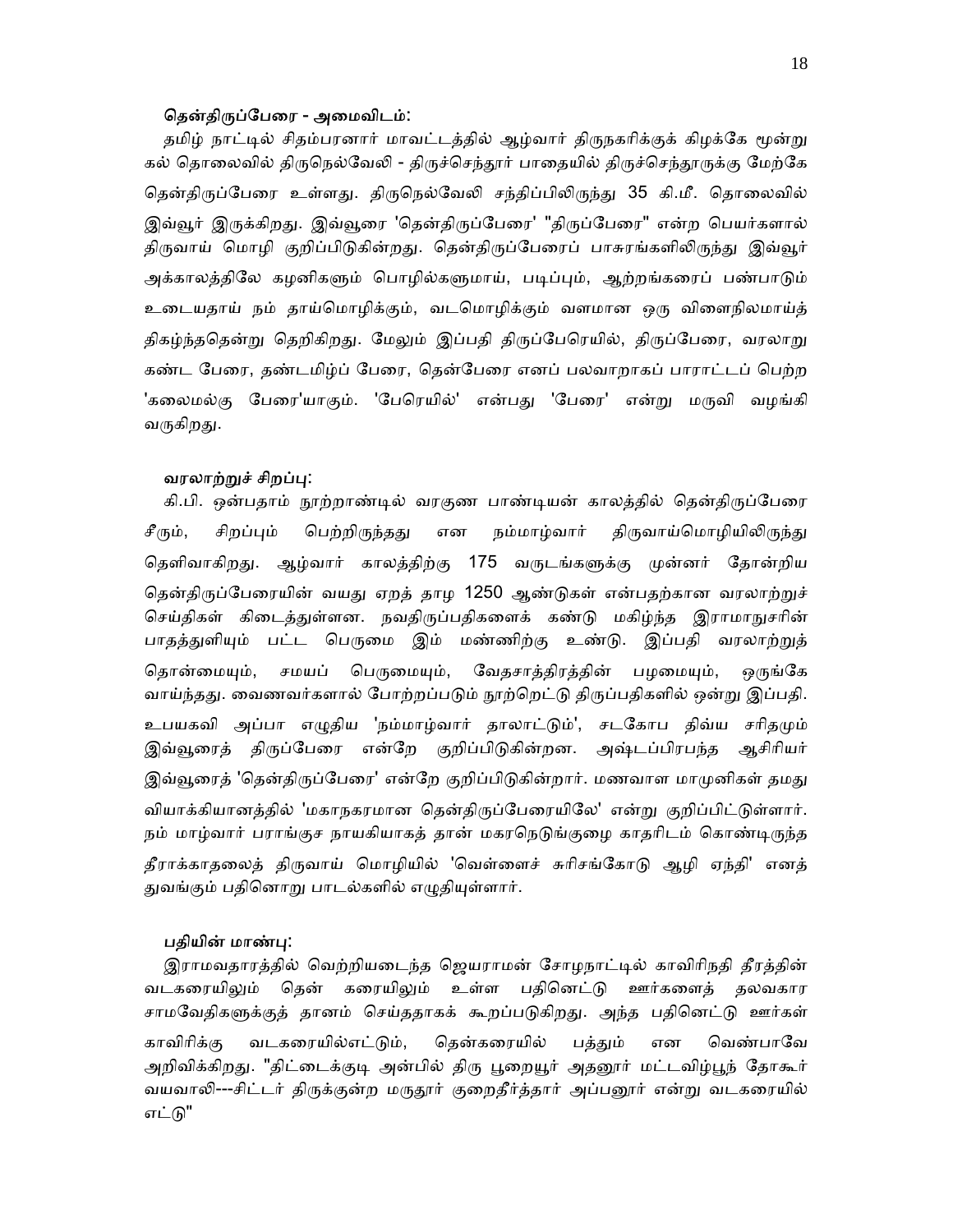### தென்திருப்பேரை - அமைவிடம்:

தமிழ் நாட்டில் சிதம்பரனார் மாவட்டத்தில் ஆழ்வார் திருநகரிக்குக் கிழக்கே மூன்று கல் தொலைவில் திருநெல்வேலி - திருச்செந்தூர் பாதையில் திருச்செந்தூருக்கு மேற்கே தென்திருப்பேரை உள்ளது. திருநெல்வேலி சந்திப்பிலிருந்து 35 கி.மீ. தொலைவில் இவ்வூர் இருக்கிறது. இவ்வூரை 'தென்திருப்பேரை' "திருப்பேரை" என்ற பெயர்களால் திருவாய் மொழி குறிப்பிடுகின்றது. தென்திருப்பேரைப் பாசுரங்களிலிருந்து இவ்வூர் அக்காலத்திலே கழனிகளும் பொழில்களுமாய், படிப்பும், ஆற்றங்கரைப் பண்பாடும் உடையதாய் நம் தாய்மொழிக்கும், வடமொழிக்கும் வளமான ஒரு விளைநிலமாய்த் திகழ்ந்ததென்று தெறிகிறது. மேலும் இப்பதி திருப்பேரெயில், திருப்பேரை, வரலாறு கண்ட பேரை, தண்டமிழ்ப் பேரை, தென்பேரை எனப் பலவாறாகப் பாராட்டப் பெற்ற 'கலைமல்கு பேரை'யாகும். 'பேரெயில்' என்பது 'பேரை' என்று மருவி வழங்கி வருகிறது.

### வரலாற்றுச் சிறப்பு:

கி.பி. ஒன்பதாம் நூற்றாண்டில் வரகுண பாண்டியன் காலத்தில் தென்திருப்பேரை சீரும், சிறப்பும் பெற்றிருந்தது என நம்மாழ்வார் திருவாய்மொழியிலிருந்து தெளிவாகிறது. ஆழ்வார் காலத்திற்கு 175 வருடங்களுக்கு முன்னர் தோன்றிய தென்திருப்பேரையின் வயது ஏறத் தாழ 1250 ஆண்டுகள் என்பதற்கான வரலாற்றுச் செய்திகள் கிடைத்துள்ளன. நவதிருப்பதிகளைக் கண்டு மகிழ்ந்த இராமாநுசரின் பாதத்துளியும் பட்ட பெருமை இம் மண்ணிற்கு உண்டு. இப்பதி வரலாற்றுத் தொன்மையும், சமயப் பெருமையும், வேதசாத்திரத்தின் பழமையும், ஒருங்கே வாய்ந்தது. வைணவர்களால் போற்றப்படும் நூற்றெட்டு திருப்பதிகளில் ஒன்று இப்பதி. உபயகவி அப்பா எழுதிய 'நம்மாழ்வார் தாலாட்டும்', சடகோப திவ்ய சரிதமும் இவ்வூரைத் திருப்பேரை என்றே குறிப்பிடுகின்றன. அஷ்டப்பிரபந்த ஆசிரியர் இவ்வூரைத் 'தென்திருப்பேரை' என்றே குறிப்பிடுகின்றார். மணவாள மாமுனிகள் தமது வியாக்கியானத்தில் 'மகாநகரமான தென்திருப்பேரையிலே' என்று குறிப்பிட்டுள்ளார். நம் மாழ்வார் பராங்குச நாயகியாகத் தான் மகரநெடுங்குழை காதரிடம் கொண்டிருந்த தீராக்காதலைத் திருவாய் மொழியில் 'வெள்ளைச் சுரிசங்கோடு ஆழி ஏந்தி' எனத் துவங்கும் பதினொறு பாடல்களில் எழுதியுள்ளார்.

### பதியின் மாண்பு:

இராமவதாரத்தில் வெற்றியடைந்த ஜெயராமன் சோழநாட்டில் காவிரிநதி தீரத்தின் வடகரையிலும் தென் கரையிலும் உள்ள பதினெட்டு ஊர்களைத் தலவகார சாமவேதிகளுக்குத் தானம் செய்ததாகக் கூறப்படுகிறது. அந்த பதினெட்டு ஊர்கள் காவிரிக்கு வடகரையில்எட்டும், தென்கரையில் பத்தும் என வெண்பாவே அறிவிக்கிறது. "திட்டைக்குடி அன்பில் திரு பூறையூர் அதனூர் மட்டவிழ்பூந் தோகூர் வயவாலி---சிட்டர் திருக்குன்ற மருதூர் குறைதீர்த்தார் அப்பனூர் என்று வடகரையில் எட்டு"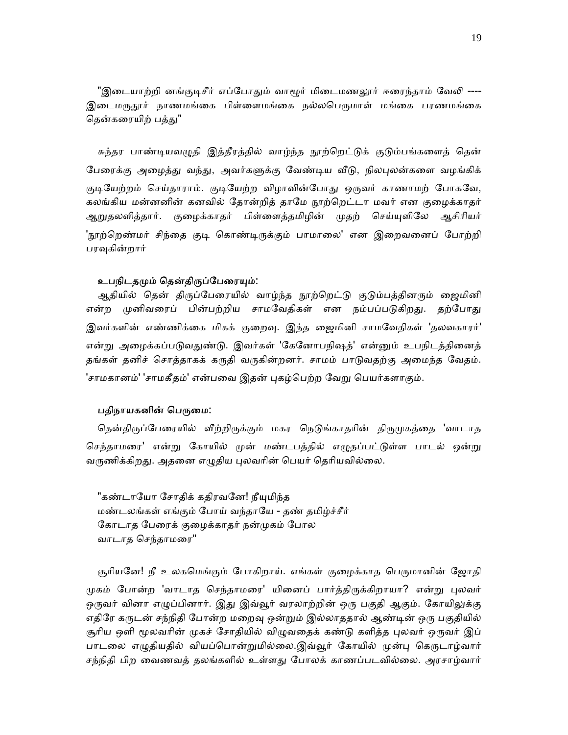"இடையாற்றி னங்குடிசீர் எப்போதும் வாழூர் மிடைமணலூர் ஈரைந்தாம் வேலி ---- இடைமருதூர் நாணமங்கை பிள்ளைமங்கை நல்லபெருமாள் மங்கை பரணமங்கை தென்கரையிற் பத்து"

சுந்தர பாண்டியவழுதி இத்தீரத்தில் வாழ்ந்த நூற்றெட்டுக் குடும்பங்களைத் தென் பேரைக்கு அழைத்து வந்து, அவர்களுக்கு வேண்டிய வீடு, நிலபுலன்களை வழங்கிக் குடியேற்றம் செய்தாராம். குடியேற்ற விழாவின்போது ஒருவர் காணாமற் போகவே, கலங்கிய மன்னனின் கனவில் தோன்றித் தாமே நூற்றெட்டா மவர் என குழைக்காதர் ஆறுதலளித்தார். குழைக்காதர் பிள்ளைத்தமிழின் முதற் செய்யுளிலே ஆசிரியர் 'நூற்றெண்மர் சிந்தை குடி கொண்டிருக்கும் பாமாலை' என இறைவனைப் போற்றி பரவுகின்றார்

### உபநிடதமும் தென்திருப்பேரையும்:

ஆதியில் தென் திருப்பேரையில் வாழ்ந்த நூற்றெட்டு குடும்பத்தினரும் ஜைமினி என்ற முனிவரைப் பின்பற்றிய சாமவேதிகள் என நம்பப்படுகிறது. தற்போது இவர்களின் எண்ணிக்கை மிகக் குறைவு. இந்த ஜைமினி சாமவேதிகள் 'தலவகாரர்' என்று அழைக்கப்படுவதுண்டு. இவர்கள் 'கேனோபநிஷத்' என்னும் உபநிடத்தினைத் தங்கள் தனிச் சொத்தாகக் கருதி வருகின்றனர். சாமம் பாடுவதற்கு அமைந்த வேதம். 'சாமகானம்' 'சாமகீதம்' என்பவை இதன் புகழ்பெற்ற வேறு பெயர்களாகும்.

### பதிநாயகனின் பெருமை:

தென்திருப்பேரையில் வீற்றிருக்கும் மகர நெடுங்காதரின் திருமுகத்தை 'வாடாத செந்தாமரை' என்று கோயில் முன் மண்டபத்தில் எழுதப்பட்டுள்ள பாடல் ஒன்று வருணிக்கிறது. அதனை எழுதிய புலவரின் பெயர் தெரியவில்லை.

"கண்டாயோ சோதிக் கதிரவனே! நீயுமிந்த
மண்டலங்கள் எங்கும் போய் வந்தாயே - தண் தமிழ்ச்சீர்
கோடாத பேரைக் குழைக்காதர் நன்முகம் போல
வாடாத செந்தாமரை"

சூரியனே! நீ உலகமெங்கும் போகிறாய். எங்கள் குழைக்காத பெருமானின் ஜோதி முகம் போன்ற 'வாடாத செந்தாமரை' யினைப் பார்த்திருக்கிறாயா? என்று புலவர் ஒருவர் வினா எழுப்பினார். இது இவ்வூர் வரலாற்றின் ஒரு பகுதி ஆகும். கோயிலுக்கு எதிரே கருடன் சந்நிதி போன்ற மறைவு ஒன்றும் இல்லாததால் ஆண்டின் ஒரு பகுதியில் சூரிய ஒளி மூலவரின் முகச் சோதியில் விழுவதைக் கண்டு களித்த புலவர் ஒருவர் இப் பாடலை எழுதியதில் வியப்பொன்றுமில்லை.இவ்வூர் கோயில் முன்பு கெருடாழ்வார் சந்நிதி பிற வைணவத் தலங்களில் உள்ளது போலக் காணப்படவில்லை. அரசாழ்வார்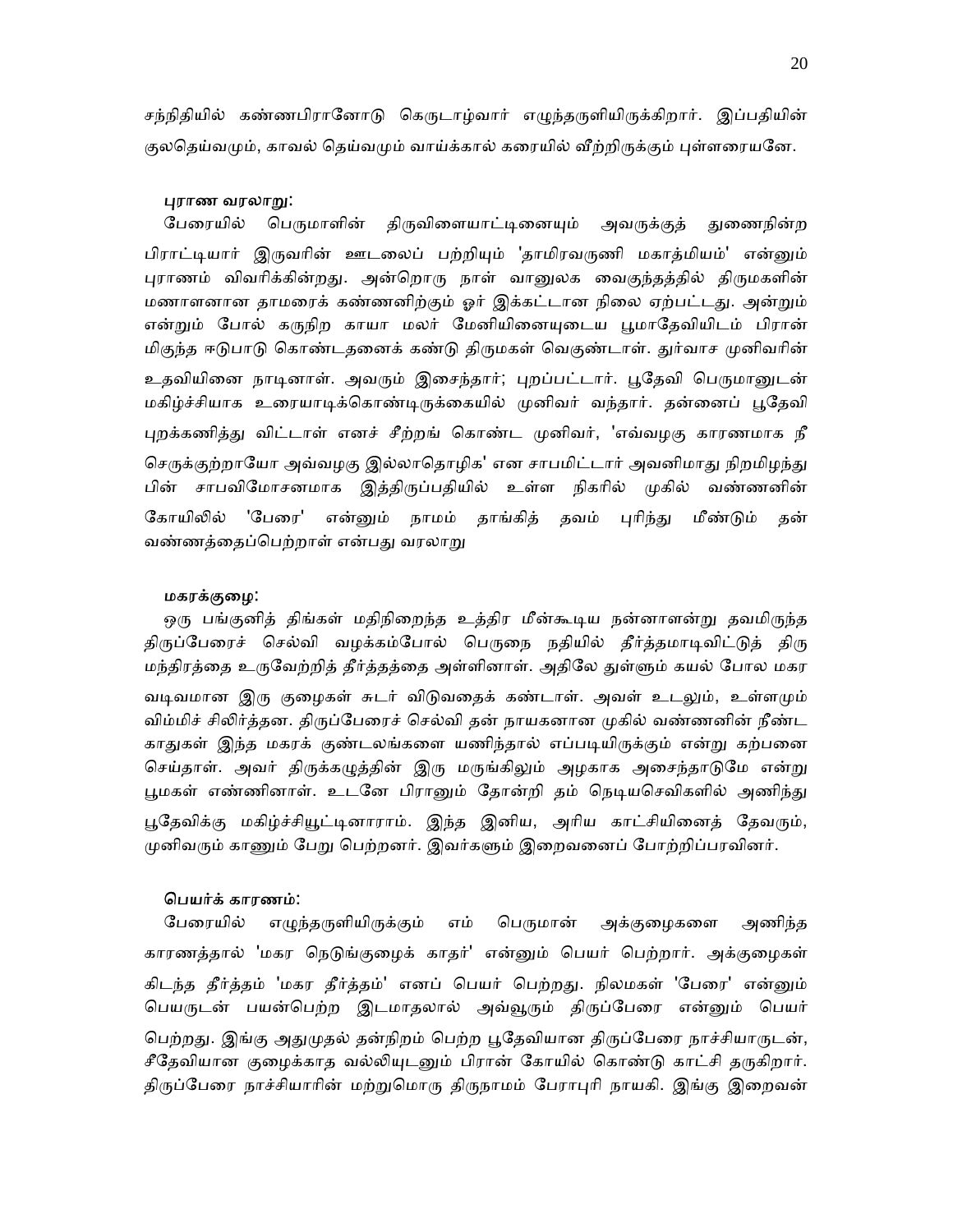சந்நிதியில் கண்ணபிரானோடு கெருடாழ்வார் எழுந்தருளியிருக்கிறார். இப்பதியின் குலதெய்வமும், காவல் தெய்வமும் வாய்க்கால் கரையில் வீற்றிருக்கும் புள்ளரையனே.

**புராண வரலாறு:**

பேரையில் பெருமாளின் திருவிளையாட்டினையும் அவருக்குத் துணைநின்ற பிராட்டியார் இருவரின் ஊடலைப் பற்றியும் 'தாமிரவருணி மகாத்மியம்' என்னும் புராணம் விவரிக்கின்றது. அன்றொரு நாள் வானுலக வைகுந்தத்தில் திருமகளின் மணாளனான தாமரைக் கண்ணனிற்கும் ஓர் இக்கட்டான நிலை ஏற்பட்டது. அன்றும் என்றும் போல் கருநிற காயா மலர் மேனியினையுடைய பூமாதேவியிடம் பிரான் மிகுந்த ஈடுபாடு கொண்டதனைக் கண்டு திருமகள் வெகுண்டாள். துர்வாச முனிவரின் உதவியினை நாடினாள். அவரும் இசைந்தார்; புறப்பட்டார். பூதேவி பெருமானுடன் மகிழ்ச்சியாக உரையாடிக்கொண்டிருக்கையில் முனிவர் வந்தார். தன்னைப் பூதேவி புறக்கணித்து விட்டாள் எனச் சீற்றங் கொண்ட முனிவர், 'எவ்வழகு காரணமாக நீ செருக்குற்றாயோ அவ்வழகு இல்லாதொழிக' என சாபமிட்டார் அவனிமாது நிறமிழந்து பின் சாபவிமோசனமாக இத்திருப்பதியில் உள்ள நிகரில் முகில் வண்ணனின் கோயிலில் 'பேரை' என்னும் நாமம் தாங்கித் தவம் புரிந்து மீண்டும் தன் வண்ணத்தைப்பெற்றாள் என்பது வரலாறு

**மகரக்குழை:**

ஒரு பங்குனித் திங்கள் மதிநிறைந்த உத்திர மீன்கூடிய நன்னாளன்று தவமிருந்த திருப்பேரைச் செல்வி வழக்கம்போல் பெருநை நதியில் தீர்த்தமாடிவிட்டுத் திரு மந்திரத்தை உருவேற்றித் தீர்த்தத்தை அள்ளினாள். அதிலே துள்ளும் கயல் போல மகர வடிவமான இரு குழைகள் சுடர் விடுவதைக் கண்டாள். அவள் உடலும், உள்ளமும் விம்மிச் சிலிர்த்தன. திருப்பேரைச் செல்வி தன் நாயகனான முகில் வண்ணனின் நீண்ட காதுகள் இந்த மகரக் குண்டலங்களை யணிந்தால் எப்படியிருக்கும் என்று கற்பனை செய்தாள். அவர் திருக்கழுத்தின் இரு மருங்கிலும் அழகாக அசைந்தாடுமே என்று பூமகள் எண்ணினாள். உடனே பிரானும் தோன்றி தம் நெடியசெவிகளில் அணிந்து பூதேவிக்கு மகிழ்ச்சியூட்டினாராம். இந்த இனிய, அரிய காட்சியினைத் தேவரும், முனிவரும் காணும் பேறு பெற்றனர். இவர்களும் இறைவனைப் போற்றிப்பரவினர்.

**பெயர்க் காரணம்:**

பேரையில் எழுந்தருளியிருக்கும் எம் பெருமான் அக்குழைகளை அணிந்த காரணத்தால் 'மகர நெடுங்குழைக் காதர்' என்னும் பெயர் பெற்றார். அக்குழைகள் கிடந்த தீர்த்தம் 'மகர தீர்த்தம்' எனப் பெயர் பெற்றது. நிலமகள் 'பேரை' என்னும் பெயருடன் பயன்பெற்ற இடமாதலால் அவ்வூரும் திருப்பேரை என்னும் பெயர் பெற்றது. இங்கு அதுமுதல் தன்நிறம் பெற்ற பூதேவியான திருப்பேரை நாச்சியாருடன், சீதேவியான குழைக்காத வல்லியுடனும் பிரான் கோயில் கொண்டு காட்சி தருகிறார். திருப்பேரை நாச்சியாரின் மற்றுமொரு திருநாமம் பேராபுரி நாயகி. இங்கு இறைவன்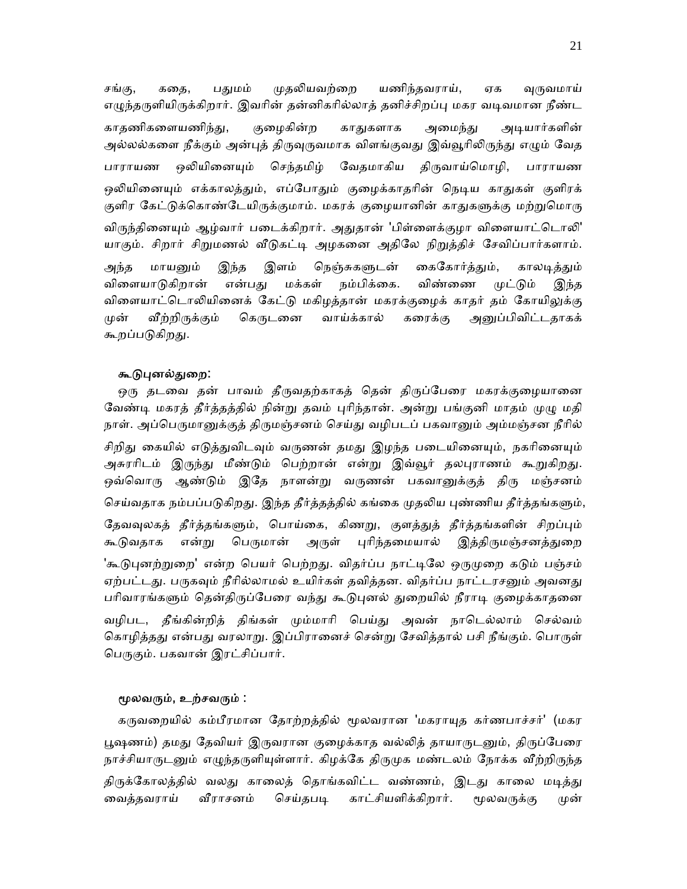சங்கு, கதை, பதுமம் முதலியவற்றை யணிந்தவராய், ஏக வுருவமாய் எழுந்தருளியிருக்கிறார். இவரின் தன்னிகரில்லாத் தனிச்சிறப்பு மகர வடிவமான நீண்ட காதணிகளையணிந்து, குழைகின்ற காதுகளாக அமைந்து அடியார்களின் அல்லல்களை நீக்கும் அன்புத் திருவுருவமாக விளங்குவது இவ்வூரிலிருந்து எழும் வேத பாராயண ஒலியினையும் செந்தமிழ் வேதமாகிய திருவாய்மொழி, பாராயண ஒலியினையும் எக்காலத்தும், எப்போதும் குழைக்காதரின் நெடிய காதுகள் குளிரக் குளிர கேட்டுக்கொண்டேயிருக்குமாம். மகரக் குழையானின் காதுகளுக்கு மற்றுமொரு விருந்தினையும் ஆழ்வார் படைக்கிறார். அதுதான் 'பிள்ளைக்குழா விளையாட்டொலி' யாகும். சிறார் சிறுமணல் வீடுகட்டி அழகனை அதிலே நிறுத்திச் சேவிப்பார்களாம். அந்த மாயனும் இந்த இளம் நெஞ்சுகளுடன் கைகோர்த்தும், காலடித்தும் விளையாடுகிறான் என்பது மக்கள் நம்பிக்கை. விண்ணை முட்டும் இந்த விளையாட்டொலியினைக் கேட்டு மகிழத்தான் மகரக்குழைக் காதர் தம் கோயிலுக்கு முன் வீற்றிருக்கும் கெருடனை வாய்க்கால் கரைக்கு அனுப்பிவிட்டதாகக் கூறப்படுகிறது.

**கூடுபுனல்துறை:**

ஒரு தடவை தன் பாவம் தீருவதற்காகத் தென் திருப்பேரை மகரக்குழையானை வேண்டி மகரத் தீர்த்தத்தில் நின்று தவம் புரிந்தான். அன்று பங்குனி மாதம் முழு மதி நாள். அப்பெருமானுக்குத் திருமஞ்சனம் செய்து வழிபடப் பகவானும் அம்மஞ்சன நீரில் சிறிது கையில் எடுத்துவிடவும் வருணன் தமது இழந்த படையினையும், நகரினையும் அசுரரிடம் இருந்து மீண்டும் பெற்றான் என்று இவ்வூர் தலபுராணம் கூறுகிறது. ஒவ்வொரு ஆண்டும் இதே நாளன்று வருணன் பகவானுக்குத் திரு மஞ்சனம் செய்வதாக நம்பப்படுகிறது. இந்த தீர்த்தத்தில் கங்கை முதலிய புண்ணிய தீர்த்தங்களும், தேவவுலகத் தீர்த்தங்களும், பொய்கை, கிணறு, குளத்துத் தீர்த்தங்களின் சிறப்பும் கூடுவதாக என்று பெருமான் அருள் புரிந்தமையால் இத்திருமஞ்சனத்துறை 'கூடுபுனற்றுறை' என்ற பெயர் பெற்றது. விதர்ப்ப நாட்டிலே ஒருமுறை கடும் பஞ்சம் ஏற்பட்டது. பருகவும் நீரில்லாமல் உயிர்கள் தவித்தன. விதர்ப்ப நாட்டரசனும் அவனது பரிவாரங்களும் தென்திருப்பேரை வந்து கூடுபுனல் துறையில் நீராடி குழைக்காதனை வழிபட, தீங்கின்றித் திங்கள் மும்மாரி பெய்து அவன் நாடெல்லாம் செல்வம் கொழித்தது என்பது வரலாறு. இப்பிரானைச் சென்று சேவித்தால் பசி நீங்கும். பொருள் பெருகும். பகவான் இரட்சிப்பார்.

**மூலவரும், உற்சவரும் :**

கருவறையில் கம்பீரமான தோற்றத்தில் மூலவரான 'மகராயுத கர்ணபாச்சர்' (மகர பூஷணம்) தமது தேவியர் இருவரான குழைக்காத வல்லித் தாயாருடனும், திருப்பேரை நாச்சியாருடனும் எழுந்தருளியுள்ளார். கிழக்கே திருமுக மண்டலம் நோக்க வீற்றிருந்த திருக்கோலத்தில் வலது காலைத் தொங்கவிட்ட வண்ணம், இடது காலை மடித்து வைத்தவராய் வீராசனம் செய்தபடி காட்சியளிக்கிறார். மூலவருக்கு முன்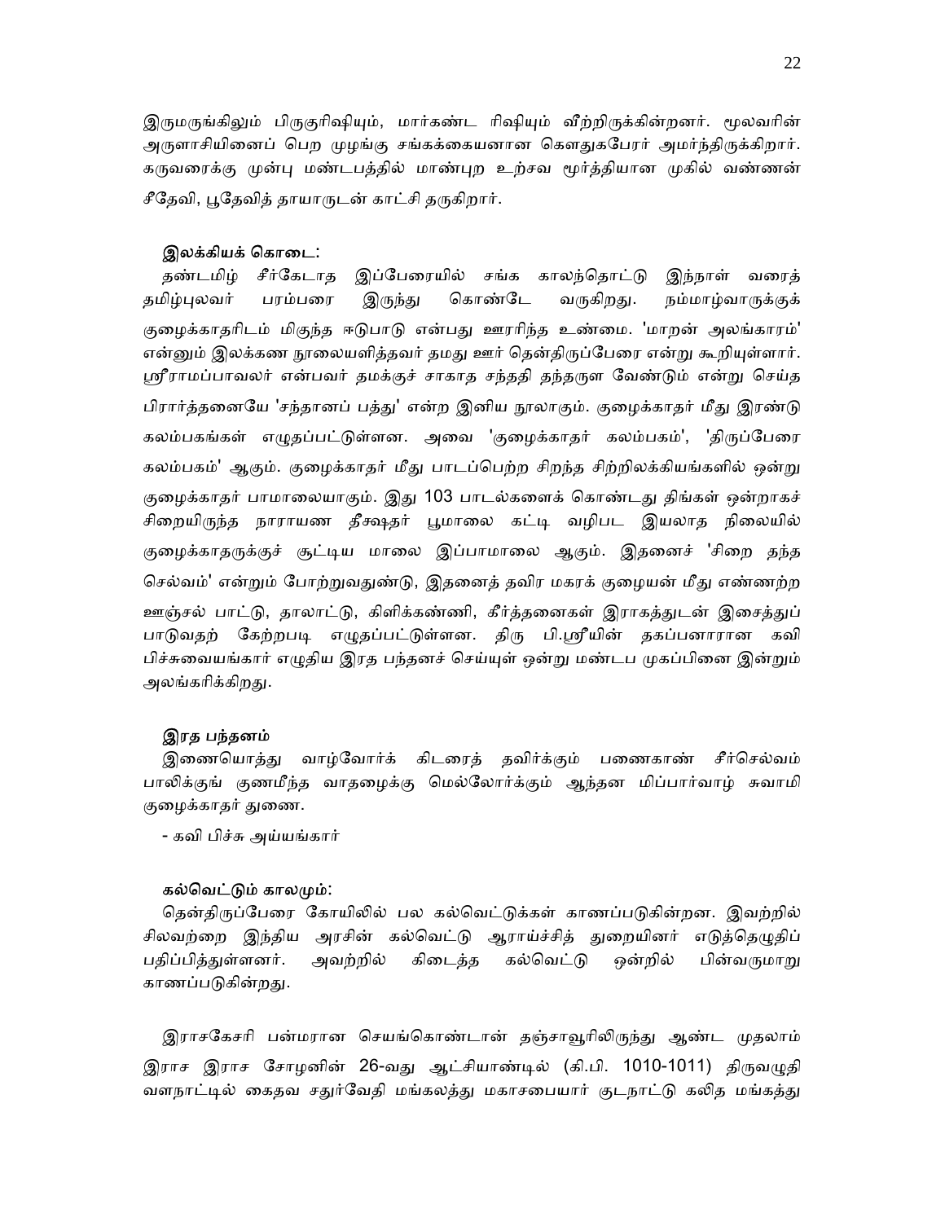இருமருங்கிலும் பிருகுரிஷியும், மார்கண்ட ரிஷியும் வீற்றிருக்கின்றனர். மூலவரின் அருளாசியினைப் பெற முழங்கு சங்கக்கையனான கௌதுகபேரர் அமர்ந்திருக்கிறார். கருவரைக்கு முன்பு மண்டபத்தில் மாண்புற உற்சவ மூர்த்தியான முகில் வண்ணன் சீதேவி, பூதேவித் தாயாருடன் காட்சி தருகிறார்.

### இலக்கியக் கொடை:

தண்டமிழ் சீர்கேடாத இப்பேரையில் சங்க காலந்தொட்டு இந்நாள் வரைத் தமிழ்புலவர் பரம்பரை இருந்து கொண்டே வருகிறது. நம்மாழ்வாருக்குக் குழைக்காதரிடம் மிகுந்த ஈடுபாடு என்பது ஊரரிந்த உண்மை. 'மாறன் அலங்காரம்' என்னும் இலக்கண நூலையளித்தவர் தமது ஊர் தென்திருப்பேரை என்று கூறியுள்ளார். ஸ்ரீராமப்பாவலர் என்பவர் தமக்குச் சாகாத சந்ததி தந்தருள வேண்டும் என்று செய்த பிரார்த்தனையே 'சந்தானப் பத்து' என்ற இனிய நூலாகும். குழைக்காதர் மீது இரண்டு கலம்பகங்கள் எழுதப்பட்டுள்ளன. அவை 'குழைக்காதர் கலம்பகம்', 'திருப்பேரை கலம்பகம்' ஆகும். குழைக்காதர் மீது பாடப்பெற்ற சிறந்த சிற்றிலக்கியங்களில் ஒன்று குழைக்காதர் பாமாலையாகும். இது 103 பாடல்களைக் கொண்டது திங்கள் ஒன்றாகச் சிறையிருந்த நாராயண தீக்ஷதர் பூமாலை கட்டி வழிபட இயலாத நிலையில் குழைக்காதருக்குச் சூட்டிய மாலை இப்பாமாலை ஆகும். இதனைச் 'சிறை தந்த செல்வம்' என்றும் போற்றுவதுண்டு, இதனைத் தவிர மகரக் குழையன் மீது எண்ணற்ற ஊஞ்சல் பாட்டு, தாலாட்டு, கிளிக்கண்ணி, கீர்த்தனைகள் இராகத்துடன் இசைத்துப் பாடுவதற் கேற்றபடி எழுதப்பட்டுள்ளன. திரு பி.ஸ்ரீயின் தகப்பனாரான கவி பிச்சுவையங்கார் எழுதிய இரத பந்தனச் செய்யுள் ஒன்று மண்டப முகப்பினை இன்றும் அலங்கரிக்கிறது.

### இரத பந்தனம்

இணையொத்து வாழ்வோர்க் கிடரைத் தவிர்க்கும் பணைகாண் சீர்செல்வம் பாலிக்குங் குணமீந்த வாதழைக்கு மெல்லோர்க்கும் ஆந்தன மிப்பார்வாழ் சுவாமி குழைக்காதர் துணை.

- கவி பிச்சு அய்யங்கார்

### கல்வெட்டும் காலமும்:

தென்திருப்பேரை கோயிலில் பல கல்வெட்டுக்கள் காணப்படுகின்றன. இவற்றில் சிலவற்றை இந்திய அரசின் கல்வெட்டு ஆராய்ச்சித் துறையினர் எடுத்தெழுதிப் பதிப்பித்துள்ளனர். அவற்றில் கிடைத்த கல்வெட்டு ஒன்றில் பின்வருமாறு காணப்படுகின்றது.

இராசகேசரி பன்மரான செயங்கொண்டான் தஞ்சாவூரிலிருந்து ஆண்ட முதலாம் இராச இராச சோழனின் 26-வது ஆட்சியாண்டில் (கி.பி. 1010-1011) திருவழுதி வளநாட்டில் கைதவ சதுர்வேதி மங்கலத்து மகாசபையார் குடநாட்டு கலித மங்கத்து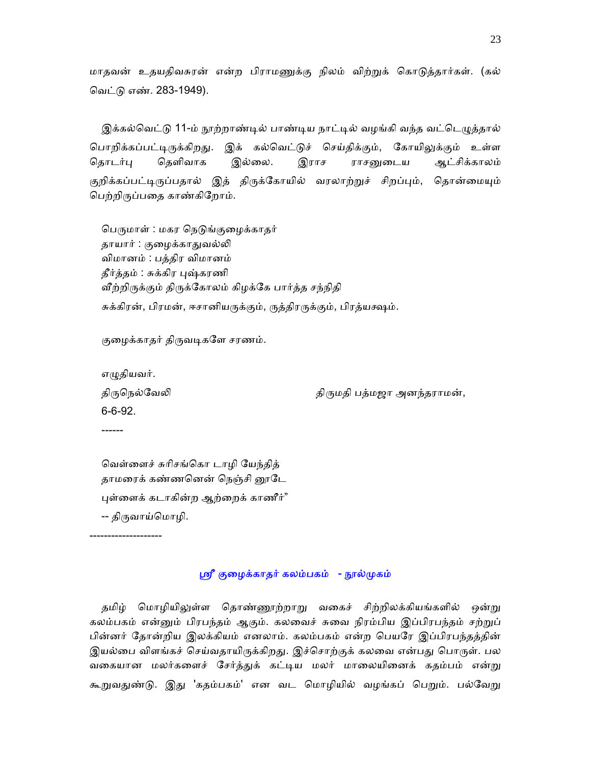மாதவன் உதயதிவசுரன் என்ற பிராமணுக்கு நிலம் விற்றுக் கொடுத்தார்கள். (கல்வெட்டு எண். 283-1949).

இக்கல்வெட்டு 11-ம் நூற்றாண்டில் பாண்டிய நாட்டில் வழங்கி வந்த வட்டெழுத்தால் பொறிக்கப்பட்டிருக்கிறது. இக் கல்வெட்டுச் செய்திக்கும், கோயிலுக்கும் உள்ள தொடர்பு தெளிவாக இல்லை. இராச ராசனுடைய ஆட்சிக்காலம் குறிக்கப்பட்டிருப்பதால் இத் திருக்கோயில் வரலாற்றுச் சிறப்பும், தொன்மையும் பெற்றிருப்பதை காண்கிறோம்.

பெருமாள் : மகர நெடுங்குழைக்காதர்
தாயார் : குழைக்காதுவல்லி
விமானம் : பத்திர விமானம்
தீர்த்தம் : சுக்கிர புஷ்கரணி
வீற்றிருக்கும் திருக்கோலம் கிழக்கே பார்த்த சந்நிதி

சுக்கிரன், பிரமன், ஈசானியருக்கும், ருத்திரருக்கும், பிரத்யக்ஷம்.

குழைக்காதர் திருவடிகளே சரணம்.

எழுதியவர்.

திருநெல்வேலி — திருமதி பத்மஜா அனந்தராமன்,

6-6-92.

------

வெள்ளைச் சுரிசங்கொ டாழி யேந்தித்
தாமரைக் கண்ணனென் நெஞ்சி னூடே
புள்ளைக் கடாகின்ற ஆற்றைக் காணீர்"
-- திருவாய்மொழி.

--------------------

## ஸ்ரீ குழைக்காதர் கலம்பகம் - நூல்முகம்

தமிழ் மொழியிலுள்ள தொண்ணூற்றாறு வகைச் சிற்றிலக்கியங்களில் ஒன்று கலம்பகம் என்னும் பிரபந்தம் ஆகும். கலவைச் சுவை நிரம்பிய இப்பிரபந்தம் சற்றுப் பின்னர் தோன்றிய இலக்கியம் எனலாம். கலம்பகம் என்ற பெயரே இப்பிரபந்தத்தின் இயல்பை விளங்கச் செய்வதாயிருக்கிறது. இச்சொற்குக் கலவை என்பது பொருள். பல வகையான மலர்களைச் சேர்த்துக் கட்டிய மலர் மாலையினைக் கதம்பம் என்று கூறுவதுண்டு. இது 'கதம்பகம்' என வட மொழியில் வழங்கப் பெறும். பல்வேறு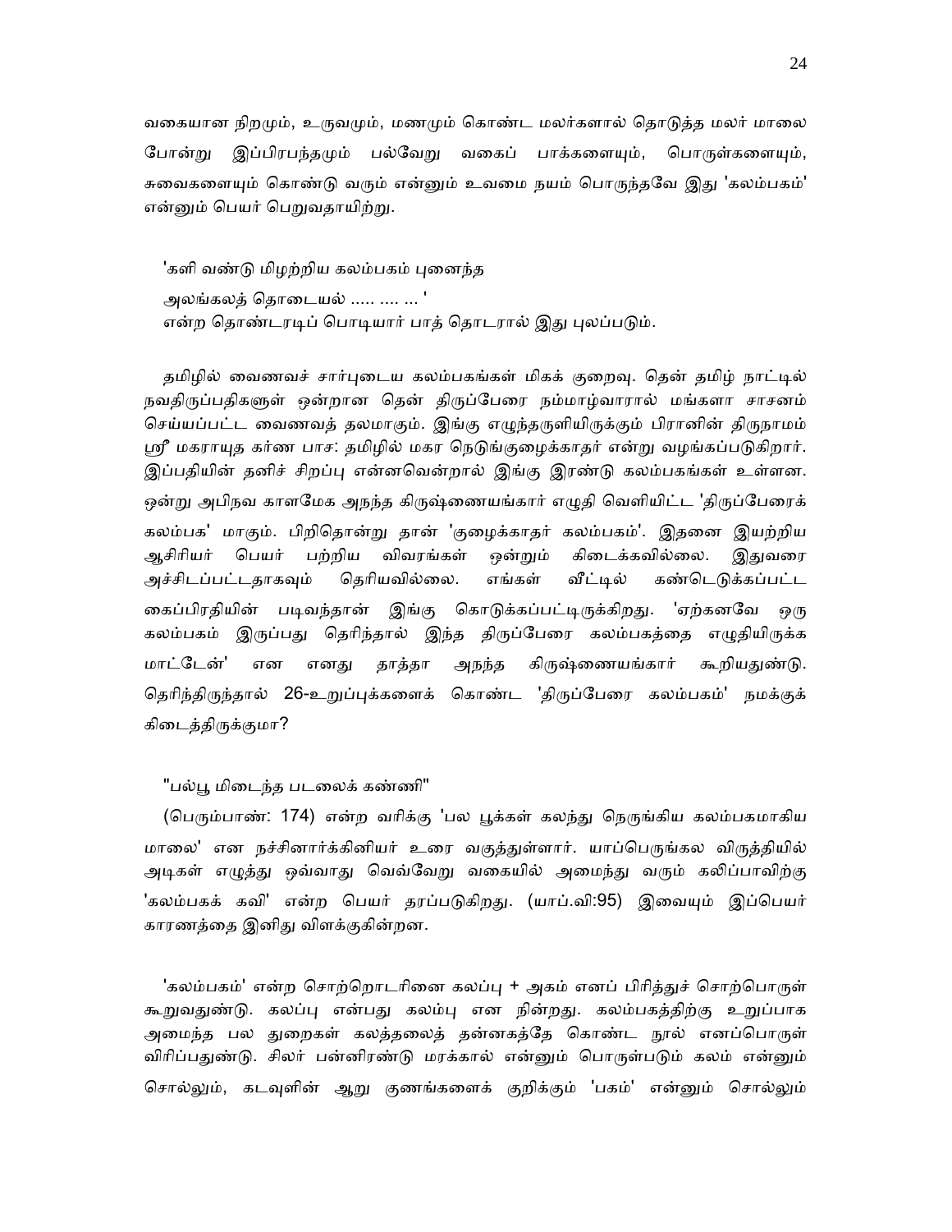வகையான நிறமும், உருவமும், மணமும் கொண்ட மலர்களால் தொடுத்த மலர் மாலை போன்று இப்பிரபந்தமும் பல்வேறு வகைப் பாக்களையும், பொருள்களையும், சுவைகளையும் கொண்டு வரும் என்னும் உவமை நயம் பொருந்தவே இது 'கலம்பகம்' என்னும் பெயர் பெறுவதாயிற்று.

'களி வண்டு மிழற்றிய கலம்பகம் புனைந்த
அலங்கலத் தொடையல் ..... .... ... '
என்ற தொண்டரடிப் பொடியார் பாத் தொடரால் இது புலப்படும்.

தமிழில் வைணவச் சார்புடைய கலம்பகங்கள் மிகக் குறைவு. தென் தமிழ் நாட்டில் நவதிருப்பதிகளுள் ஒன்றான தென் திருப்பேரை நம்மாழ்வாரால் மங்களா சாசனம் செய்யப்பட்ட வைணவத் தலமாகும். இங்கு எழுந்தருளியிருக்கும் பிரானின் திருநாமம் ஸ்ரீ மகராயுத கர்ண பாச: தமிழில் மகர நெடுங்குழைக்காதர் என்று வழங்கப்படுகிறார். இப்பதியின் தனிச் சிறப்பு என்னவென்றால் இங்கு இரண்டு கலம்பகங்கள் உள்ளன. ஒன்று அபிநவ காளமேக அநந்த கிருஷ்ணையங்கார் எழுதி வெளியிட்ட 'திருப்பேரைக் கலம்பக' மாகும். பிறிதொன்று தான் 'குழைக்காதர் கலம்பகம்'. இதனை இயற்றிய ஆசிரியர் பெயர் பற்றிய விவரங்கள் ஒன்றும் கிடைக்கவில்லை. இதுவரை அச்சிடப்பட்டதாகவும் தெரியவில்லை. எங்கள் வீட்டில் கண்டெடுக்கப்பட்ட கைப்பிரதியின் படிவந்தான் இங்கு கொடுக்கப்பட்டிருக்கிறது. 'ஏற்கனவே ஒரு கலம்பகம் இருப்பது தெரிந்தால் இந்த திருப்பேரை கலம்பகத்தை எழுதியிருக்க மாட்டேன்' என எனது தாத்தா அநந்த கிருஷ்ணையங்கார் கூறியதுண்டு. தெரிந்திருந்தால் 26-உறுப்புக்களைக் கொண்ட 'திருப்பேரை கலம்பகம்' நமக்குக் கிடைத்திருக்குமா?

"பல்பூ மிடைந்த படலைக் கண்ணி"
(பெரும்பாண்: 174) என்ற வரிக்கு 'பல பூக்கள் கலந்து நெருங்கிய கலம்பகமாகிய மாலை' என நச்சினார்க்கினியர் உரை வகுத்துள்ளார். யாப்பெருங்கல விருத்தியில் அடிகள் எழுத்து ஒவ்வாது வெவ்வேறு வகையில் அமைந்து வரும் கலிப்பாவிற்கு 'கலம்பகக் கவி' என்ற பெயர் தரப்படுகிறது. (யாப்.வி:95) இவையும் இப்பெயர் காரணத்தை இனிது விளக்குகின்றன.

'கலம்பகம்' என்ற சொற்றொடரினை கலப்பு + அகம் எனப் பிரித்துச் சொற்பொருள் கூறுவதுண்டு. கலப்பு என்பது கலம்பு என நின்றது. கலம்பகத்திற்கு உறுப்பாக அமைந்த பல துறைகள் கலத்தலைத் தன்னகத்தே கொண்ட நூல் எனப்பொருள் விரிப்பதுண்டு. சிலர் பன்னிரண்டு மரக்கால் என்னும் பொருள்படும் கலம் என்னும் சொல்லும், கடவுளின் ஆறு குணங்களைக் குறிக்கும் 'பகம்' என்னும் சொல்லும்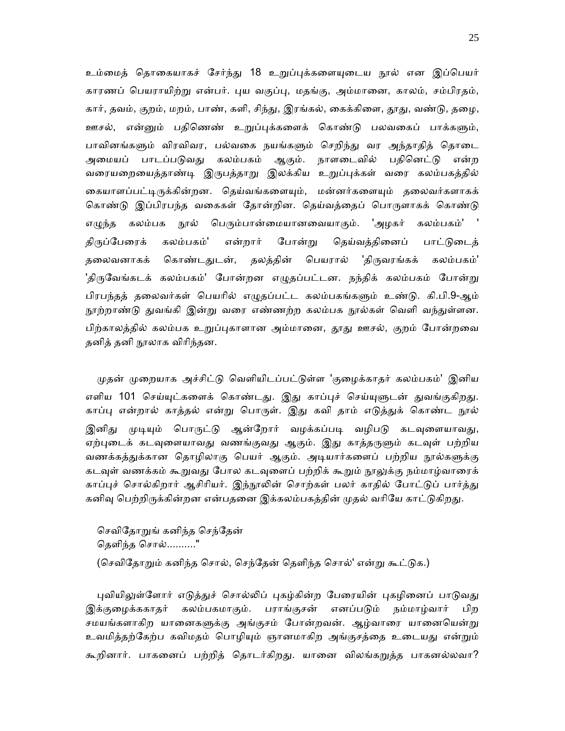உம்மைத் தொகையாகச் சேர்ந்து 18 உறுப்புக்களையுடைய நூல் என இப்பெயர் காரணப் பெயராயிற்று என்பர். புய வகுப்பு, மதங்கு, அம்மானை, காலம், சம்பிரதம், கார், தவம், குறம், மறம், பாண், களி, சிந்து, இரங்கல், கைக்கிளை, தூது, வண்டு, தழை, ஊசல், என்னும் பதினெண் உறுப்புக்களைக் கொண்டு பலவகைப் பாக்களும், பாவினங்களும் விரவிவர, பல்வகை நயங்களும் செறிந்து வர அந்தாதித் தொடை அமையப் பாடப்படுவது கலம்பகம் ஆகும். நாளடைவில் பதினெட்டு என்ற வரையறையைத்தாண்டி இருபத்தாறு இலக்கிய உறுப்புக்கள் வரை கலம்பகத்தில் கையாளப்பட்டிருக்கின்றன. தெய்வங்களையும், மன்னர்களையும் தலைவர்களாகக் கொண்டு இப்பிரபந்த வகைகள் தோன்றின. தெய்வத்தைப் பொருளாகக் கொண்டு எழுந்த கலம்பக நூல் பெரும்பான்மையானவையாகும். 'அழகர் கலம்பகம்' 'திருப்பேரைக் கலம்பகம்' என்றார் போன்று தெய்வத்தினைப் பாட்டுடைத் தலைவனாகக் கொண்டதுடன், தலத்தின் பெயரால் 'திருவரங்கக் கலம்பகம்' 'திருவேங்கடக் கலம்பகம்' போன்றன எழுதப்பட்டன. நந்திக் கலம்பகம் போன்று பிரபந்தத் தலைவர்கள் பெயரில் எழுதப்பட்ட கலம்பகங்களும் உண்டு. கி.பி.9-ஆம் நூற்றாண்டு துவங்கி இன்று வரை எண்ணற்ற கலம்பக நூல்கள் வெளி வந்துள்ளன. பிற்காலத்தில் கலம்பக உறுப்புகளான அம்மானை, தூது ஊசல், குறம் போன்றவை தனித் தனி நூலாக விரிந்தன.

முதன் முறையாக அச்சிட்டு வெளியிடப்பட்டுள்ள 'குழைக்காதர் கலம்பகம்' இனிய எளிய 101 செய்யுட்களைக் கொண்டது. இது காப்புச் செய்யுளுடன் துவங்குகிறது. காப்பு என்றால் காத்தல் என்று பொருள். இது கவி தாம் எடுத்துக் கொண்ட நூல் இனிது முடியும் பொருட்டு ஆன்றோர் வழக்கப்படி வழிபடு கடவுளையாவது, ஏற்புடைக் கடவுளையாவது வணங்குவது ஆகும். இது காத்தருளும் கடவுள் பற்றிய வணக்கத்துக்கான தொழிலாகு பெயர் ஆகும். அடியார்களைப் பற்றிய நூல்களுக்கு கடவுள் வணக்கம் கூறுவது போல கடவுளைப் பற்றிக் கூறும் நூலுக்கு நம்மாழ்வாரைக் காப்புச் சொல்கிறார் ஆசிரியர். இந்நூலின் சொற்கள் பலர் காதில் போட்டுப் பார்த்து கனிவு பெற்றிருக்கின்றன என்பதனை இக்கலம்பகத்தின் முதல் வரியே காட்டுகிறது.

செவிதோறுங் கனிந்த செந்தேன்
தெளிந்த சொல்........."

(செவிதோறும் கனிந்த சொல், செந்தேன் தெளிந்த சொல்' என்று கூட்டுக.)

புவியிலுள்ளோர் எடுத்துச் சொல்லிப் புகழ்கின்ற பேரையின் புகழினைப் பாடுவது இக்குழைக்ககாதர் கலம்பகமாகும். பராங்குசன் எனப்படும் நம்மாழ்வார் பிற சமயங்களாகிற யானைகளுக்கு அங்குசம் போன்றவன். ஆழ்வாரை யானையென்று உவமித்தற்கேற்ப கவிமதம் பொழியும் ஞானமாகிற அங்குசத்தை உடையது என்றும் கூறினார். பாகனைப் பற்றித் தொடர்கிறது. யானை விலங்கறுத்த பாகனல்லவா?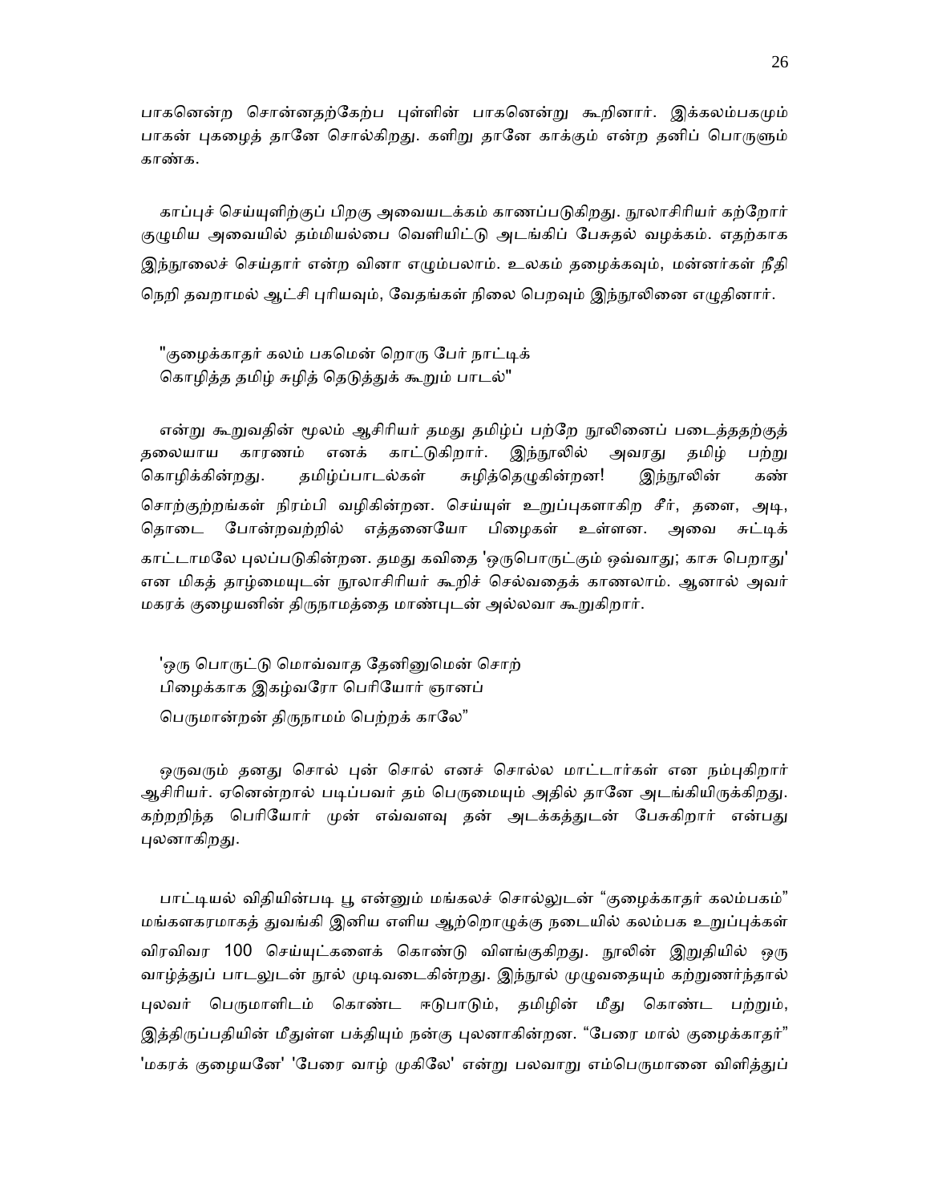பாகனென்ற சொன்னதற்கேற்ப புள்ளின் பாகனென்று கூறினார். இக்கலம்பகமும் பாகன் புகழைத் தானே சொல்கிறது. களிறு தானே காக்கும் என்ற தனிப் பொருளும் காண்க.

காப்புச் செய்யுளிற்குப் பிறகு அவையடக்கம் காணப்படுகிறது. நூலாசிரியர் கற்றோர் குழுமிய அவையில் தம்மியல்பை வெளியிட்டு அடங்கிப் பேசுதல் வழக்கம். எதற்காக இந்நூலைச் செய்தார் என்ற வினா எழும்பலாம். உலகம் தழைக்கவும், மன்னர்கள் நீதி நெறி தவறாமல் ஆட்சி புரியவும், வேதங்கள் நிலை பெறவும் இந்நூலினை எழுதினார்.

"குழைக்காதர் கலம் பகமென் றொரு பேர் நாட்டிக்
கொழித்த தமிழ் சுழித் தெடுத்துக் கூறும் பாடல்"

என்று கூறுவதின் மூலம் ஆசிரியர் தமது தமிழ்ப் பற்றே நூலினைப் படைத்ததற்குத் தலையாய காரணம் எனக் காட்டுகிறார். இந்நூலில் அவரது தமிழ் பற்று கொழிக்கின்றது. தமிழ்ப்பாடல்கள் சுழித்தெழுகின்றன! இந்நூலின் கண் சொற்குற்றங்கள் நிரம்பி வழிகின்றன. செய்யுள் உறுப்புகளாகிற சீர், தளை, அடி, தொடை போன்றவற்றில் எத்தனையோ பிழைகள் உள்ளன. அவை சுட்டிக் காட்டாமலே புலப்படுகின்றன. தமது கவிதை 'ஒருபொருட்கும் ஒவ்வாது; காசு பெறாது' என மிகத் தாழ்மையுடன் நூலாசிரியர் கூறிச் செல்வதைக் காணலாம். ஆனால் அவர் மகரக் குழையனின் திருநாமத்தை மாண்புடன் அல்லவா கூறுகிறார்.

'ஒரு பொருட்டு மொவ்வாத தேனினுமென் சொற்
பிழைக்காக இகழ்வரோ பெரியோர் ஞானப்
பெருமான்றன் திருநாமம் பெற்றக் காலே"

ஒருவரும் தனது சொல் புன் சொல் எனச் சொல்ல மாட்டார்கள் என நம்புகிறார் ஆசிரியர். ஏனென்றால் படிப்பவர் தம் பெருமையும் அதில் தானே அடங்கியிருக்கிறது. கற்றறிந்த பெரியோர் முன் எவ்வளவு தன் அடக்கத்துடன் பேசுகிறார் என்பது புலனாகிறது.

பாட்டியல் விதியின்படி பூ என்னும் மங்கலச் சொல்லுடன் "குழைக்காதர் கலம்பகம்" மங்களகரமாகத் துவங்கி இனிய எளிய ஆற்றொழுக்கு நடையில் கலம்பக உறுப்புக்கள் விரவிவர 100 செய்யுட்களைக் கொண்டு விளங்குகிறது. நூலின் இறுதியில் ஒரு வாழ்த்துப் பாடலுடன் நூல் முடிவடைகின்றது. இந்நூல் முழுவதையும் கற்றுணர்ந்தால் புலவர் பெருமாளிடம் கொண்ட ஈடுபாடும், தமிழின் மீது கொண்ட பற்றும், இத்திருப்பதியின் மீதுள்ள பக்தியும் நன்கு புலனாகின்றன. "பேரை மால் குழைக்காதர்" 'மகரக் குழையனே' 'பேரை வாழ் முகிலே' என்று பலவாறு எம்பெருமானை விளித்துப்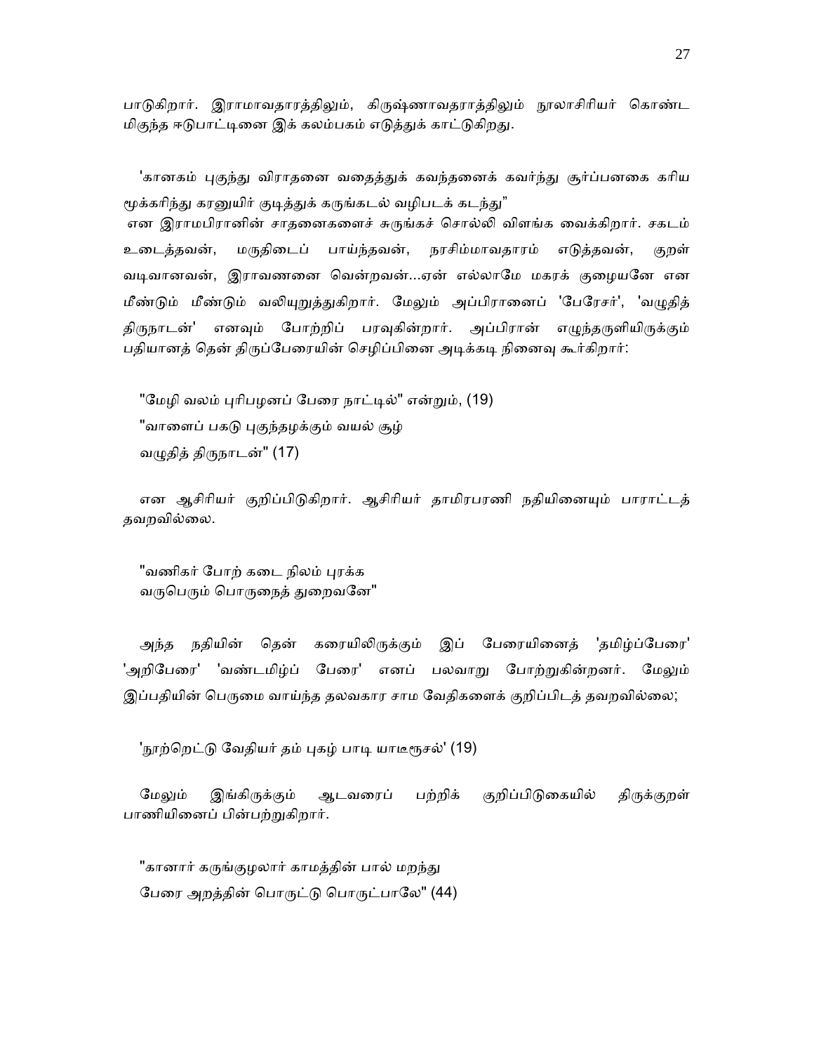பாடுகிறார். இராமாவதாரத்திலும், கிருஷ்ணாவதராத்திலும் நூலாசிரியர் கொண்ட மிகுந்த ஈடுபாட்டினை இக் கலம்பகம் எடுத்துக் காட்டுகிறது.

'கானகம் புகுந்து விராதனை வதைத்துக் கவந்தனைக் கவர்ந்து சூர்ப்பனகை கரிய மூக்கரிந்து கரனுயிர் குடித்துக் கருங்கடல் வழிபடக் கடந்து"

என இராமபிரானின் சாதனைகளைச் சுருங்கச் சொல்லி விளங்க வைக்கிறார். சகடம் உடைத்தவன், மருதிடைப் பாய்ந்தவன், நரசிம்மாவதாரம் எடுத்தவன், குறள் வடிவானவன், இராவணனை வென்றவன்...ஏன் எல்லாமே மகரக் குழையனே என மீண்டும் மீண்டும் வலியுறுத்துகிறார். மேலும் அப்பிரானைப் 'பேரேசர்', 'வழுதித் திருநாடன்' எனவும் போற்றிப் பரவுகின்றார். அப்பிரான் எழுந்தருளியிருக்கும் பதியானத் தென் திருப்பேரையின் செழிப்பினை அடிக்கடி நினைவு கூர்கிறார்:

"மேழி வலம் புரிபழனப் பேரை நாட்டில்" என்றும், (19)

"வாளைப் பகடு புகுந்தழக்கும் வயல் சூழ்

வழுதித் திருநாடன்" (17)

என ஆசிரியர் குறிப்பிடுகிறார். ஆசிரியர் தாமிரபரணி நதியினையும் பாராட்டத் தவறவில்லை.

"வணிகர் போற் கடை நிலம் புரக்க

வருபெரும் பொருநைத் துறைவனே"

அந்த நதியின் தென் கரையிலிருக்கும் இப் பேரையினைத் 'தமிழ்ப்பேரை' 'அறிபேரை' 'வண்டமிழ்ப் பேரை' எனப் பலவாறு போற்றுகின்றனர். மேலும் இப்பதியின் பெருமை வாய்ந்த தலவகார சாம வேதிகளைக் குறிப்பிடத் தவறவில்லை;

'நூற்றெட்டு வேதியர் தம் புகழ் பாடி யாடீரூசல்' (19)

மேலும் இங்கிருக்கும் ஆடவரைப் பற்றிக் குறிப்பிடுகையில் திருக்குறள் பாணியினைப் பின்பற்றுகிறார்.

"கானார் கருங்குழலார் காமத்தின் பால் மறந்து

பேரை அறத்தின் பொருட்டு பொருட்பாலே" (44)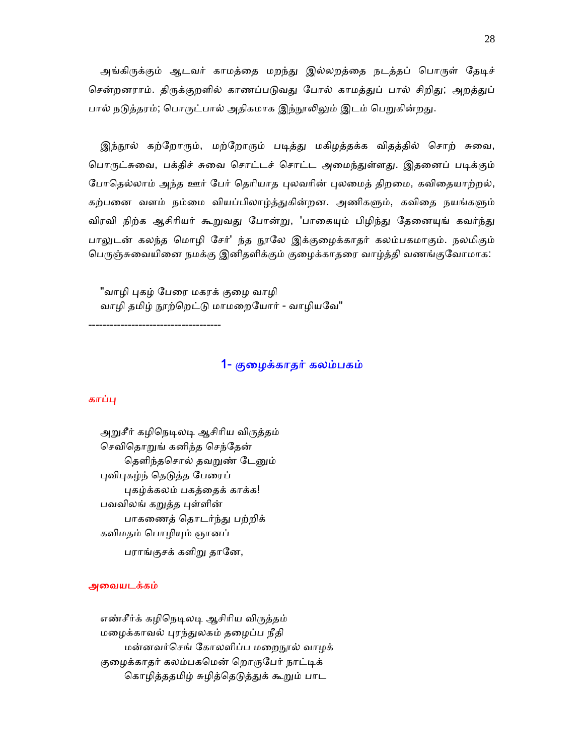அங்கிருக்கும் ஆடவர் காமத்தை மறந்து இல்லறத்தை நடத்தப் பொருள் தேடிச் சென்றனராம். திருக்குறளில் காணப்படுவது போல் காமத்துப் பால் சிறிது; அறத்துப் பால் நடுத்தரம்; பொருட்பால் அதிகமாக இந்நூலிலும் இடம் பெறுகின்றது.

இந்நூல் கற்றோரும், மற்றோரும் படித்து மகிழத்தக்க விதத்தில் சொற் சுவை, பொருட்சுவை, பக்திச் சுவை சொட்டச் சொட்ட அமைந்துள்ளது. இதனைப் படிக்கும் போதெல்லாம் அந்த ஊர் பேர் தெரியாத புலவரின் புலமைத் திறமை, கவிதையாற்றல், கற்பனை வளம் நம்மை வியப்பிலாழ்த்துகின்றன. அணிகளும், கவிதை நயங்களும் விரவி நிற்க ஆசிரியர் கூறுவது போன்று, 'பாகையும் பிழிந்து தேனையுங் கவர்ந்து பாலுடன் கலந்த மொழி சேர்' ந்த நூலே இக்குழைக்காதர் கலம்பகமாகும். நலமிகும் பெருஞ்சுவையினை நமக்கு இனிதளிக்கும் குழைக்காதரை வாழ்த்தி வணங்குவோமாக:

"வாழி புகழ் பேரை மகரக் குழை வாழி
வாழி தமிழ் நூற்றெட்டு மாமறையோர் - வாழியவே"

------------------------------------

## 1- குழைக்காதர் கலம்பகம்

### காப்பு

அறுசீர் கழிநெடிலடி ஆசிரிய விருத்தம்
செவிதொறுங் கனிந்த செந்தேன்
தெளிந்தசொல் தவறுண் டேனும்
புவிபுகழ்ந் தெடுத்த பேரைப்
புகழ்க்கலம் பகத்தைக் காக்க!
பவவிலங் கறுத்த புள்ளின்
பாகனைத் தொடர்ந்து பற்றிக்
கவிமதம் பொழியும் ஞானப்
பராங்குசக் களிறு தானே,

### அவையடக்கம்

எண்சீர்க் கழிநெடிலடி ஆசிரிய விருத்தம்
மழைக்காவல் புரந்துலகம் தழைப்ப நீதி
மன்னவர்செங் கோலளிப்ப மறைநூல் வாழக்
குழைக்காதர் கலம்பகமென் றொருபேர் நாட்டிக்
கொழித்ததமிழ் சுழித்தெடுத்துக் கூறும் பாட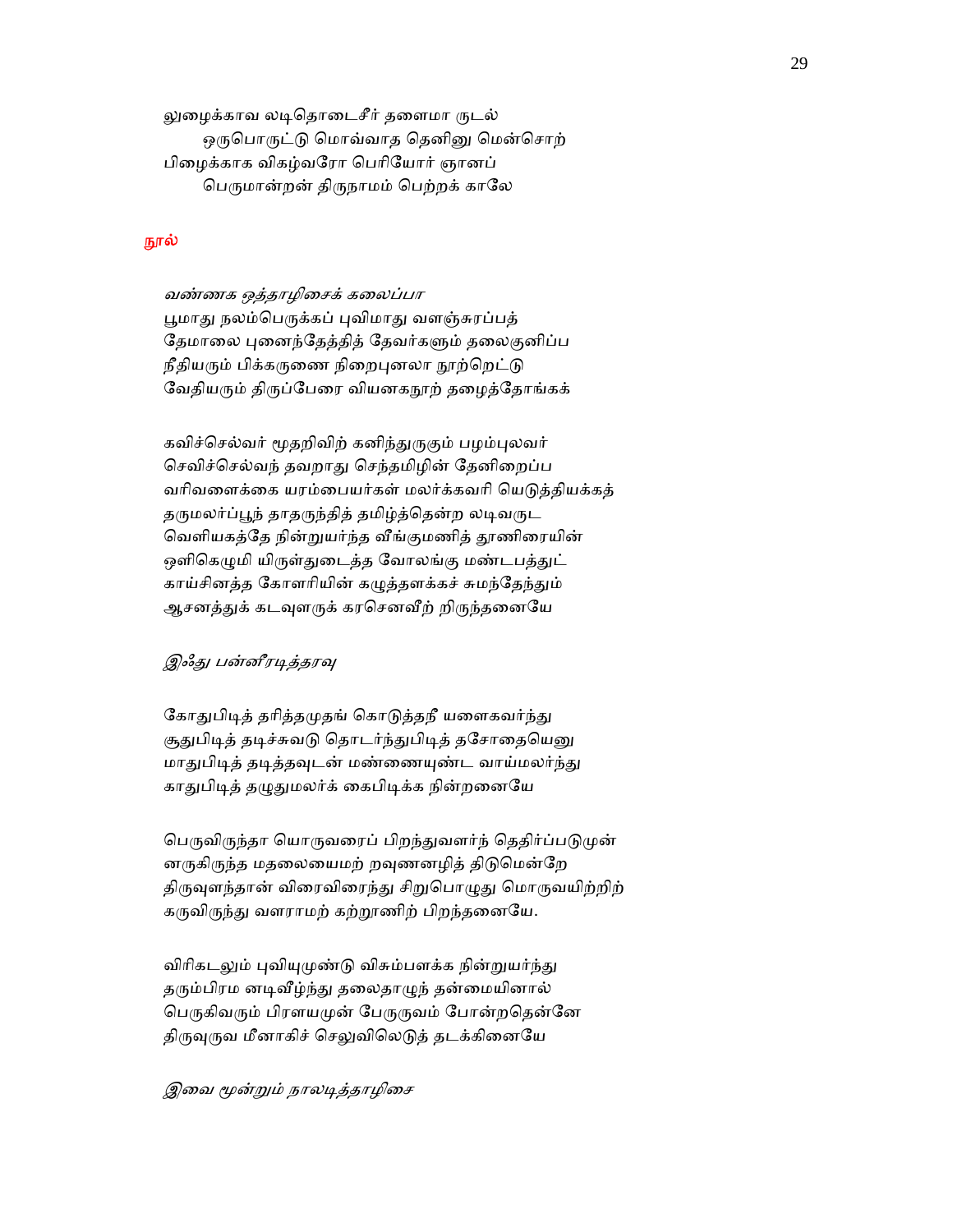லுழைக்காவ லடிதொடைசீர் தளைமா ருடல்
ஒருபொருட்டு மொவ்வாத தெனினு மென்சொற்
பிழைக்காக விகழ்வரோ பெரியோர் ஞானப்
பெருமான்றன் திருநாமம் பெற்றக் காலே

**நூல்**

*வண்ணக ஒத்தாழிசைக் கலைப்பா*

பூமாது நலம்பெருக்கப் புவிமாது வளஞ்சுரப்பத்
தேமாலை புனைந்தேத்தித் தேவர்களும் தலைகுனிப்ப
நீதியரும் பிக்கருணை நிறைபுனலா நூற்றெட்டு
வேதியரும் திருப்பேரை வியனகநூற் தழைத்தோங்கக்

கவிச்செல்வர் மூதறிவிற் கனிந்துருகும் பழம்புலவர்
செவிச்செல்வந் தவறாது செந்தமிழின் தேனிறைப்ப
வரிவளைக்கை யரம்பையர்கள் மலர்க்கவரி யெடுத்தியக்கத்
தருமலர்ப்பூந் தாதருந்தித் தமிழ்த்தென்ற லடிவருட
வெளியகத்தே நின்றுயர்ந்த வீங்குமணித் தூணிரையின்
ஒளிகெழுமி யிருள்துடைத்த வோலங்கு மண்டபத்துட்
காய்சினத்த கோளரியின் கழுத்தளக்கச் சுமந்தேந்தும்
ஆசனத்துக் கடவுளருக் கரசெனவீற் றிருந்தனையே

*இஃது பன்னீரடித்தரவு*

கோதுபிடித் தரித்தமுதங் கொடுத்தநீ யளைகவர்ந்து
சூதுபிடித் தடிச்சுவடு தொடர்ந்துபிடித் தசோதையெனு
மாதுபிடித் தடித்தவுடன் மண்ணையுண்ட வாய்மலர்ந்து
காதுபிடித் தழுதுமலர்க் கைபிடிக்க நின்றனையே

பெருவிருந்தா யொருவரைப் பிறந்துவளர்ந் தெதிர்ப்படுமுன்
னருகிருந்த மதலையைமற் றவுணனழித் திடுமென்றே
திருவுளந்தான் விரைவிரைந்து சிறுபொழுது மொருவயிற்றிற்
கருவிருந்து வளராமற் கற்றூணிற் பிறந்தனையே.

விரிகடலும் புவியுமுண்டு விசும்பளக்க நின்றுயர்ந்து
தரும்பிரம னடிவீழ்ந்து தலைதாழுந் தன்மையினால்
பெருகிவரும் பிரளயமுன் பேருருவம் போன்றதென்னே
திருவுருவ மீனாகிச் செலுவிலெடுத் தடக்கினையே

*இவை மூன்றும் நாலடித்தாழிசை*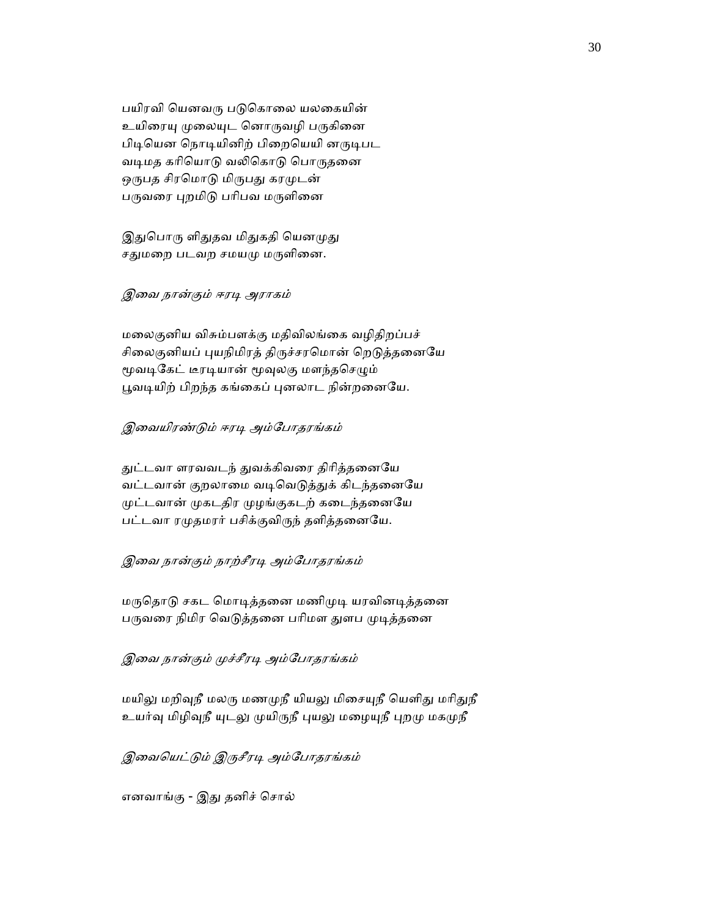பயிரவி யெனவரு படுகொலை யலகையின்
உயிரையு முலையுட னொருவழி பருகினை
பிடியென நொடியினிற் பிறையெயி னருடிபட
வடிமத கரியொடு வலிகொடு பொருதனை
ஒருபத சிரமொடு மிருபது கரமுடன்
பருவரை புறமிடு பரிபவ மருளினை

இதுபொரு ளிதுதவ மிதுகதி யெனமுது
சதுமறை படவற சமயமு மருளினை.

*இவை நான்கும் ஈரடி அராகம்*

மலைகுனிய விசும்பளக்கு மதிவிலங்கை வழிதிறப்பச்
சிலைகுனியப் புயநிமிரத் திருச்சரமொன் றெடுத்தனையே
மூவடிகேட் டீரடியான் மூவுலகு மளந்தசெழும்
பூவடியிற் பிறந்த கங்கைப் புனலாட நின்றனையே.

*இவையிரண்டும் ஈரடி அம்போதரங்கம்*

துட்டவா ளரவவடந் துவக்கிவரை திரித்தனையே
வட்டவான் குறலாமை வடிவெடுத்துக் கிடந்தனையே
முட்டவான் முகடதிர முழங்குகடற் கடைந்தனையே
பட்டவா ரமுதமரர் பசிக்குவிருந் தளித்தனையே.

*இவை நான்கும் நாற்சீரடி அம்போதரங்கம்*

மருதொடு சகட மொடித்தனை மணிமுடி யரவினடித்தனை
பருவரை நிமிர வெடுத்தனை பரிமள துளப முடித்தனை

*இவை நான்கும் முச்சீரடி அம்போதரங்கம்*

மயிலு மறிவுநீ மலரு மணமுநீ யியலு மிசையுநீ யெளிது மரிதுநீ
உயர்வு மிழிவுநீ யுடலு முயிருநீ புயலு மழையுநீ புறமு மகமுநீ

*இவையெட்டும் இருசீரடி அம்போதரங்கம்*

எனவாங்கு - இது தனிச் சொல்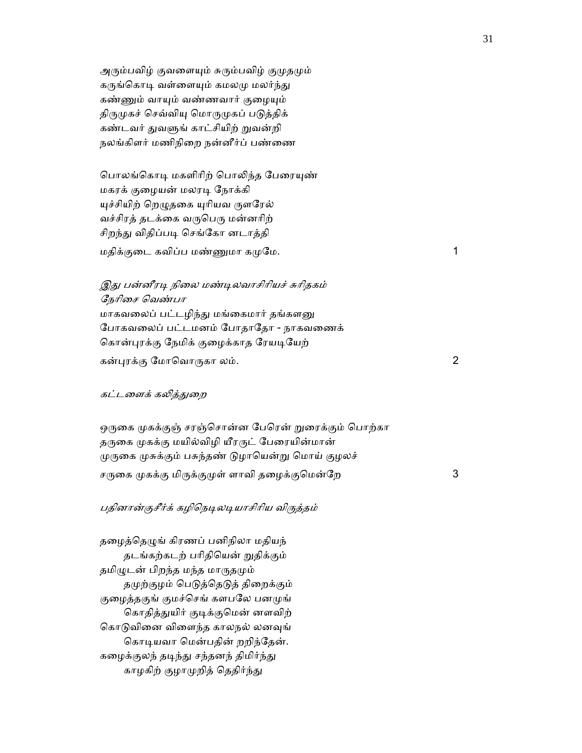அரும்பவிழ் குவளையும் சுரும்பவிழ் குமுதமும்
கருங்கொடி வள்ளையும் கமலமு மலர்ந்து
கண்ணும் வாயும் வண்ணவார் குழையும்
திருமுகச் செவ்வியு மொருமுகப் படுத்திக்
கண்டவர் துவளுங் காட்சியிற் றுவன்றி
நலங்கிளர் மணிநிறை நன்னீர்ப் பண்ணை

பொலங்கொடி மகளிரிற் பொலிந்த பேரையுண்
மகரக் குழையன் மலரடி நோக்கி
யுச்சியிற் றெழுதகை யுரியவ ருளரேல்
வச்சிரத் தடக்கை வருபெரு மன்னரிற்
சிறந்து விதிப்படி செங்கோ னடாத்தி
மதிக்குடை கவிப்ப மண்ணுமா கமுமே. 1

*இது பன்னீரடி நிலை மண்டிலவாசிரியச் சுரிதகம்*
*நேரிசை வெண்பா*
மாகவலைப் பட்டழிந்து மங்கைமார் தங்களனு
போகவலைப் பட்டமனம் போதாதோ - நாகவணைக்
கொன்புரக்கு நேமிக் குழைக்காத ரேயடியேற்
கன்புரக்கு மோவொருகா லம். 2

*கட்டளைக் கலித்துறை*

ஒருகை முகக்குஞ் சரஞ்சொன்ன பேரென் றுரைக்கும் பொற்கா
தருகை முகக்கு மயில்விழி யீரருட் பேரையின்மான்
முருகை முசுக்கும் பசுந்தண் டுழாயென்று மொய் குழலச்
சருகை முகக்கு மிருக்குமுள் ளாவி தழைக்குமென்றே 3

*பதினான்குசீர்க் கழிநெடிலடியாசிரிய விருத்தம்*

தழைத்தெழுங் கிரணப் பனிநிலா மதியந்
　　தடங்கற்கடற் பரிதியென் றுதிக்கும்
தமிழுடன் பிறந்த மந்த மாருதமும்
　　தமுற்குழம் பெடுத்தெடுத் திறைக்கும்
குழைத்தகுங் குமச்செங் களபலே பனமுங்
　　கொதித்துயிர் குடிக்குமென் னளவிற்
கொடுவினை விளைந்த காலநல் லனவுங்
　　கொடியவா மென்பதின் றறிந்தேன்.
கழைக்குலந் தடிந்து சந்தனந் திமிர்ந்து
　　காழகிற் குழாமுறித் தெதிர்ந்து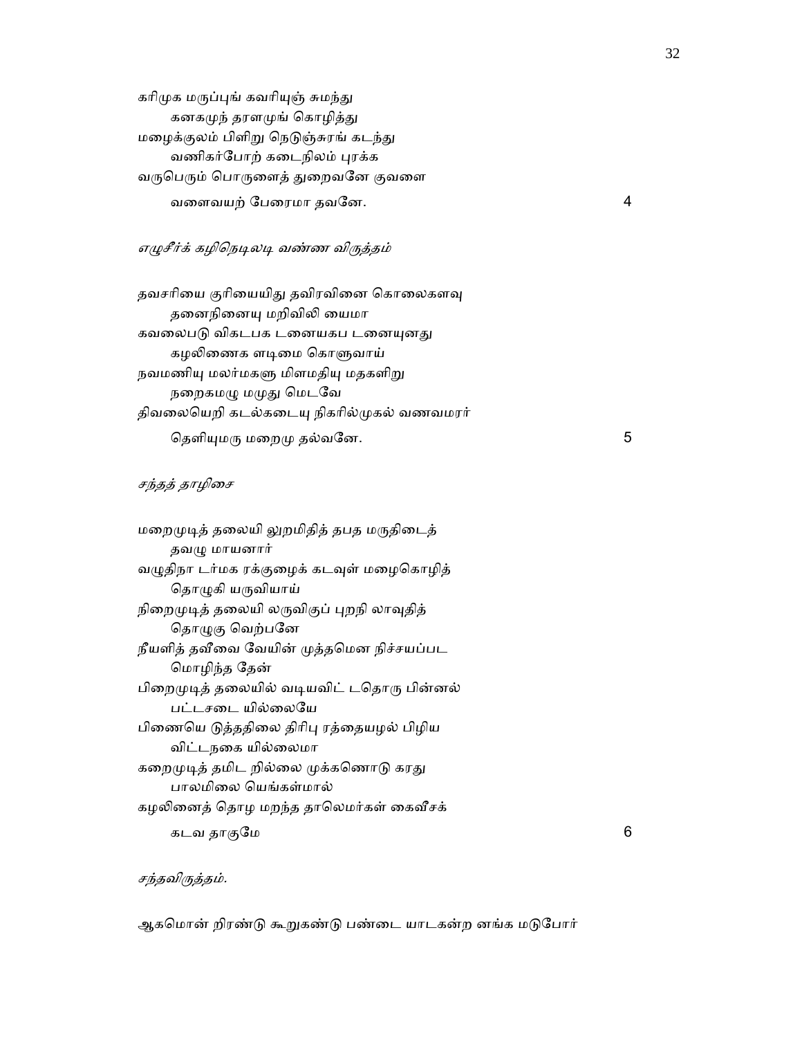கரிமுக மருப்புங் கவரியுஞ் சுமந்து
    கனகமுந் தரளமுங் கொழித்து
மழைக்குலம் பிளிறு நெடுஞ்சுரங் கடந்து
    வணிகர்போற் கடைநிலம் புரக்க
வருபெரும் பொருளைத் துறைவனே குவளை
    வளைவயற் பேரைமா தவனே. 4

*எழுசீர்க் கழிநெடிலடி வண்ண விருத்தம்*

தவசரியை குரியையிது தவிரவினை கொலைகளவு
    தனைநினையு மறிவிலி யைமா
கவலைபடு விகடபக டனையகப டனையுனது
    கழலிணைக ளடிமை கொளுவாய்
நவமணியு மலர்மகளு மிளமதியு மதகளிறு
    நறைகமழு மமுது மெடவே
திவலையெறி கடல்கடைய நிகரில்முகல் வணவமரர்
    தெளியுமரு மறைமு தல்வனே. 5

*சந்தத் தாழிசை*

மறைமுடித் தலையி லுறமிதித் தபத மருதிடைத்
    தவழு மாயனார்
வழுதிநா டர்மக ரக்குழைக் கடவுள் மழைகொழித்
    தொழுகி யருவியாய்
நிறைமுடித் தலையி லருவிகுப் புறநி லாவுதித்
    தொழுகு வெற்பனே
நீயளித் தவீவை வேயின் முத்தமென நிச்சயப்பட
    மொழிந்த தேன்
பிறைமுடித் தலையில் வடியவிட் டதொரு பின்னல்
    பட்டசடை யில்லையே
பிணையெ டுத்ததிலை திரிபு ரத்தையழல் பிழிய
    விட்டநகை யில்லைமா
கறைமுடித் தமிட றில்லை முக்கணொடு கரது
    பாலமிலை யெங்கள்மால்
கழலினைத் தொழ மறந்த தாலெமர்கள் கைவீசக்
    கடவ தாகுமே 6

*சந்தவிருத்தம்.*

ஆகமொன் றிரண்டு கூறுகண்டு பண்டை யாடகன்ற னங்க மடுபோர்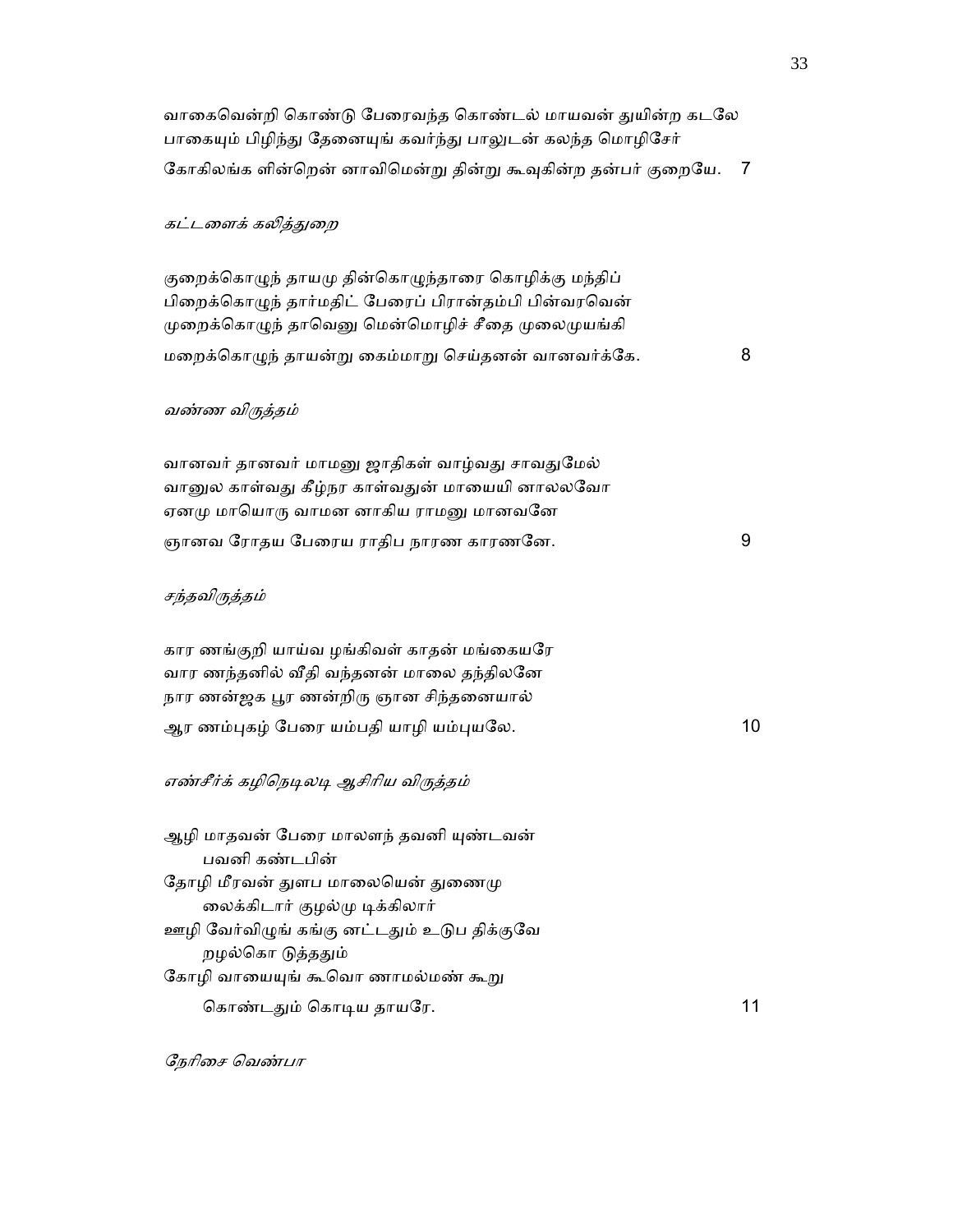வாகைவென்றி கொண்டு பேரைவந்த கொண்டல் மாயவன் துயின்ற கடலே
பாகையும் பிழிந்து தேனையுங் கவர்ந்து பாலுடன் கலந்த மொழிசேர்
கோகிலங்க ளின்றென் னாவிமென்று தின்று கூவுகின்ற தன்பர் குறையே. 7

*கட்டளைக் கலித்துறை*

குறைக்கொழுந் தாயமு தின்கொழுந்தாரை கொழிக்கு மந்திப்
பிறைக்கொழுந் தார்மதிட் பேரைப் பிரான்தம்பி பின்வரவென்
முறைக்கொழுந் தாவெனு மென்மொழிச் சீதை முலைமுயங்கி
மறைக்கொழுந் தயன்று கைம்மாறு செய்தனன் வானவர்க்கே. 8

*வண்ண விருத்தம்*

வானவர் தானவர் மாமனு ஜாதிகள் வாழ்வது சாவதுமேல்
வானுல காள்வது கீழ்நர காள்வதுன் மாயையி னாலலவோ
ஏனமு மாயொரு வாமன னாகிய ராமனு மானவனே
ஞானவ ரோதய பேரைய ராதிப நாரண காரணனே. 9

*சந்தவிருத்தம்*

கார ணங்குறி யாய்வ ழங்கிவள் காதன் மங்கையரே
வார ணந்தனில் வீதி வந்தனன் மாலை தந்திலனே
நார ணன்ஜக பூர ணன்றிரு ஞான சிந்தனையால்
ஆர ணம்புகழ் பேரை யம்பதி யாழி யம்புயலே. 10

*எண்சீர்க் கழிநெடிலடி ஆசிரிய விருத்தம்*

ஆழி மாதவன் பேரை மாலளந் தவனி யுண்டவன்
பவனி கண்டபின்
தோழி மீரவன் துளப மாலையென் துணைமு
லைக்கிடார் குழல்மு டிக்கிலார்
ஊழி வேர்விழுங் கங்கு னட்டதும் உடுப திக்குவே
றழல்கொ டுத்ததும்
கோழி வாயையுங் கூவொ ணாமல்மண் கூறு
கொண்டதும் கொடிய தாயரே. 11

*நேரிசை வெண்பா*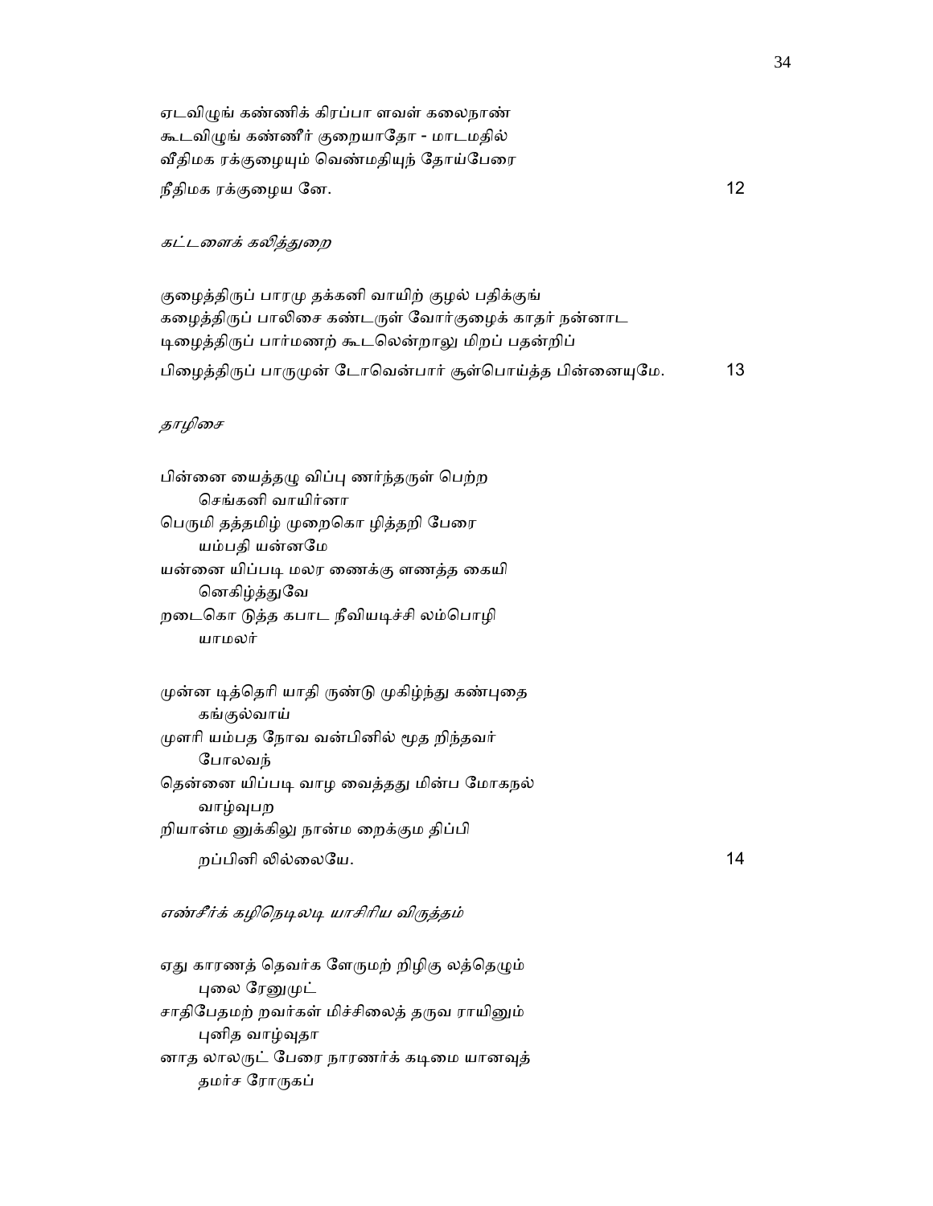ஏடவிழுங் கண்ணிக் கிரப்பா ளவள் கலைநாண்
கூடவிழுங் கண்ணீர் குறையாதோ - மாடமதில்
வீதிமக ரக்குழையும் வெண்மதியுந் தோய்பேரை
நீதிமக ரக்குழைய னே. 12

*கட்டளைக் கலித்துறை*

குழைத்திருப் பாரமு தக்கனி வாயிற் குழல் பதிக்குங்
கழைத்திருப் பாலிசை கண்டருள் வோர்குழைக் காதர் நன்னாட
டிழைத்திருப் பார்மணற் கூடலென்றாலு மிறப் பதன்றிப்
பிழைத்திருப் பாருமுன் டோவென்பார் சூள்பொய்த்த பின்னையுமே. 13

*தாழிசை*

பின்னை யைத்தழு விப்பு ணர்ந்தருள் பெற்ற
 செங்கனி வாயிர்னா
பெருமி தத்தமிழ் முறைகொ ழித்தறி பேரை
 யம்பதி யன்னமே
யன்னை யிப்படி மலர ணைக்கு ளணத்த கையி
 னெகிழ்த்துவே
றடைகொ டுத்த கபாட நீவியடிச்சி லம்பொழி
 யாமலர்

முன்ன டித்தெரி யாதி ருண்டு முகிழ்ந்து கண்புதை
 கங்குல்வாய்
முளரி யம்பத நோவ வன்பினில் மூத றிந்தவர்
 போலவந்
தென்னை யிப்படி வாழ வைத்தது மின்ப மோகநல்
 வாழ்வுபற
றியான்ம னுக்கிலு நான்ம றைக்கும திப்பி
 றப்பினி லில்லையே. 14

*எண்சீர்க் கழிநெடிலடி யாசிரிய விருத்தம்*

ஏது காரணத் தெவர்க ளேருமற் றிழிகு லத்தெழும்
 புலை ரேனுமுட்
சாதிபேதமற் றவர்கள் மிச்சிலைத் தருவ ராயினும்
 புனித வாழ்வுதா
னாத லாலருட் பேரை நாரணர்க் கடிமை யானவுத்
 தமர்ச ரோருகப்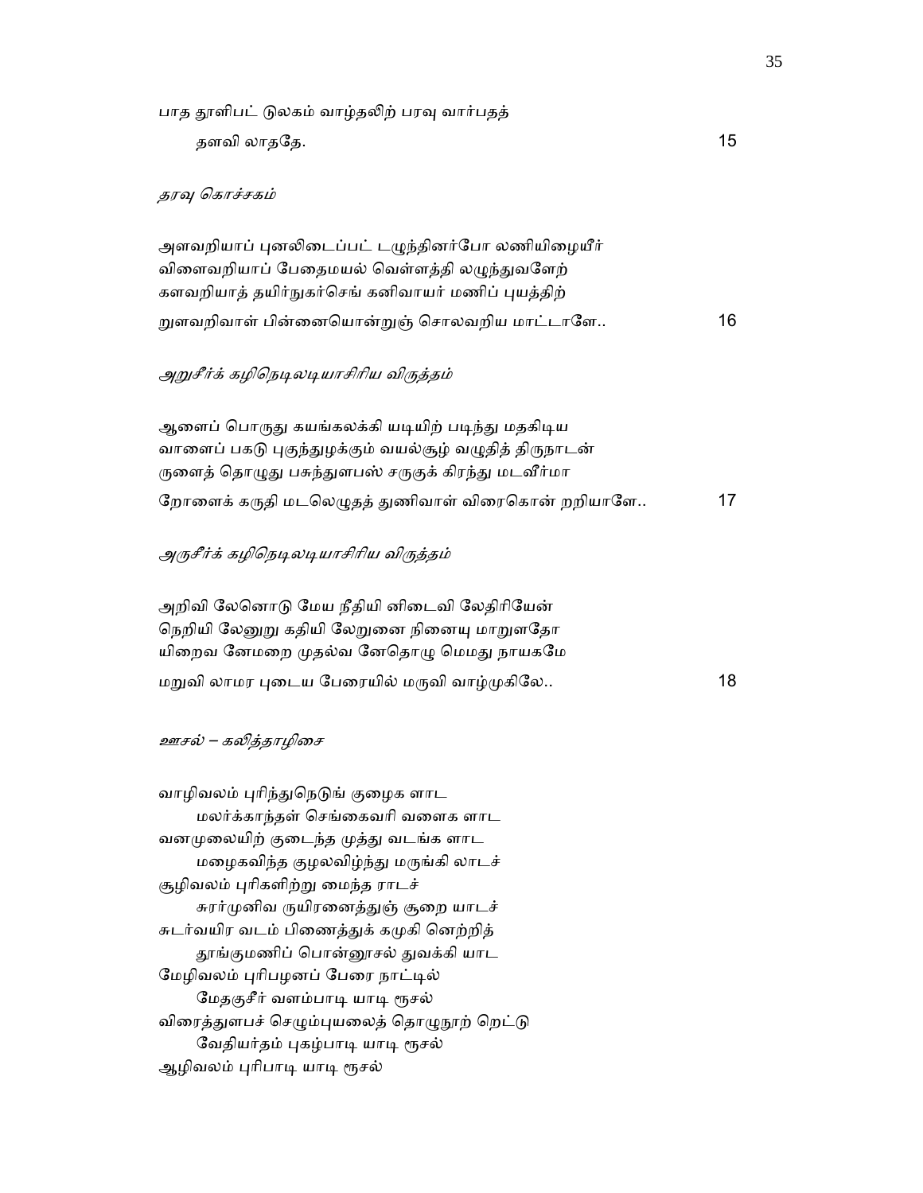பாத தூளிபட் டுலகம் வாழ்தலிற் பரவு வார்பதத்
    தளவி லாததே. 15

*தரவு கொச்சகம்*

அளவறியாப் புனலிடைப்பட் டழுந்தினர்போ லணியிழையீர்
விளைவறியாப் பேதைமயல் வெள்ளத்தி லழுந்துவளேற்
களவறியாத் தயிர்நுகர்செங் கனிவாயர் மணிப் புயத்திற்
றுளவறிவாள் பின்னையொன்றுஞ் சொலவறிய மாட்டாளே.. 16

*அறுசீர்க் கழிநெடிலடியாசிரிய விருத்தம்*

ஆளைப் பொருது கயங்கலக்கி யடியிற் படிந்து மதகிடிய
வாளைப் பகடு புகுந்துழக்கும் வயல்சூழ் வழுதித் திருநாடன்
ருளைத் தொழுது பசுந்துளபஸ் சருகுக் கிரந்து மடவீர்மா
றோளைக் கருதி மடலெழுதத் துணிவாள் விரைகொன் றறியாளே.. 17

*அருசீர்க் கழிநெடிலடியாசிரிய விருத்தம்*

அறிவி லேனொடு மேய நீதியி னிடைவி லேதிரியேன்
நெறியி லேனுறு கதியி லேறுனை நினையு மாறுளதோ
யிறைவ னேமறை முதல்வ னேதொழு மெமது நாயகமே
மறுவி லாமர புடைய பேரையில் மருவி வாழ்முகிலே.. 18

*ஊசல் – கலித்தாழிசை*

வாழிவலம் புரிந்துநெடுங் குழைக ளாட
    மலர்க்காந்தள் செங்கைவரி வளைக ளாட
வனமுலையிற் குடைந்த முத்து வடங்க ளாட
    மழைகவிந்த குழலவிழ்ந்து மருங்கி லாடச்
சூழிவலம் புரிகளிற்று மைந்த ராடச்
    சுரர்முனிவ ருயிரனைத்துஞ் சூறை யாடச்
சுடர்வயிர வடம் பிணைத்துக் கமுகி னெற்றித்
    தூங்குமணிப் பொன்னூசல் துவக்கி யாட
மேழிவலம் புரிபழனப் பேரை நாட்டில்
    மேதகுசீர் வளம்பாடி யாடி ரூசல்
விரைத்துளபச் செழும்புயலைத் தொழுநூற் றெட்டு
    வேதியர்தம் புகழ்பாடி யாடி ரூசல்
ஆழிவலம் புரிபாடி யாடி ரூசல்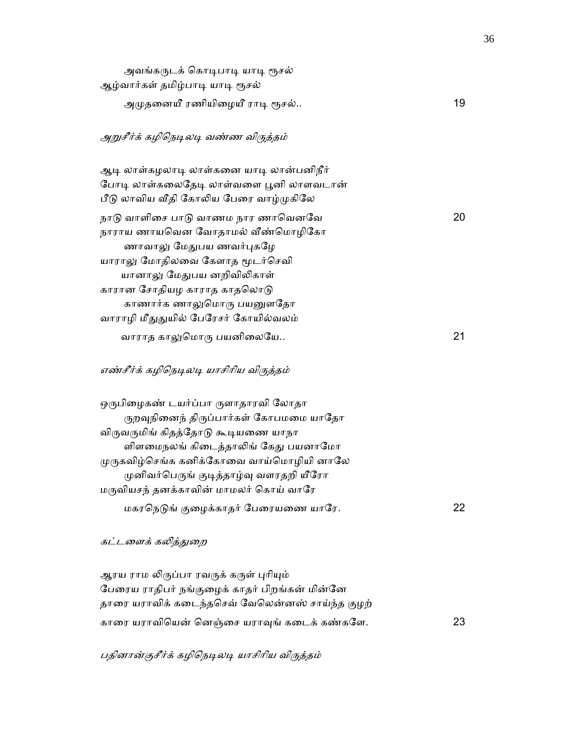அவங்கருடக் கொடிபாடி யாடி ரூசல்
ஆழ்வார்கள் தமிழ்பாடி யாடி ரூசல்
அமுதனையீ ரணியிழையீ ராடி ரூசல்.. 19

*அறுசீர்க் கழிநெடிலடி வண்ண விருத்தம்*

ஆடி லாள்கழலாடி லாள்கனை யாடி லான்பனிநீர்
போடி லாள்கலைதேடி லாள்வளை பூனி லாளவடான்
பீடு லாவிய வீதி கோலிய பேரை வாழ்முகிலே
நாடு வாளிசை பாடு வாணம நார ணாவெனவே 20

நாராய ணாயவென வோதாமல் வீண்மொழிகோ
ணாவாலு மேதுபய ணவர்புகழே
யாராலு மோதிலவை கேளாத மூடர்செவி
யானாலு மேதுபய னறிவிலிகாள்
காரான சோதியழ காராத காதலொடு
காணார்க ணாலுமொரு பயனுளதோ
வாராழி மீதுதுயில் பேரேசர் கோயில்வலம்
வாராத காலுமொரு பயனிலையே.. 21

*எண்சீர்க் கழிநெடிலடி யாசிரிய விருத்தம்*

ஒருபிழைகண் டயர்ப்பா ருளாதாரவி லோதா
றுறவுநினைந் திருப்பார்கள் கோபமமை யாதோ
விருவருமிங் கிதத்தோடு கூடியணை யாநா
ளிளமைநலங் கிடைத்தாலிங் கேது பயனாமோ
முருகவிழ்செங்க கனிக்கோவை வாய்மொழியி னாலே
முனிவர்பெருங் குடித்தாழ்வு வளரதறி யீரோ
மருவியசந் தனக்காவின் மாமலர் கொய் வாரே
மகரநெடுங் குழைக்காதர் பேரையணை யாரே. 22

*கட்டளைக் கலித்துறை*

ஆரய ராம லிருப்பா ரவருக் கருள் புரியும்
பேரைய ராதிபர் நங்குழைக் காதர் பிறங்கன் மின்னே
தாரை யராவிக் கடைந்தசெவ் வேலென்னஸ் சாய்ந்த குழற்
காரை யராவியென் னெஞ்சை யராவுங் கடைக் கண்களே. 23

*பதினான்குசீர்க் கழிநெடிலடி யாசிரிய விருத்தம்*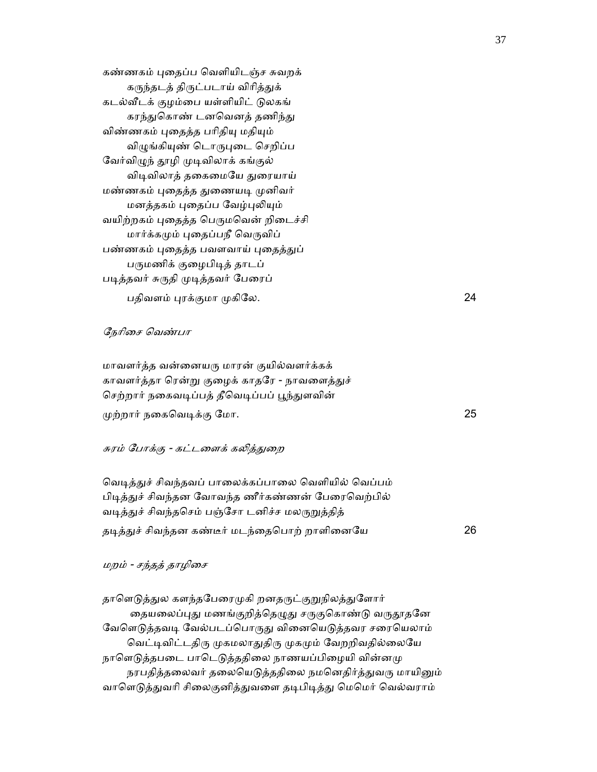கண்ணகம் புதைப்ப வெளியிடஞ்ச சுவறக்
        கருந்தடத் திருட்படாய் விரித்துக்
கடல்வீடக் குழம்பை யள்ளியிட் டுலகங்
        கரந்துகொண் டனவெனத் தணிந்து
விண்ணகம் புதைத்த பரிதியு மதியும்
        விழுங்கியுண் டொருபுடை செறிப்ப
வேர்விழுந் தூழி முடிவிலாக் கங்குல்
        விடிவிலாத் தகைமையே துரையாய்
மண்ணகம் புதைத்த துணையடி முனிவர்
        மனத்தகம் புதைப்ப வேழ்புலியும்
வயிற்றகம் புதைத்த பெருமவென் றிடைச்சி
        மார்க்கமும் புதைப்பநீ வெருவிப்
பண்ணகம் புதைத்த பவளவாய் புதைத்துப்
        பருமணிக் குழைபிடித் தாடப்
படித்தவர் சுருதி முடித்தவர் பேரைப்
        பதிவளம் புரக்குமா முகிலே.                24

*நேரிசை வெண்பா*

மாவளர்த்த வன்னையரு மாரன் குயில்வளர்க்கக்
காவளர்த்தா ரென்று குழைக் காதரே - நாவளைத்துச்
செற்றார் நகைவடிப்பத் தீவெடிப்பப் பூந்துளவின்
முற்றார் நகைவெடிக்கு மோ.                25

*சுரம் போக்கு - கட்டளைக் கலித்துறை*

வெடித்துச் சிவந்தவப் பாலைக்கப்பாலை வெளியில் வெப்பம்
பிடித்துச் சிவந்தன வோவந்த ணீர்கண்ணன் பேரைவெற்பில்
வடித்துச் சிவந்தசெம் பஞ்சோ டனிச்ச மலருறுத்தித்
தடித்துச் சிவந்தன கண்டீர் மடந்தைபொற் றாளினையே                26

*மறம் - சந்தத் தாழிசை*

தாளெடுத்துல களந்தபேரைமுகி றனதருட்குறுநிலத்துளோர்
        தையலைப்புது மணங்குறித்தெழுது சருகுகொண்டு வருதூதனே
வேளெடுத்தவடி வேல்படப்பொருது வினையெடுத்தவர சரையெலாம்
        வெட்டிவிட்டதிரு முகமலாதுதிரு முகமும் வேறறிவதில்லையே
நாளெடுத்தபடை பாடெடுத்ததிலை நாணயப்பிழையி வின்னமு
        நரபதித்தலைவர் தலையெடுத்ததிலை நமனெதிர்த்துவரு மாயினும்
வாளெடுத்துவரி சிலைகுனித்துவளை தடிபிடித்து மெமெர் வெல்வராம்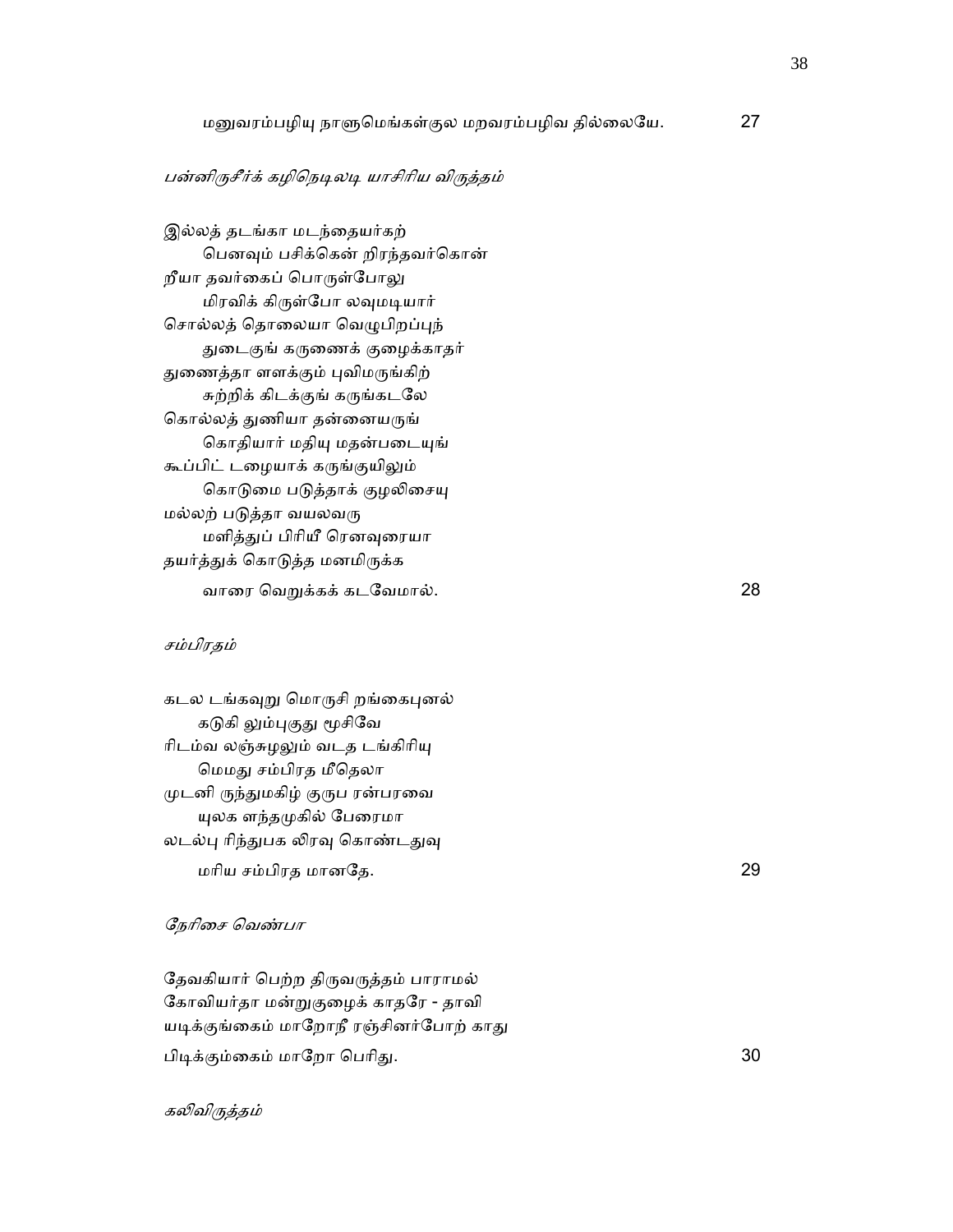மனுவரம்பழியு நாளுமெங்கள்குல மறவரம்பழிவ தில்லையே.          27

*பன்னிருசீர்க் கழிநெடிலடி யாசிரிய விருத்தம்*

இல்லத் தடங்கா மடந்தையர்கற்
    பெனவும் பசிக்கென் றிரந்தவர்கொன்
றீயா தவர்கைப் பொருள்போலு
    மிரவிக் கிருள்போ லவுமடியார்
சொல்லத் தொலையா வெழுபிறப்புந்
    துடைகுங் கருணைக் குழைக்காதர்
துணைத்தா ளளக்கும் புவிமருங்கிற்
    சுற்றிக் கிடக்குங் கருங்கடலே
கொல்லத் துணியா தன்னையருங்
    கொதியார் மதியு மதன்படையுங்
கூப்பிட் டழையாக் கருங்குயிலுங்
    கொடுமை படுத்தாக் குழலிசையு
மல்லற் படுத்தா வயலவரு
    மளித்துப் பிரியீ ரெனவுரையா
தயர்த்துக் கொடுத்த மனமிருக்க
    வாரை வெறுக்கக் கடவேமால்.          28

*சம்பிரதம்*

கடல டங்கவுறு மொருசி றங்கைபுனல்
    கடுகி லும்புகுது மூசிவே
ரிடம்வ லஞ்சுழலும் வடத டங்கிரியு
    மெமது சம்பிரத மீதெலா
முடனி ருந்துமகிழ் குருப ரன்பரவை
    யுலக ளந்தமுகில் பேரைமா
லடல்பு ரிந்துபக லிரவு கொண்டதுவு
    மரிய சம்பிரத மானதே.          29

*நேரிசை வெண்பா*

தேவகியார் பெற்ற திருவருத்தம் பாராமல்
கோவியர்தா மன்றுகுழைக் காதரே - தாவி
யடிக்குங்கைம் மாறோநீ ரஞ்சினர்போற் காது
பிடிக்கும்கைம் மாறோ பெரிது.          30

*கலிவிருத்தம்*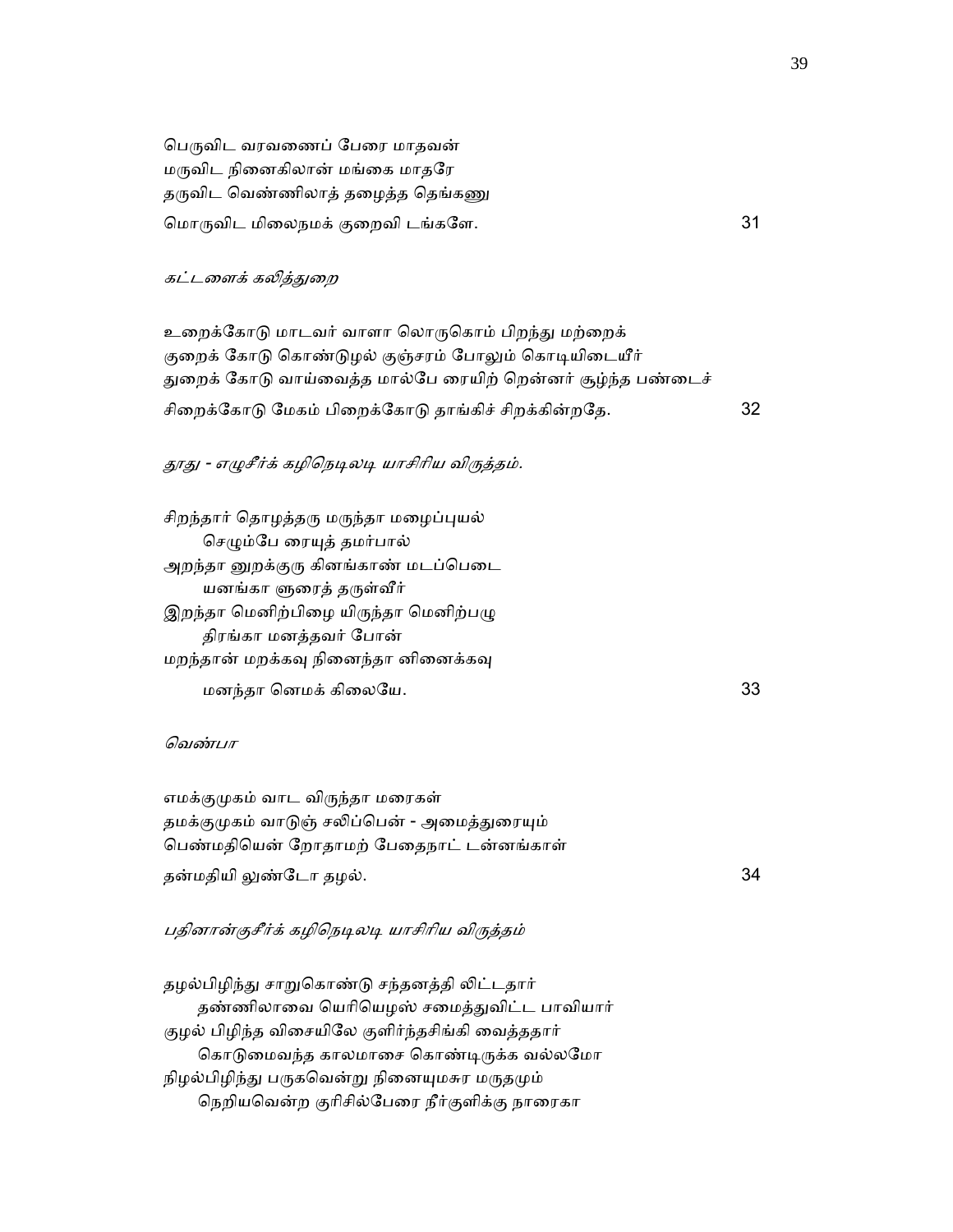பெருவிட வரவணைப் பேரை மாதவன்
மருவிட நினைகிலான் மங்கை மாதரே
தருவிட வெண்ணிலாத் தழைத்த தெங்கணு
மொருவிட மிலைநமக் குறைவி டங்களே. 31

*கட்டளைக் கலித்துறை*

உறைக்கோடு மாடவர் வாளா லொருகொம் பிறந்து மற்றைக்
குறைக் கோடு கொண்டுழல் குஞ்சரம் போலும் கொடியிடையீர்
துறைக் கோடு வாய்வைத்த மால்பே ரையிற் றென்னர் சூழ்ந்த பண்டைச்
சிறைக்கோடு மேகம் பிறைக்கோடு தாங்கிச் சிறக்கின்றதே. 32

*தூது - எழுசீர்க் கழிநெடிலடி யாசிரிய விருத்தம்.*

சிறந்தார் தொழத்தரு மருந்தா மழைப்புயல்
  செழும்பே ரையுத் தமர்பால்
அறந்தா னுறக்குரு கினங்காண் மடப்பெடை
  யனங்கா ளுரைத் தருள்வீர்
இறந்தா மெனிற்பிழை யிருந்தா மெனிற்பழு
  திரங்கா மனத்தவர் போன்
மறந்தான் மறக்கவு நினைந்தா னினைக்கவு
  மனந்தா னெமக் கிலையே. 33

*வெண்பா*

எமக்குமுகம் வாட விருந்தா மரைகள்
தமக்குமுகம் வாடுஞ் சலிப்பென் - அமைத்துரையும்
பெண்மதியென் றோதாமற் பேதைநாட் டன்னங்காள்
தன்மதியி லுண்டோ தழல். 34

*பதினான்குசீர்க் கழிநெடிலடி யாசிரிய விருத்தம்*

தழல்பிழிந்து சாறுகொண்டு சந்தனத்தி லிட்டதார்
  தண்ணிலாவை யெரியெழஸ் சமைத்துவிட்ட பாவியார்
குழல் பிழிந்த விசையிலே குளிர்ந்தசிங்கி வைத்ததார்
  கொடுமைவந்த காலமாசை கொண்டிருக்க வல்லமோ
நிழல்பிழிந்து பருகவென்று நினையுமசுர மருதமும்
  நெறியவென்ற குரிசில்பேரை நீர்குளிக்கு நாரைகா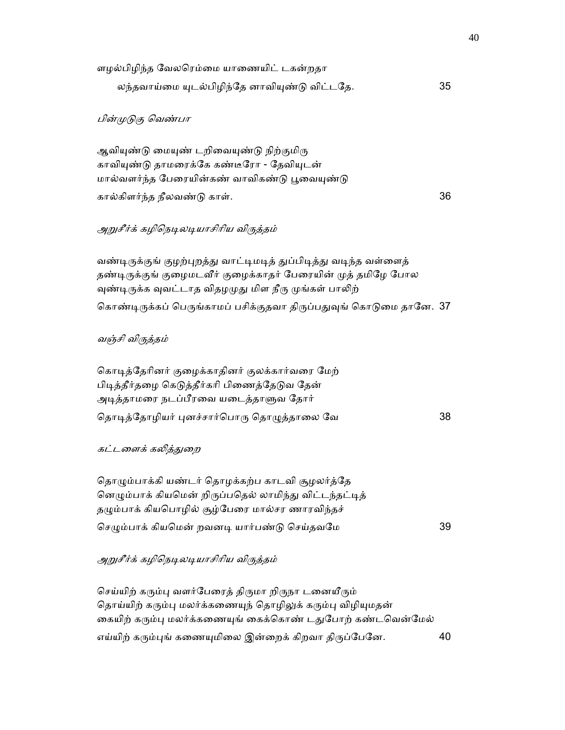ளழல்பிழிந்த வேலரெம்மை யாணையிட் டகன்றதா
　　லந்தவாய்மை யுடல்பிழிந்தே னாவியுண்டு விட்டதே.　　35

*பின்முடுகு வெண்பா*

ஆவியுண்டு மையுண் டறிவையுண்டு நிற்குமிரு
காவியுண்டு தாமரைக்கே கண்டீரோ - தேவியுடன்
மால்வளர்ந்த பேரையின்கண் வாவிகண்டு பூவையுண்டு
கால்கிளர்ந்த நீலவண்டு காள்.　　36

*அறுசீர்க் கழிநெடிலடியாசிரிய விருத்தம்*

வண்டிருக்குங் குழற்புறத்து வாட்டிமடித் துப்பிடித்து வடிந்த வள்ளைத்
தண்டிருக்குங் குழைமடவீர் குழைக்காதர் பேரையின் முத் தமிழே போல
வுண்டிருக்க வுவட்டாத விதழமுது மிள நீரு முங்கள் பாலிற்
கொண்டிருக்கப் பெருங்காமப் பசிக்குதவா திருப்பதுவுங் கொடுமை தானே.　37

*வஞ்சி விருத்தம்*

கொடித்தேரினர் குழைக்காதினர் குலக்கார்வரை மேற்
பிடித்தீர்தழை கெடுத்தீர்கரி பிணைத்தேடுவ தேன்
அடித்தாமரை நடப்பீரவை யடைத்தாளுவ தோர்
தொடித்தோழியர் புனச்சார்பொரு தொழுத்தாலை வே　　38

*கட்டளைக் கலித்துறை*

தொழும்பாக்கி யண்டர் தொழக்கற்ப காடவி சூழலர்த்தே
னொழும்பாக் கியமென் றிருப்பதெல் லாமிந்து விட்டடந்தட்டித்
தழும்பாக் கியபொழில் சூழ்பேரை மால்சர ணாரவிந்தச்
செழும்பாக் கியமென் றவனடி யார்பண்டு செய்தவமே　　39

*அறுசீர்க் கழிநெடிலடியாசிரிய விருத்தம்*

செய்யிற் கரும்பு வளர்பேரைத் திருமா றிருநா டனையீரும்
தொய்யிற் கரும்பு மலர்க்கணையுந் தொழிலுக் கரும்பு விழியுமதன்
கையிற் கரும்பு மலர்க்கணையுங் கைக்கொண் டதுபோற் கண்டவென்மேல்
எய்யிற் கரும்புங் கணையுமிலை இன்றைக் கிறவா திருப்பேனே.　　40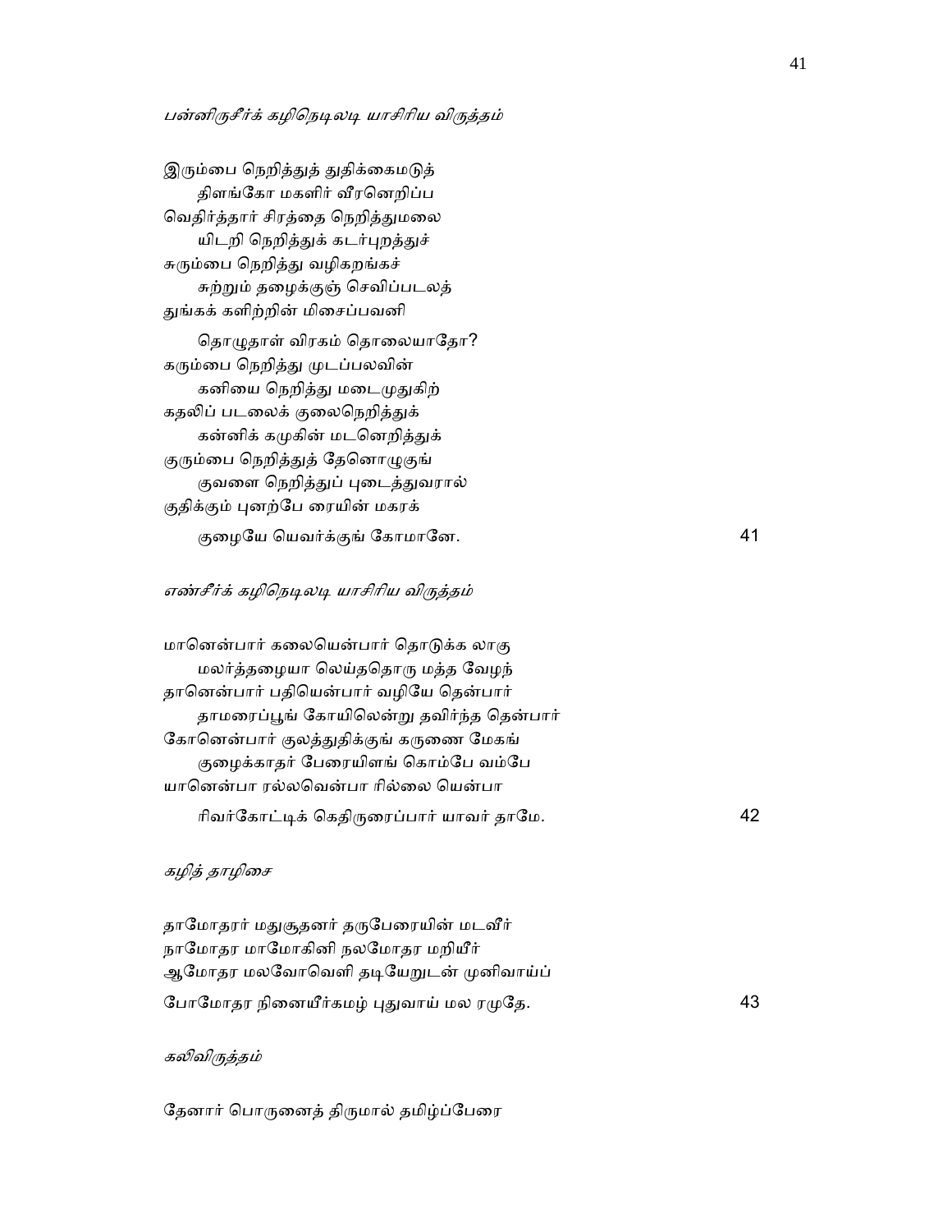*பன்னிருசீர்க் கழிநெடிலடி யாசிரிய விருத்தம்*

இரும்பை நெறித்துத் துதிக்கைமடுத்
 திளங்கோ மகளிர் வீரனெறிப்ப
வெதிர்த்தார் சிரத்தை நெறித்துமலை
 யிடறி நெறித்துக் கடர்புறத்துச்
சுரும்பை நெறித்து வழிகறங்கச்
 சுற்றும் தழைக்குஞ் செவிப்படலத்
துங்கக் களிற்றின் மிசைப்பவனி
 தொழுதாள் விரகம் தொலையாதோ?
கரும்பை நெறித்து முடப்பலவின்
 கனியை நெறித்து மடைமுதுகிற்
கதலிப் படலைக் குலைநெறித்துக்
 கன்னிக் கமுகின் மடனெறித்துக்
குரும்பை நெறித்துத் தேனொழுகுங்
 குவளை நெறித்துப் புடைத்துவரால்
குதிக்கும் புனற்பே ரையின் மகரக்
 குழையே யெவர்க்குங் கோமானே. 41

*எண்சீர்க் கழிநெடிலடி யாசிரிய விருத்தம்*

மானென்பார் கலையென்பார் தொடுக்க லாகு
 மலர்த்தழையா லெய்ததொரு மத்த வேழந்
தானென்பார் பதியென்பார் வழியே தென்பார்
 தாமரைப்பூங் கோயிலென்று தவிர்ந்த தென்பார்
கோனென்பார் குலத்துதிக்குங் கருணை மேகங்
 குழைக்காதர் பேரையிளங் கொம்பே வம்பே
யானென்பா ரல்லவென்பா ரில்லை யென்பா
 ரிவர்கோட்டிக் கெதிருரைப்பார் யாவர் தாமே. 42

*கழித் தாழிசை*

தாமோதரர் மதுசூதனர் தருபேரையின் மடவீர்
நாமோதர மாமோகினி நலமோதர மறியீர்
ஆமோதர மலவோவெளி தடியேறுடன் முனிவாய்ப்
போமோதர நினையீர்கமழ் புதுவாய் மல ரமுதே. 43

*கலிவிருத்தம்*

தேனார் பொருனைத் திருமால் தமிழ்ப்பேரை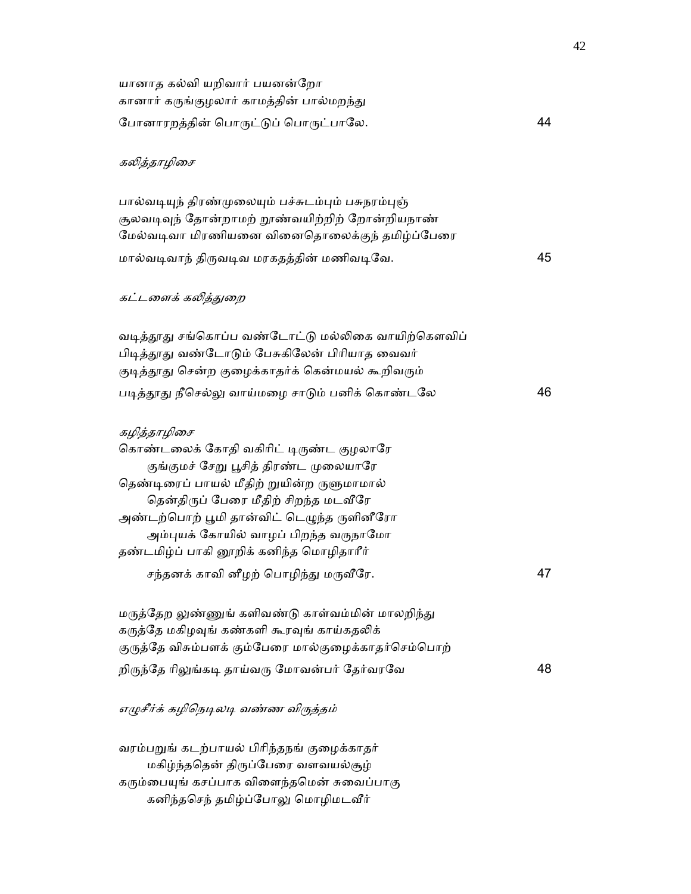யானாத கல்வி யறிவார் பயனன்றோ
கானார் கருங்குழலார் காமத்தின் பால்மறந்து
போனாரறத்தின் பொருட்டுப் பொருட்பாலே. 44

*கலித்தாழிசை*

பால்வடியுந் திரண்முலையும் பச்சுடம்பும் பசுநரம்புஞ்
சூலவடிவுந் தோன்றாமற் றூண்வயிற்றிற் றோன்றியநாண்
மேல்வடிவா மிரணியனை வினைதொலைக்குந் தமிழ்ப்பேரை
மால்வடிவாந் திருவடிவ மரகதத்தின் மணிவடிவே. 45

*கட்டளைக் கலித்துறை*

வடித்தூது சங்கொப்ப வண்டோட்டு மல்லிகை வாயிற்கௌவிப்
பிடித்தூது வண்டோடும் பேசுகிலேன் பிரியாத வைவர்
குடித்தூது சென்ற குழைக்காதர்க் கென்மயல் கூறிவரும்
படித்தூது நீசெல்லு வாய்மழை சாடும் பனிக் கொண்டலே 46

*கழித்தாழிசை*

கொண்டலைக் கோதி வகிரிட் டிருண்ட குழலாரே
 குங்குமச் சேறு பூசித் திரண்ட முலையாரே
தெண்டிரைப் பாயல் மீதிற் றுயின்ற ருளுமாமால்
 தென்திருப் பேரை மீதிற் சிறந்த மடவீரே
அண்டற்பொற் பூமி தான்விட் டெழுந்த ருளினீரோ
 அம்புயக் கோயில் வாழப் பிறந்த வருநாமோ
தண்டமிழ்ப் பாகி னூறிக் கனிந்த மொழிதாரீர்
 சந்தனக் காவி னீழற் பொழிந்து மருவீரே. 47

மருத்தேற லுண்ணுங் களிவண்டு காள்வம்மின் மாலறிந்து
கருத்தே மகிழவுங் கண்களி கூரவுங் காய்கதலிக்
குருத்தே விசும்பளக் கும்பேரை மால்குழைக்காதர்செம்பொற்
றிருந்தே ரிலுங்கடி தாய்வரு மோவன்பர் தேர்வரவே 48

*எழுசீர்க் கழிநெடிலடி வண்ண விருத்தம்*

வரம்பறுங் கடற்பாயல் பிரிந்தநங் குழைக்காதர்
 மகிழ்ந்ததென் திருப்பேரை வளவயல்சூழ்
கரும்பையுங் கசப்பாக விளைந்தமென் சுவைப்பாகு
 கனிந்தசெந் தமிழ்ப்போலு மொழிமடவீர்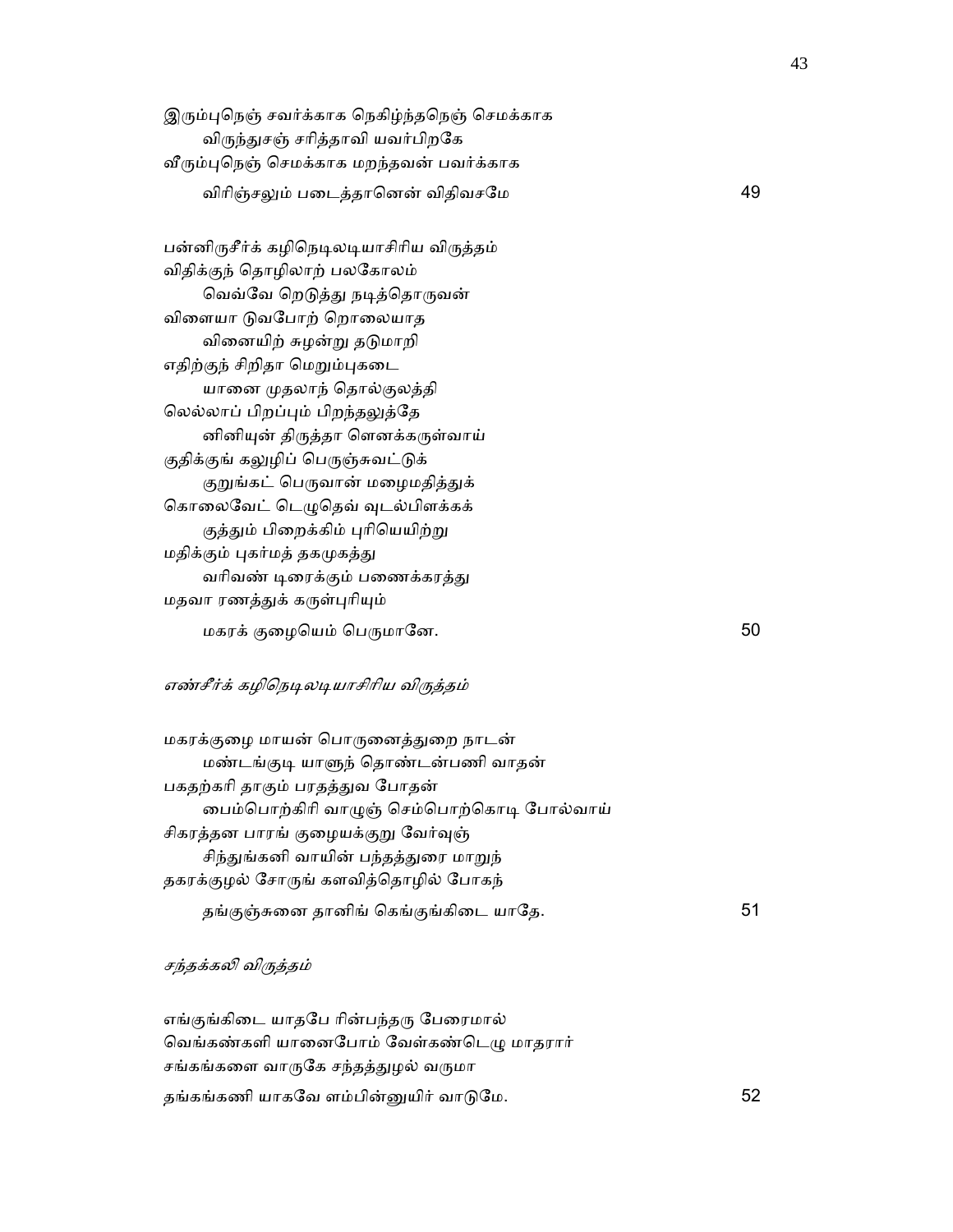இரும்புநெஞ் சவர்க்காக நெகிழ்ந்தநெஞ் செமக்காக
　　விருந்துசஞ் சரித்தாவி யவர்பிறகே
வீரும்புநெஞ் செமக்காக மறந்தவன் பவர்க்காக
　　விரிஞ்சலும் படைத்தானென் விதிவசமே　　　　　49

பன்னிருசீர்க் கழிநெடிலடியாசிரிய விருத்தம்
விதிக்குந் தொழிலாற் பலகோலம்
　　வெவ்வே றெடுத்து நடித்தொருவன்
விளையா டுவபோற் றொலையாத
　　வினையிற் சுழன்று தடுமாறி
எதிற்குந் சிறிதா மெறும்புகடை
　　யானை முதலாந் தொல்குலத்தி
லெல்லாப் பிறப்பும் பிறந்தலுத்தே
　　னினியுன் திருத்தா ளெனக்கருள்வாய்
குதிக்குங் கலுழிப் பெருஞ்சுவட்டுக்
　　குறுங்கட் பெருவான் மழைமதித்துக்
கொலைவேட் டெழுதெவ் வுடல்பிளக்கக்
　　குத்தும் பிறைக்கிம் புரியெயிற்று
மதிக்கும் புகர்மத் தகமுகத்து
　　வரிவண் டிரைக்கும் பணைக்கரத்து
மதவா ரணத்துக் கருள்புரியும்
　　மகரக் குழையெம் பெருமானே.　　　　　50

*எண்சீர்க் கழிநெடிலடியாசிரிய விருத்தம்*

மகரக்குழை மாயன் பொருனைத்துறை நாடன்
　　மண்டங்குடி யாளுந் தொண்டன்பணி வாதன்
பகதற்கரி தாகும் பரதத்துவ போதன்
　　பைம்பொற்கிரி வாழுஞ் செம்பொற்கொடி போல்வாய்
சிகரத்தன பாரங் குழையக்குறு வேர்வுஞ்
　　சிந்துங்கனி வாயின் பந்தத்துரை மாறுந்
தகரக்குழல் சோருங் களவித்தொழில் போகந்
　　தங்குஞ்சுனை தானிங் கெங்குங்கிடை யாதே.　　　　　51

*சந்தக்கலி விருத்தம்*

எங்குங்கிடை யாதபே ரின்பந்தரு பேரைமால்
வெங்கண்களி யானைபோம் வேள்கண்டெழு மாதரார்
சங்கங்களை வாருகே சந்தத்துழல் வருமா
தங்கங்கணி யாகவே ளம்பின்னுயிர் வாடுமே.　　　　　52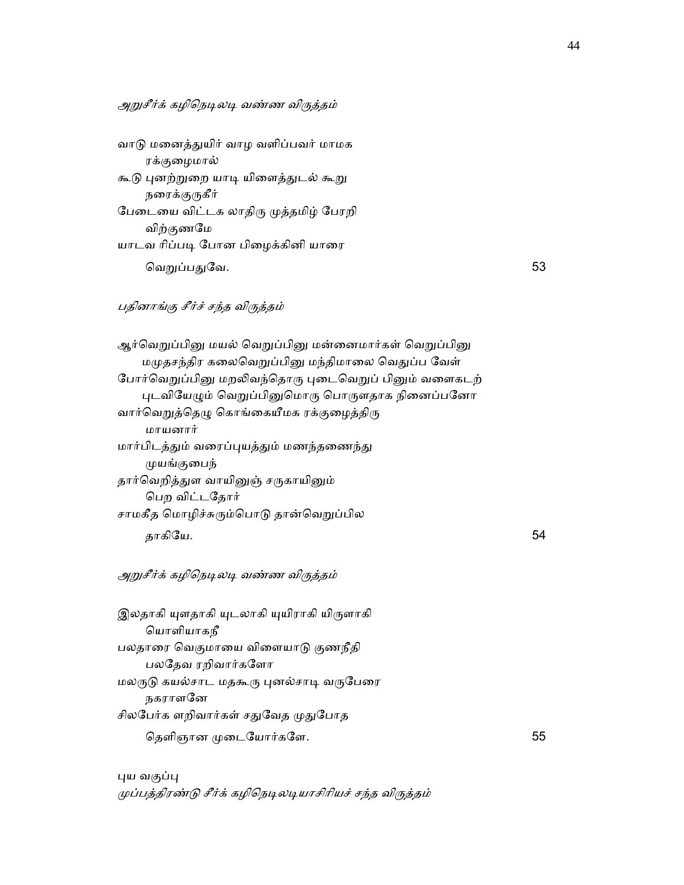*அறுசீர்க் கழிநெடிலடி வண்ண விருத்தம்*

வாடு மனைத்துயிர் வாழ வளிப்பவர் மாமக
ரக்குழைமால்
கூடு புனற்றுறை யாடி யிளைத்துடல் கூறு
நரைக்குருகீர்
பேடையை விட்டக லாதிரு முத்தமிழ் பேரறி
விற்குணமே
யாடவ ரிப்படி போன பிழைக்கினி யாரை
வெறுப்பதுவே. 53

*பதினாங்கு சீர்ச் சந்த விருத்தம்*

ஆர்வெறுப்பினு மயல் வெறுப்பினு மன்னைமார்கள் வெறுப்பினு
மமுதசந்திர கலைவெறுப்பினு மந்திமாலை வெதுப்ப வேள்
போர்வெறுப்பினு மறலிவந்தொரு புடைவெறுப் பினும் வளைகடற்
புடவியேழும் வெறுப்பினுமொரு பொருளதாக நினைப்பனோ
வார்வெறுத்தெழு கொங்கையீமக ரக்குழைத்திரு
மாயனார்
மார்பிடத்தும் வரைப்புயத்தும் மணந்தணைந்து
முயங்குபைந்
தார்வெறித்துள வாயினுஞ் சருகாயினும்
பெற விட்டதோர்
சாமகீத மொழிச்சுரும்பொடு தான்வெறுப்பில
தாகியே. 54

*அறுசீர்க் கழிநெடிலடி வண்ண விருத்தம்*

இலதாகி யுளதாகி யுடலாகி யுயிராகி யிருளாகி
யொளியாகநீ
பலதாரை வெகுமாயை விளையாடு குணநீதி
பலதேவ ரறிவார்களோ
மலருடு கயல்சாட மதகூரு புனல்சாடி வருபேரை
நகராளனே
சிலபேர்க ளறிவார்கள் சதுவேத முதுபோத
தெளிஞான முடையோர்களே. 55

புய வகுப்பு
*முப்பத்திரண்டு சீர்க் கழிநெடிலடியாசிரியச் சந்த விருத்தம்*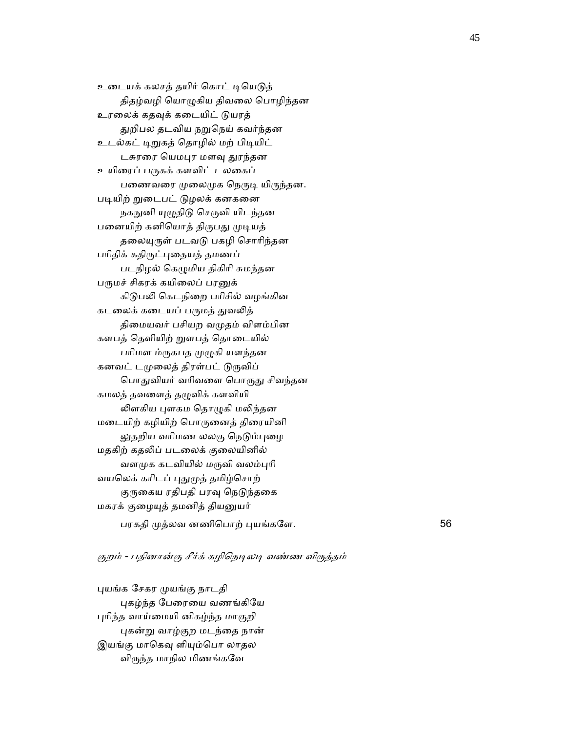உடையக் கலசத் தயிர் கொட் டியெடுத்
        திதழ்வழி யொழுகிய திவலை பொழிந்தன
உரலைக் கதவுக் கடையிட் டுயரத்
        துறிபல தடவிய நறுநெய் கவர்ந்தன
உடல்கட் டிறுகத் தொழில் மற் பிடியிட்
        டசுரரை யெமபுர மளவு துரந்தன
உயிரைப் பருகக் களவிட் டலகைப்
        பணைவரை முலைமுக நெருடி யிருந்தன.
படியிற் றுடைபட் டுழலக் கனகனை
        நகநுனி யுழுதிடு செருவி யிடந்தன
பனையிற் கனியொத் திருபது முடியத்
        தலையுருள் படவடு பகழி சொரிந்தன
பரிதிக் கதிருட்புதையத் தமணப்
        படநிழல் கெழுமிய திகிரி சுமந்தன
பருமச் சிகரக் கயிலைப் பரனுக்
        கிடுபலி கெடநிறை பரிசில் வழங்கின
கடலைக் கடையப் பருமத் துவலித்
        திமையவர் பசியற வமுதம் விளம்பின
களபத் தெளியிற் றுளபத் தொடையில்
        பரிமள ம்ருகபத முழுகி யளந்தன
கனவட் டமுலைத் திரள்பட் டுருவிப்
        பொதுவியர் வரிவளை பொருது சிவந்தன
கமலத் தவளைத் தழுவிக் களவியி
        லிளகிய புளகம தொழுகி மலிந்தன
மடையிற் கழியிற் பொருனைத் திரையினி
        லுதறிய வரிமண லலகு நெடும்புழை
மதகிற் கதலிப் படலைக் குலையினில்
        வளமுக கடவியில் மருவி வலம்புரி
வயலெக் கரிடப் புதுமுத் தமிழ்சொற்
        குருகைய ரதிபதி பரவு நெடுந்தகை
மகரக் குழையுத் தமனித் தியனுயர்
        பரகதி முத்லவ னணிபொற் புயங்களே.    56

*குறம் - பதினான்கு சீர்க் கழிநெடிலடி வண்ண விருத்தம்*

புயங்க சேகர முயங்கு நாடதி
        புகழ்ந்த பேரையை வணங்கியே
புரிந்த வாய்மையி னிகழ்ந்த மாகுறி
        புகன்று வாழ்குற மடந்தை நான்
இயங்கு மாகெவு ளியும்பொ லாதல
        விருந்த மாநில மிணங்கவே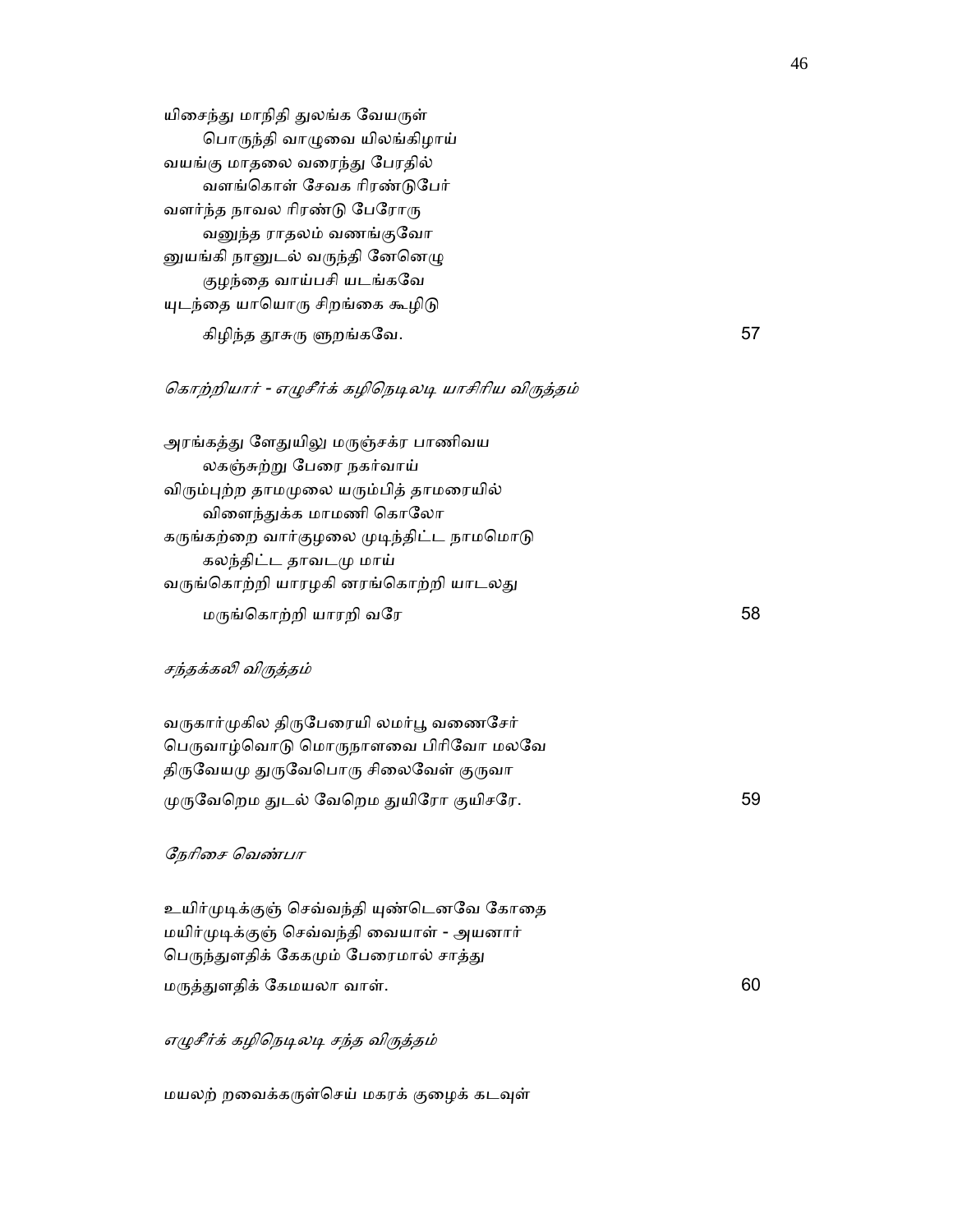யிசைந்து மாநிதி துலங்க வேயருள்
　　பொருந்தி வாழுவை யிலங்கிழாய்
வயங்கு மாதலை வரைந்து பேரதில்
　　வளங்கொள் சேவக ரிரண்டுபேர்
வளர்ந்த நாவல ரிரண்டு பேரோரு
　　வனுந்த ராதலம் வணங்குவோ
னுயங்கி நானுடல் வருந்தி னேனெழு
　　குழந்தை வாய்பசி யடங்கவே
யுடந்தை யாயொரு சிறங்கை கூழிடு
　　கிழிந்த தூசுரு ளுறங்கவே. 57

*கொற்றியார் - எழுசீர்க் கழிநெடிலடி யாசிரிய விருத்தம்*

அரங்கத்து ளேதுயிலு மருஞ்சக்ர பாணிவய
　　லகஞ்சுற்று பேரை நகர்வாய்
விரும்புற்ற தாமமுலை யரும்பித் தாமரையில்
　　விளைந்துக்க மாமணி கொலோ
கருங்கற்றை வார்குழலை முடிந்திட்ட நாமமொடு
　　கலந்திட்ட தாவடமு மாய்
வருங்கொற்றி யாரழகி னரங்கொற்றி யாடலது
　　மருங்கொற்றி யாரறி வரே 58

*சந்தக்கலி விருத்தம்*

வருகார்முகில திருபேரையி லமர்பூ வணைசேர்
பெருவாழ்வொடு மொருநாளவை பிரிவோ மலவே
திருவேயமு துருவேபொரு சிலைவேள் குருவா
முருவேறெம துடல் வேறெம துயிரோ குயிசரே. 59

*நேரிசை வெண்பா*

உயிர்முடிக்குஞ் செவ்வந்தி யுண்டெனவே கோதை
மயிர்முடிக்குஞ் செவ்வந்தி வையாள் - அயனார்
பெருந்துளதிக் கேகமும் பேரைமால் சாத்து
மருத்துளதிக் கேமயலா வாள். 60

*எழுசீர்க் கழிநெடிலடி சந்த விருத்தம்*

மயலற் றவைக்கருள்செய் மகரக் குழைக் கடவுள்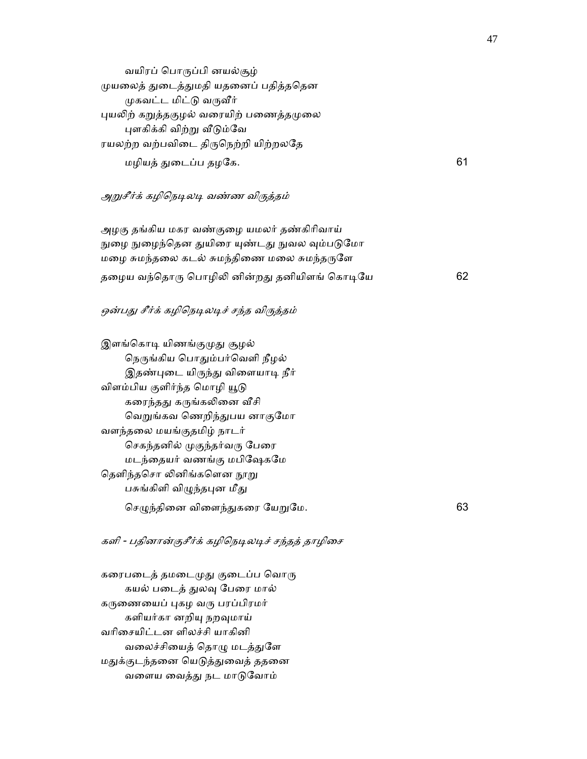வயிரப் பொருப்பி னயல்சூழ்
முயலைத் துடைத்துமதி யதனைப் பதித்ததென
முகவட்ட மிட்டு வருவீர்
புயலிற் கறுத்தகுழல் வரையிற் பணைத்தமுலை
புளகிக்கி விற்று வீடும்வே
ரயலற்ற வற்பவிடை திருநெற்றி யிற்றலதே
மழியத் துடைப்ப தழகே. 61

*அறுசீர்க் கழிநெடிலடி வண்ண விருத்தம்*

அழகு தங்கிய மகர வண்குழை யமலர் தண்கிரிவாய்
நுழை நுழைந்தென துயிரை யுண்டது நுவல வும்படுமோ
மழை சுமந்தலை கடல் சுமந்திணை மலை சுமந்தருளே
தழைய வந்தொரு பொழிலி னின்றது தனியிளங் கொடியே 62

*ஒன்பது சீர்க் கழிநெடிலடிச் சந்த விருத்தம்*

இளங்கொடி யிணங்குமுது சூழல்
நெருங்கிய பொதும்பர்வெளி நீழல்
இதண்புடை யிருந்து விளையாடி நீர்
விளம்பிய குளிர்ந்த மொழி யூடு
கரைந்தது கருங்கலினை வீசி
வெறுங்கவ ணெறிந்துபய னாகுமோ
வளந்தலை மயங்குதமிழ் நாடர்
செகந்தனில் முகுந்தர்வரு பேரை
மடந்தையர் வணங்கு மபிஷேகமே
தெளிந்தசொ லினிங்களென நூறு
பசுங்கிளி விழுந்தபுன மீது
செழுந்தினை விளைந்துகரை யேறுமே. 63

*களி - பதினான்குசீர்க் கழிநெடிலடிச் சந்தத் தாழிசை*

கரைபடைத் தமடைமுது குடைப்ப வொரு
கயல் படைத் துலவு பேரை மால்
கருணையைப் புகழ வரு பரப்பிரமர்
களியர்கா னறியு நறவுமாய்
வரிசையிட்டன ளிலச்சி யாகினி
வலைச்சியைத் தொழு மடத்துளே
மதுக்குடந்தனை யெடுத்துவைத் ததனை
வளைய வைத்து நட மாடுவோம்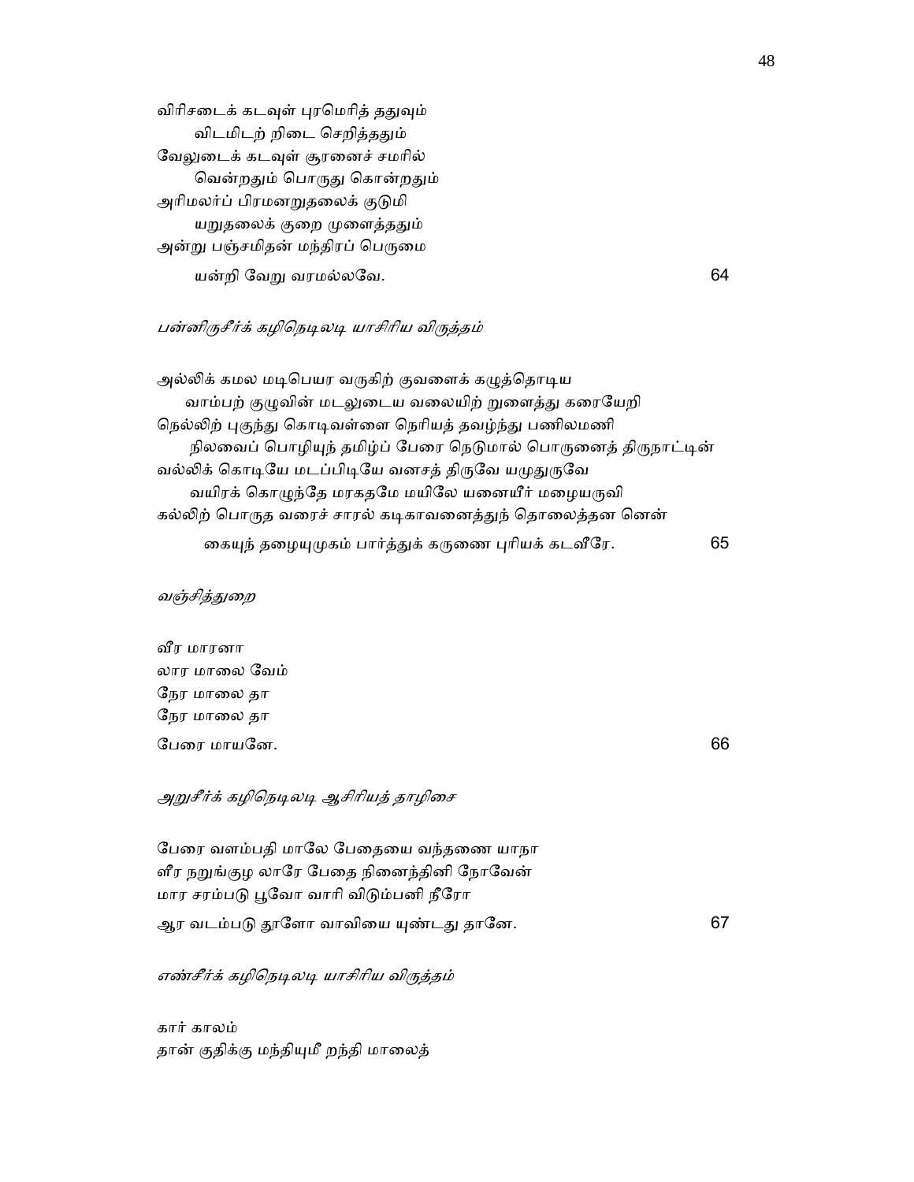விரிசடைக் கடவுள் புரமெரித் ததுவும்
  விடமிடற் றிடை செறித்ததும்
வேலுடைக் கடவுள் சூரனைச் சமரில்
  வென்றதும் பொருது கொன்றதும்
அரிமலர்ப் பிரமனறுதலைக் குடுமி
  யறுதலைக் குறை முளைத்ததும்
அன்று பஞ்சமிதன் மந்திரப் பெருமை
  யன்றி வேறு வரமல்லவே. 64

*பன்னிருசீர்க் கழிநெடிலடி யாசிரிய விருத்தம்*

அல்லிக் கமல மடிபெயர வருகிற் குவளைக் கழுத்தொடிய
  வாம்பற் குழுவின் மடலுடைய வலையிற் றுளைத்து கரையேறி
நெல்லிற் புகுந்து கொடிவள்ளை நெரியத் தவழ்ந்து பணிலமணி
  நிலவைப் பொழியுந் தமிழ்ப் பேரை நெடுமால் பொருனைத் திருநாட்டின்
வல்லிக் கொடியே மடப்பிடியே வனசத் திருவே யமுதுருவே
  வயிரக் கொழுந்தே மரகதமே மயிலே யனையீர் மழையருவி
கல்லிற் பொருத வரைச் சாரல் கடிகாவனைத்துந் தொலைத்தன னென்
  கையுந் தழையுமுகம் பார்த்துக் கருணை புரியக் கடவீரே. 65

*வஞ்சித்துறை*

வீர மாரனா
லார மாலை வேம்
நேர மாலை தா
நேர மாலை தா
பேரை மாயனே. 66

*அறுசீர்க் கழிநெடிலடி ஆசிரியத் தாழிசை*

பேரை வளம்பதி மாலே பேதையை வந்தணை யாநா
ளீர நறுங்குழ லாரே பேதை நினைந்தினி நோவேன்
மார சரம்படு பூவோ வாரி விடும்பனி நீரோ
ஆர வடம்படு தாளோ வாவியை யுண்டது தானே. 67

*எண்சீர்க் கழிநெடிலடி யாசிரிய விருத்தம்*

கார் காலம்
தான் குதிக்கு மந்தியுமீ றந்தி மாலைத்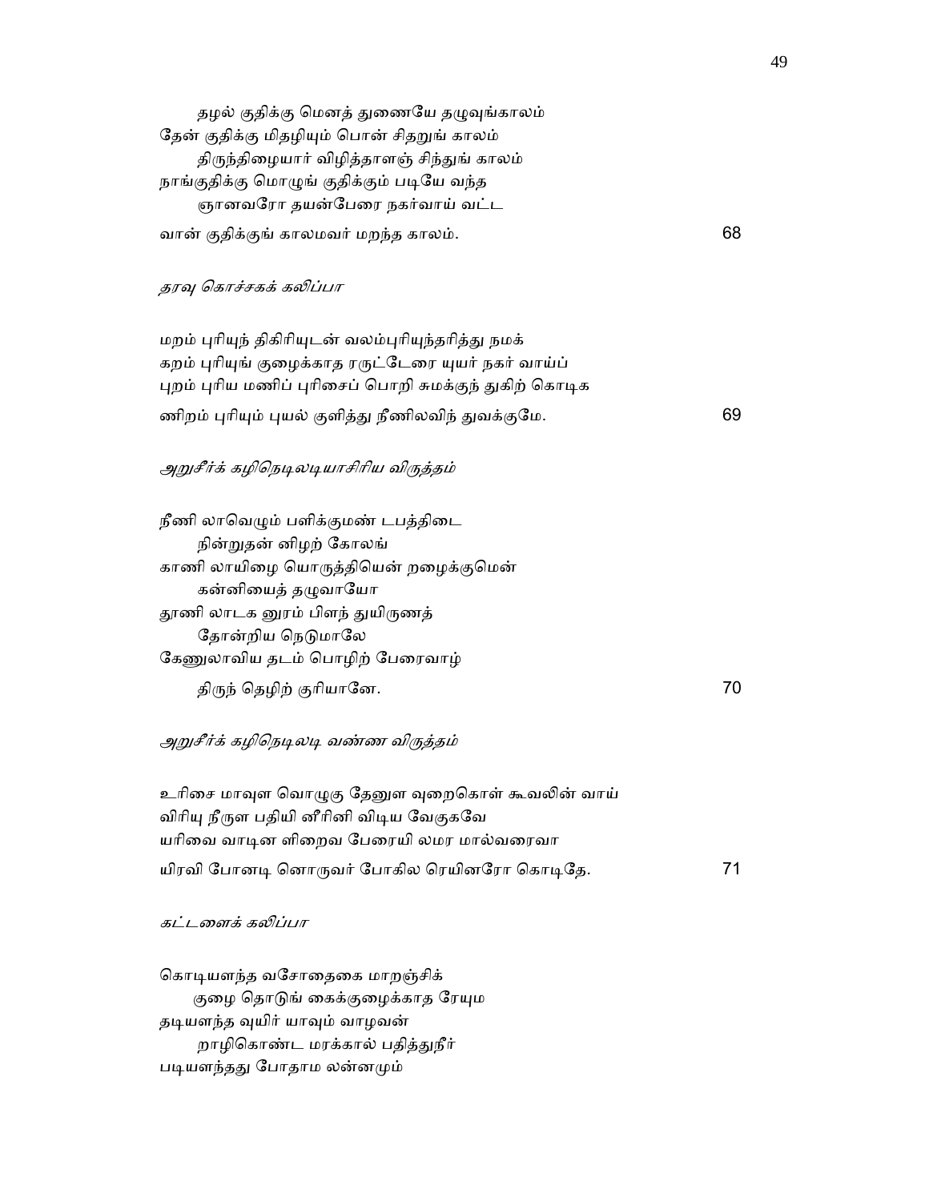தழல் குதிக்கு மெனத் துணையே தழுவுங்காலம்
தேன் குதிக்கு மிதழியும் பொன் சிதறுங் காலம்
திருந்திழையார் விழித்தாளஞ் சிந்துங் காலம்
நாங்குதிக்கு மொழுங் குதிக்கும் படியே வந்த
ஞானவரோ தயன்பேரை நகர்வாய் வட்ட
வான் குதிக்குங் காலமவர் மறந்த காலம். 68

*தரவு கொச்சகக் கலிப்பா*

மறம் புரியுந் திகிரியுடன் வலம்புரியுந்தரித்து நமக்
கறம் புரியுங் குழைக்காத ரருட்டேரை யுயர் நகர் வாய்ப்
புறம் புரிய மணிப் புரிசைப் பொறி சுமக்குந் துகிற் கொடிக
ணிறம் புரியும் புயல் குளித்து நீணிலவிந் துவக்குமே. 69

*அறுசீர்க் கழிநெடிலடியாசிரிய விருத்தம்*

நீணி லாவெழும் பளிக்குமண் டபத்திடை
நின்றுதன் னிழற் கோலங்
காணி லாயிழை யொருத்தியென் றழைக்குமென்
கன்னியைத் தழுவாயோ
தூணி லாடக னுரம் பிளந் துயிருணத்
தோன்றிய நெடுமாலே
கேணுலாவிய தடம் பொழிற் பேரைவாழ்
திருந் தெழிற் குரியானே. 70

*அறுசீர்க் கழிநெடிலடி வண்ண விருத்தம்*

உரிசை மாவுள வொழுகு தேனுள வுறைகொள் கூவலின் வாய்
விரியு நீருள பதியி னீரினி விடிய வேகுகவே
யரிவை வாடின ளிறைவ பேரையி லமர மால்வரைவா
யிரவி போனடி னொருவர் போகில ரெயினரோ கொடிதே. 71

*கட்டளைக் கலிப்பா*

கொடியளந்த வசோதைகை மாறஞ்சிக்
குழை தொடுங் கைக்குழைக்காத ரேயும
தடியளந்த வுயிர் யாவும் வாழவன்
றாழிகொண்ட மரக்கால் பதித்துநீர்
படியளந்தது போதாம லன்னமும்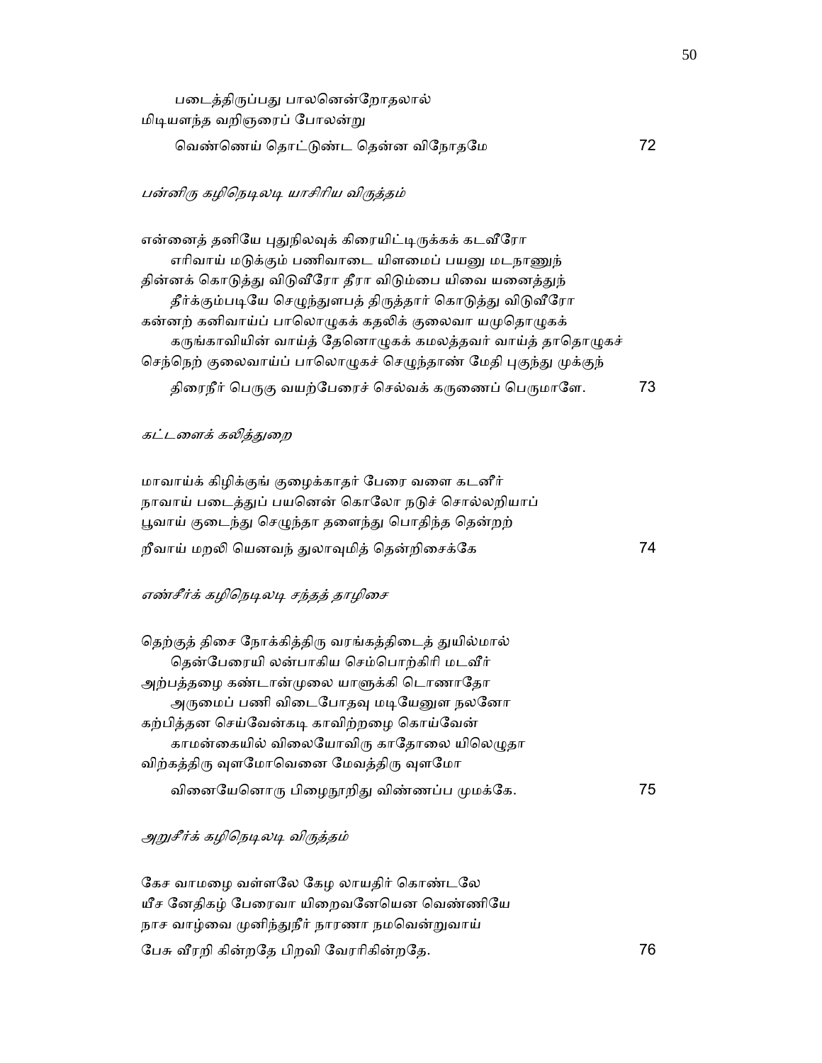படைத்திருப்பது பாலனென்றோதலால்
மிடியளந்த வறிஞரைப் போலன்று
வெண்ணெய் தொட்டுண்ட தென்ன விநோதமே 72

*பன்னிரு கழிநெடிலடி யாசிரிய விருத்தம்*

என்னைத் தனியே புதுநிலவுக் கிரையிட்டிருக்கக் கடவீரோ
எரிவாய் மடுக்கும் பணிவாடை யிளமைப் பயனு மடநாணுந்
தின்னக் கொடுத்து விடுவீரோ தீரா விடும்பை யிவை யனைத்துந்
தீர்க்கும்படியே செழுந்துளபத் திருத்தார் கொடுத்து விடுவீரோ
கன்னற் கனிவாய்ப் பாலொழுகக் கதலிக் குலைவா யமுதொழுகக்
கருங்காவியின் வாய்த் தேனொழுகக் கமலத்தவர் வாய்த் தாதொழுகச்
செந்நெற் குலைவாய்ப் பாலொழுகச் செழுந்தாண் மேதி புகுந்து முக்குந்
திரைநீர் பெருகு வயற்பேரைச் செல்வக் கருணைப் பெருமாளே. 73

*கட்டளைக் கலித்துறை*

மாவாய்க் கிழிக்குங் குழைக்காதர் பேரை வளை கடனீர்
நாவாய் படைத்துப் பயனென் கொலோ நடுச் சொல்லறியாப்
பூவாய் குடைந்து செழுந்தா தளைந்து பொதிந்த தென்றற்
றீவாய் மறலி யெனவந் துலாவுமித் தென்றிசைக்கே 74

*எண்சீர்க் கழிநெடிலடி சந்தத் தாழிசை*

தெற்குத் திசை நோக்கித்திரு வரங்கத்திடைத் துயில்மால்
தென்பேரையி லன்பாகிய செம்பொற்கிரி மடவீர்
அற்பத்தழை கண்டான்முலை யாளுக்கி டொணாதோ
அருமைப் பணி விடைபோதவு மடியேனுள நலனோ
கற்பித்தன செய்வேன்கடி காவிற்றழை கொய்வேன்
காமன்கையில் விலையோவிரு காதோலை யிலெழுதா
விற்கத்திரு வுளமோவெனை மேவத்திரு வுளமோ
வினையேனொரு பிழைநூறிது விண்ணப்ப முமக்கே. 75

*அறுசீர்க் கழிநெடிலடி விருத்தம்*

கேச வாமழை வள்ளலே கேழ லாயதிர் கொண்டலே
யீச னேதிகழ் பேரைவா யிறைவனேயென வெண்ணியே
நாச வாழ்வை முனிந்துநீர் நாரணா நமவென்றுவாய்
பேசு வீரறி கின்றதே பிறவி வேரரிகின்றதே. 76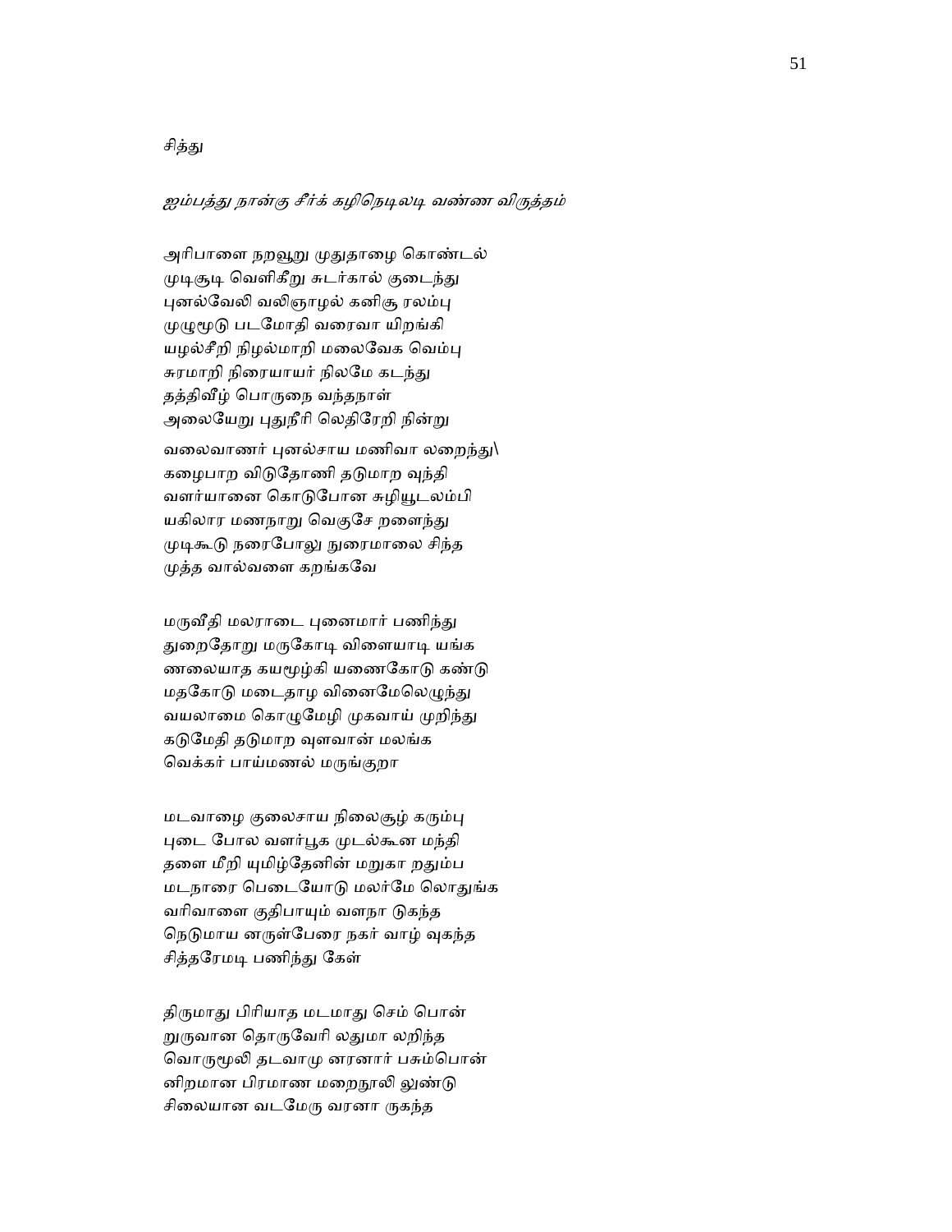சித்து

*ஐம்பத்து நான்கு சீர்க் கழிநெடிலடி வண்ண விருத்தம்*

அரிபாளை நறவூறு முதுதாழை கொண்டல்
முடிசூடி வெளிகீறு சுடர்கால் குடைந்து
புனல்வேலி வலிஞாழல் கனிசூ ரலம்பு
முழுமூடு படமோதி வரைவா யிறங்கி
யழல்சீறி நிழல்மாறி மலைவேக வெம்பு
சுரமாறி நிரையாயர் நிலமே கடந்து
தத்திவீழ் பொருநை வந்தநாள்
அலையேறு புதுநீரி லெதிரேறி நின்று

வலைவாணர் புனல்சாய மணிவா லறைந்து\
கழைபாற விடுதோணி தடுமாற வுந்தி
வளர்யானை கொடுபோன சுழியூடலம்பி
யகிலார மணநாறு வெகுசே றளைந்து
முடிகூடு நரைபோலு நுரைமாலை சிந்த
முத்த வால்வளை கறங்கவே

மருவீதி மலராடை புனைமார் பணிந்து
துறைதோறு மருகோடி விளையாடி யங்க
ணலையாத கயமூழ்கி யணைகோடு கண்டு
மதகோடு மடைதாழ வினைமேலெழுந்து
வயலாமை கொழுமேழி முகவாய் முறிந்து
கடுமேதி தடுமாற வுளவான் மலங்க
வெக்கர் பாய்மணல் மருங்குறா

மடவாழை குலைசாய நிலைசூழ் கரும்பு
புடை போல வளர்பூக முடல்கூன மந்தி
தளை மீறி யுமிழ்தேனின் மறுகா றதும்ப
மடநாரை பெடையோடு மலர்மே லொதுங்க
வரிவாளை குதிபாயும் வளநா டுகந்த
நெடுமாய னருள்பேரை நகர் வாழ் வுகந்த
சித்தரேமடி பணிந்து கேள்

திருமாது பிரியாத மடமாது செம் பொன்
றுருவான தொருவேரி லதுமா லறிந்த
வொருமூலி தடவாமு னரனார் பசும்பொன்
னிறமான பிரமாண மறைநூலி லுண்டு
சிலையான வடமேரு வரனா ருகந்த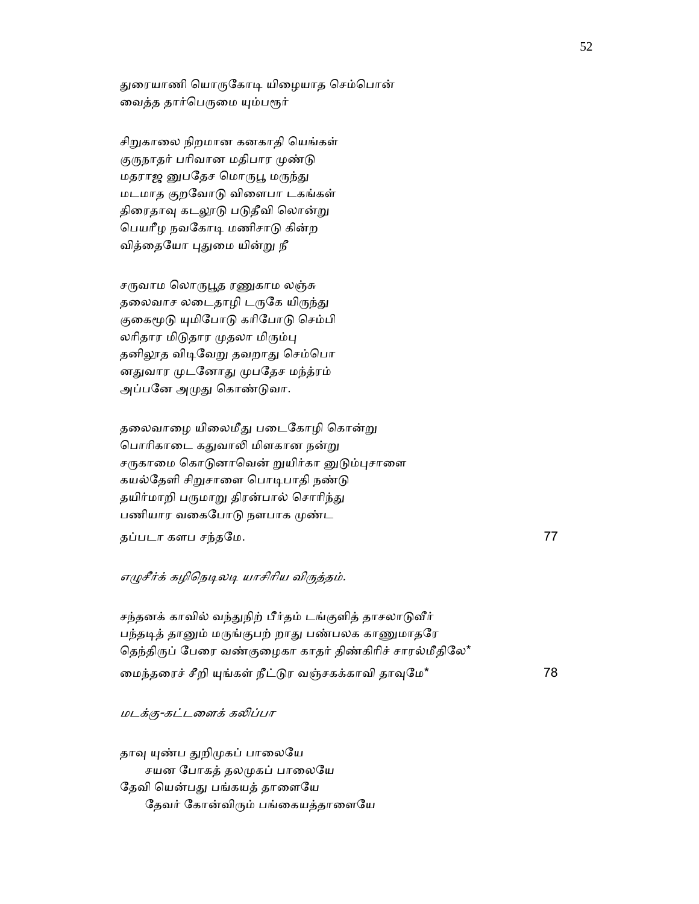துரையாணி யொருகோடி யிழையாத செம்பொன்
வைத்த தார்பெருமை யும்பரூர்

சிறுகாலை நிறமான கனகாதி யெங்கள்
குருநாதர் பரிவான மதிபார முண்டு
மதராஜ னுபதேச மொருபூ மருந்து
மடமாத குறவோடு விளைபா டகங்கள்
திரைதாவு கடலூடு படுதீவி லொன்று
பெயரீழ நவகோடி மணிசாடு கின்ற
வித்தையோ புதுமை யின்று நீ

சருவாம லொருபூத ரணுகாம லஞ்சு
தலைவாச லடைதாழி டருகே யிருந்து
குகைமூடு யுமிபோடு கரிபோடு செம்பி
லரிதார மிடுதார முதலா மிரும்பு
தனிலூத விடிவேறு தவறாது செம்பொ
னதுவார முடனோது முபதேச மந்த்ரம்
அப்பனே அமுது கொண்டுவா.

தலைவாழை யிலைமீது படைகோழி கொன்று
பொரிகாடை கதுவாலி மிளகான நன்று
சருகாமை கொடுனாவென் றுயிர்கா னுடும்புசாளை
கயல்தேளி சிறுசாளை பொடிபாதி நண்டு
தயிர்மாறி பருமாறு திரன்பால் சொரிந்து
பணியார வகைபோடு நளபாக முண்ட
தப்படா களப சந்தமே. 77

*எழுசீர்க் கழிநெடிலடி யாசிரிய விருத்தம்.*

சந்தனக் காவில் வந்துநிற் பீர்தம் டங்குளித் தாசலாடுவீர்
பந்தடித் தானும் மருங்குபற் றாது பண்பலக காணுமாதரே
தெந்திருப் பேரை வண்குழைகா காதர் திண்கிரிச் சாரல்மீதிலே*
மைந்தரைச் சீறி யுங்கள் நீட்டுர வஞ்சகக்காவி தாவுமே* 78

*மடக்கு-கட்டளைக் கலிப்பா*

தாவு யுண்ப துறிமுகப் பாலையே
 சயன போகத் தலமுகப் பாலையே
தேவி யென்பது பங்கயத் தாளையே
 தேவர் கோன்விரும் பங்கையத்தாளையே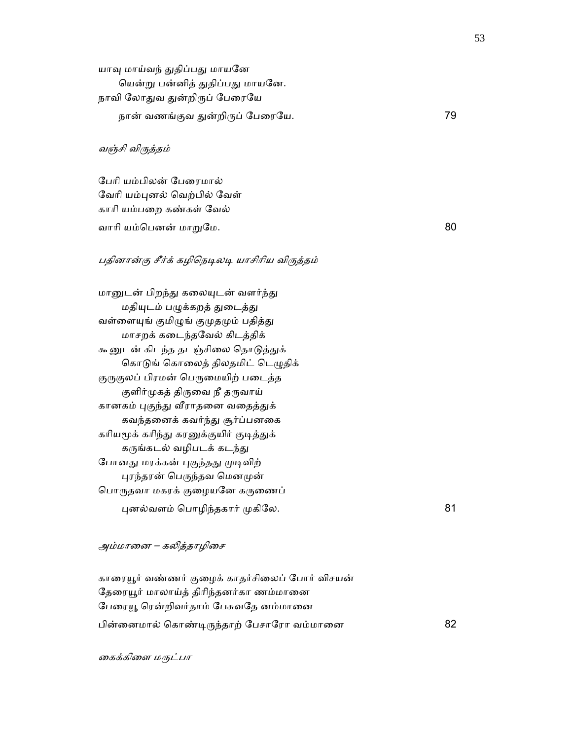யாவு மாய்வந் துதிப்பது மாயனே
　　யென்று பன்னித் துதிப்பது மாயனே.
நாவி லோதுவ துன்றிருப் பேரையே
　　நான் வணங்குவ துன்றிருப் பேரையே.　　　　79

*வஞ்சி விருத்தம்*

பேரி யம்பிலன் பேரைமால்
வேரி யம்புனல் வெற்பில் வேள்
காரி யம்பறை கண்கள் வேல்
வாரி யம்பெனன் மாறுமே.　　　　80

*பதினான்கு சீர்க் கழிநெடிலடி யாசிரிய விருத்தம்*

மானுடன் பிறந்து கலையுடன் வளர்ந்து
　　மதியுடம் பழுக்கறத் துடைத்து
வள்ளையுங் குமிழுங் குமுதமும் பதித்து
　　மாசறக் கடைந்தவேல் கிடத்திக்
கூனுடன் கிடந்த தடஞ்சிலை தொடுத்துக்
　　கொடுங் கொலைத் திலதமிட் டெழுதிக்
குருகுலப் பிரமன் பெருமையிற் படைத்த
　　குளிர்முகத் திருவை நீ தருவாய்
கானகம் புகுந்து வீராதனை வதைத்துக்
　　கவந்தனைக் கவர்ந்து சூர்ப்பனகை
கரியமூக் கரிந்து கரனுக்குயிர் குடித்துக்
　　கருங்கடல் வழிபடக் கடந்து
போனது மரக்கன் புகுந்தது முடிவிற்
　　புரந்தரன் பெருந்தவ மெனமுன்
பொருதவா மகரக் குழையனே கருணைப்
　　புனல்வளம் பொழிந்தகார் முகிலே.　　　　81

*அம்மானை – கலித்தாழிசை*

காரையூர் வண்ணர் குழைக் காதர்சிலைப் போர் விசயன்
தேரையூர் மாலாய்த் திரிந்தனர்கா ணம்மானை
பேரையூ ரென்றிவர்தாம் பேசுவதே னம்மானை
பின்னைமால் கொண்டிருந்தாற் பேசாரோ வம்மானை　　　　82

*கைக்கிளை மருட்பா*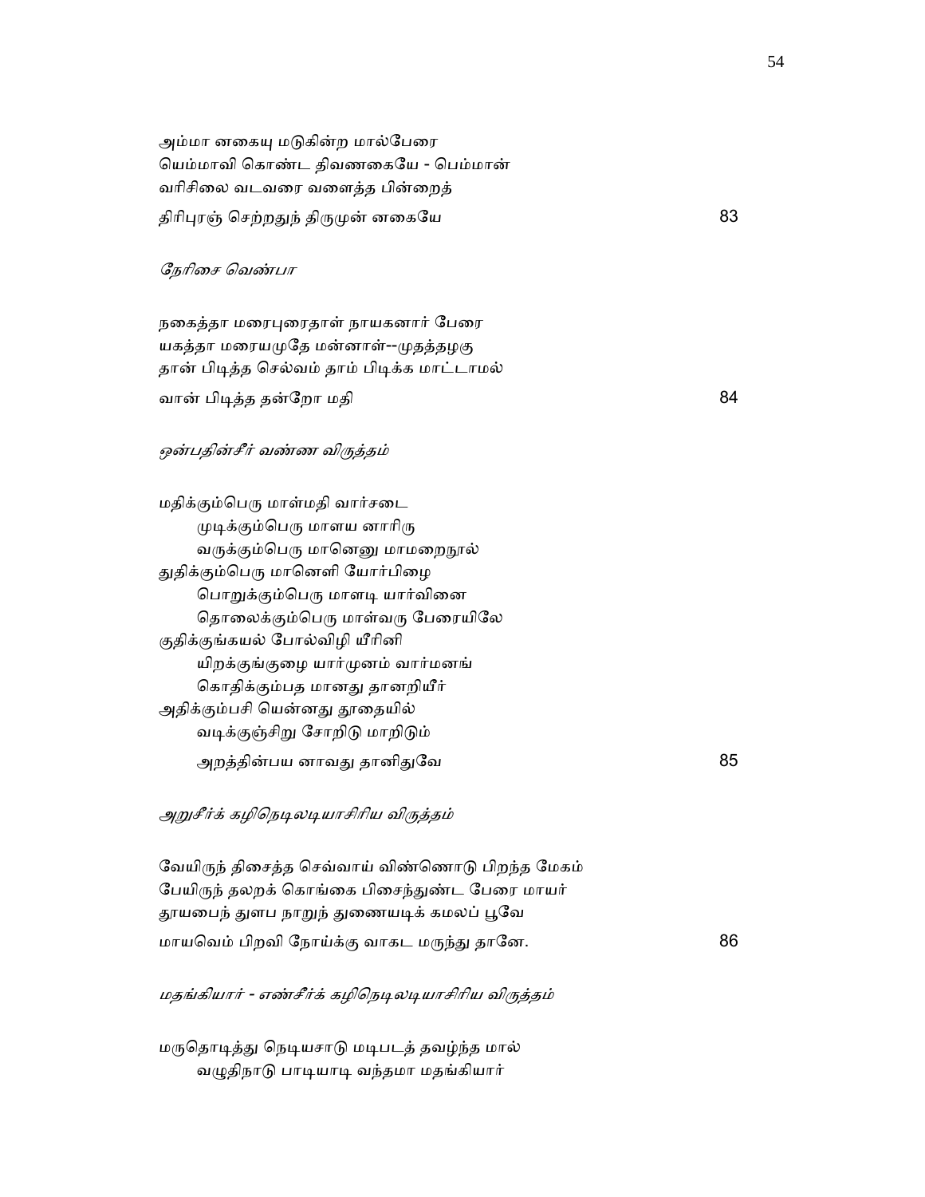அம்மா னகையு மடுகின்ற மால்பேரை
யெம்மாவி கொண்ட திவணகையே - பெம்மான்
வரிசிலை வடவரை வளைத்த பின்றைத்
திரிபுரஞ் செற்றதுந் திருமுன் னகையே 83

*நேரிசை வெண்பா*

நகைத்தா மரைபுரைதாள் நாயகனார் பேரை
யகத்தா மரையமுதே மன்னாள்--முதத்தழகு
தான் பிடித்த செல்வம் தாம் பிடிக்க மாட்டாமல்
வான் பிடித்த தன்றோ மதி 84

*ஒன்பதின்சீர் வண்ண விருத்தம்*

மதிக்கும்பெரு மாள்மதி வார்சடை
முடிக்கும்பெரு மாளய னாரிரு
வருக்கும்பெரு மானெனு மாமறைநூல்
துதிக்கும்பெரு மானெளி யோர்பிழை
பொறுக்கும்பெரு மாளடி யார்வினை
தொலைக்கும்பெரு மாள்வரு பேரையிலே
குதிக்குங்கயல் போல்விழி யீரினி
யிறக்குங்குழை யார்முனம் வார்மனங்
கொதிக்கும்பத மானது தானறியீர்
அதிக்கும்பசி யென்னது தூதையில்
வடிக்குஞ்சிறு சோறிடு மாறிடும்
அறத்தின்பய னாவது தானிதுவே 85

*அறுசீர்க் கழிநெடிலடியாசிரிய விருத்தம்*

வேயிருந் திசைத்த செவ்வாய் விண்ணொடு பிறந்த மேகம்
பேயிருந் தலறக் கொங்கை பிசைந்துண்ட பேரை மாயர்
தூயபைந் துளப நாறுந் துணையடிக் கமலப் பூவே
மாயவெம் பிறவி நோய்க்கு வாகட மருந்து தானே. 86

*மதங்கியார் - எண்சீர்க் கழிநெடிலடியாசிரிய விருத்தம்*

மருதொடித்து நெடியசாடு மடிபடத் தவழ்ந்த மால்
வழுதிநாடு பாடியாடி வந்தமா மதங்கியார்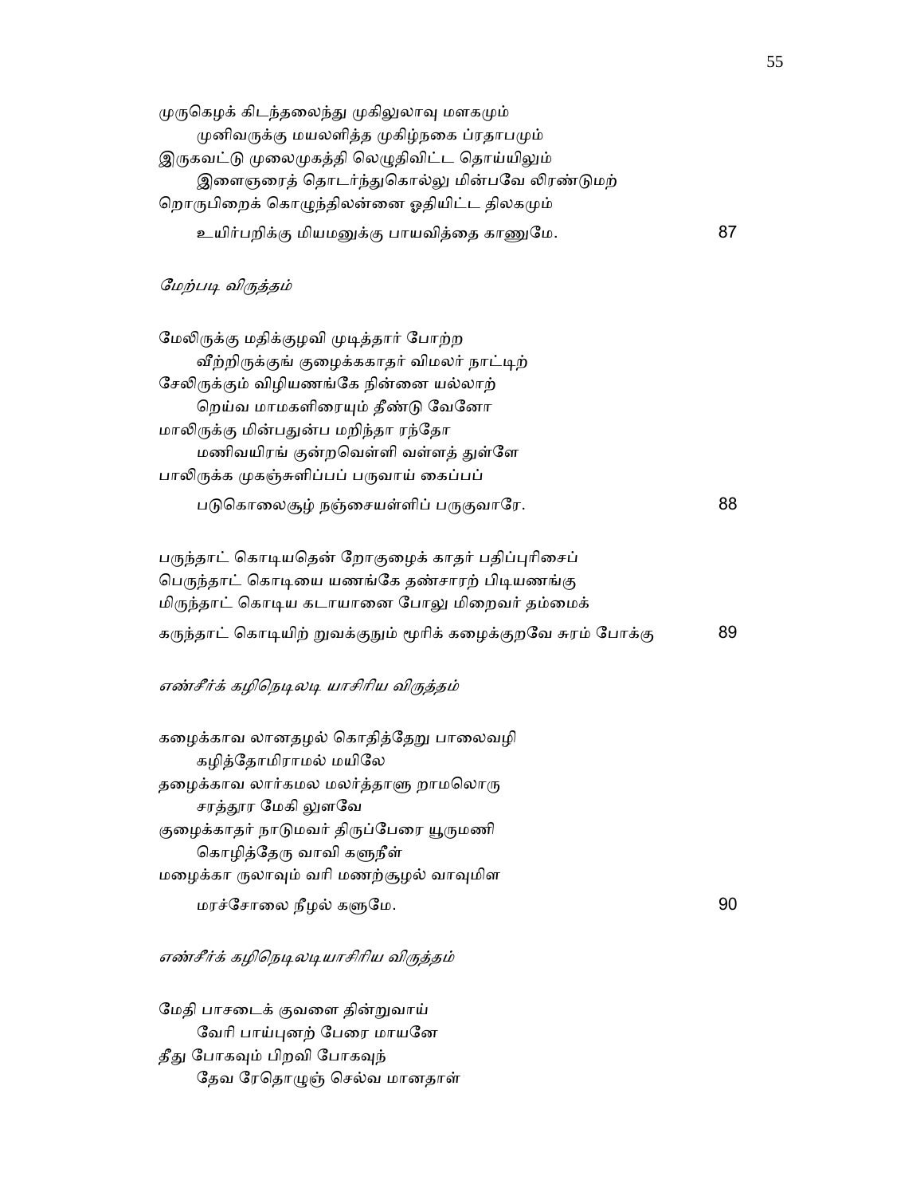முருகெழக் கிடந்தலைந்து முகிலுலாவு மளகமும்
　　முனிவருக்கு மயலளித்த முகிழ்நகை ப்ரதாபமும்
இருகவட்டு முலைமுகத்தி லெழுதிவிட்ட தொய்யிலும்
　　இளைஞரைத் தொடர்ந்துகொல்லு மின்பவே லிரண்டுமற்
றொருபிறைக் கொழுந்திலன்னை ஓதியிட்ட திலகமும்
　　உயிர்பறிக்கு மியமனுக்கு பாயவித்தை காணுமே. 87

*மேற்படி விருத்தம்*

மேலிருக்கு மதிக்குழவி முடித்தார் போற்ற
　　வீற்றிருக்குங் குழைக்ககாதர் விமலர் நாட்டிற்
சேலிருக்கும் விழியணங்கே நின்னை யல்லாற்
　　றெய்வ மாமகளிரையும் தீண்டு வேனோ
மாலிருக்கு மின்பதுன்ப மறிந்தா ரந்தோ
　　மணிவயிரங் குன்றவெள்ளி வள்ளத் துள்ளே
பாலிருக்க முகஞ்சுளிப்பப் பருவாய் கைப்பப்
　　படுகொலைசூழ் நஞ்சையள்ளிப் பருகுவாரே. 88

பருந்தாட் கொடியதென் றோகுழைக் காதர் பதிப்புரிசைப்
பெருந்தாட் கொடியை யணங்கே தண்சாரற் பிடியணங்கு
மிருந்தாட் கொடிய கடாயானை போலு மிறைவர் தம்மைக்
கருந்தாட் கொடியிற் றுவக்குநும் மூரிக் கழைக்குறவே சுரம் போக்கு 89

*எண்சீர்க் கழிநெடிலடி யாசிரிய விருத்தம்*

கழைக்காவ லானதழல் கொதித்தேறு பாலைவழி
　　கழித்தோமிராமல் மயிலே
தழைக்காவ லார்கமல மலர்த்தாளு றாமலொரு
　　சரத்தூர மேகி லுளவே
குழைக்காதர் நாடுமவர் திருப்பேரை யூருமணி
　　கொழித்தேரு வாவி களுநீள்
மழைக்கா ருலாவும் வரி மணற்சூழல் வாவுமிள
　　மரச்சோலை நீழல் களுமே. 90

*எண்சீர்க் கழிநெடிலடியாசிரிய விருத்தம்*

மேதி பாசடைக் குவளை தின்றுவாய்
　　வேரி பாய்புனற் பேரை மாயனே
தீது போகவும் பிறவி போகவுந்
　　தேவ ரேதொழுஞ் செல்வ மானதாள்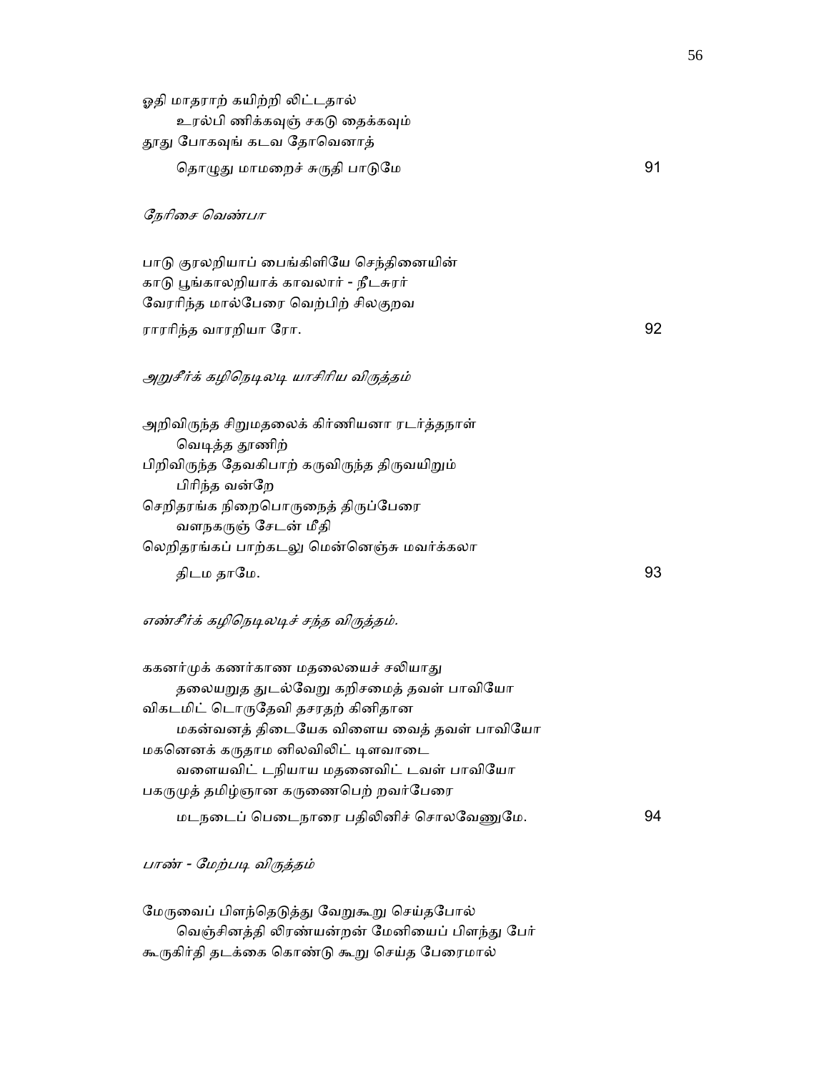ஓதி மாதராற் கயிற்றி லிட்டதால்
　　உரல்பி ணிக்கவுஞ் சகடு தைக்கவும்
தூது போகவுங் கடவ தோவெனாத்
　　தொழுது மாமறைச் சுருதி பாடுமே　　　　　　　　　　91

*நேரிசை வெண்பா*

பாடு குரலறியாப் பைங்கிளியே செந்தினையின்
காடு பூங்காலறியாக் காவலார் - நீடசுரர்
வேரரிந்த மால்பேரை வெற்பிற் சிலகுறவ
ராரரிந்த வாரறியா ரோ.　　　　　　　　　　92

*அறுசீர்க் கழிநெடிலடி யாசிரிய விருத்தம்*

அறிவிருந்த சிறுமதலைக் கிர்ணியனா ரடர்த்தநாள்
　　வெடித்த தூணிற்
பிறிவிருந்த தேவகிபாற் கருவிருந்த திருவயிறும்
　　பிரிந்த வன்றே
செறிதரங்க நிறைபொருநைத் திருப்பேரை
　　வளநகருஞ் சேடன் மீதி
லெறிதரங்கப் பாற்கடலு மென்னெஞ்சு மவர்க்கலா
　　திடம தாமே.　　　　　　　　　　93

*எண்சீர்க் கழிநெடிலடிச் சந்த விருத்தம்.*

ககனர்முக் கணர்காண மதலையைச் சலியாது
　　தலையறுத துடல்வேறு கறிசமைத் தவள் பாவியோ
விகடமிட் டொருதேவி தசரதற் கினிதான
　　மகன்வனத் திடையேக விளைய வைத் தவள் பாவியோ
மகனெனக் கருதாம னிலவிலிட் டிளவாடை
　　வளையவிட் டநியாய மதனைவிட் டவள் பாவியோ
பகருமுத் தமிழ்ஞான கருணைபெற் றவர்பேரை
　　மடநடைப் பெடைநாரை பதிலினிச் சொலவேணுமே.　　　　　　　　　　94

*பாண் - மேற்படி விருத்தம்*

மேருவைப் பிளந்தெடுத்து வேறுகூறு செய்தபோல்
　　வெஞ்சினத்தி லிரண்யன்றன் மேனியைப் பிளந்து பேர்
கூருகிர்தி தடக்கை கொண்டு கூறு செய்த பேரைமால்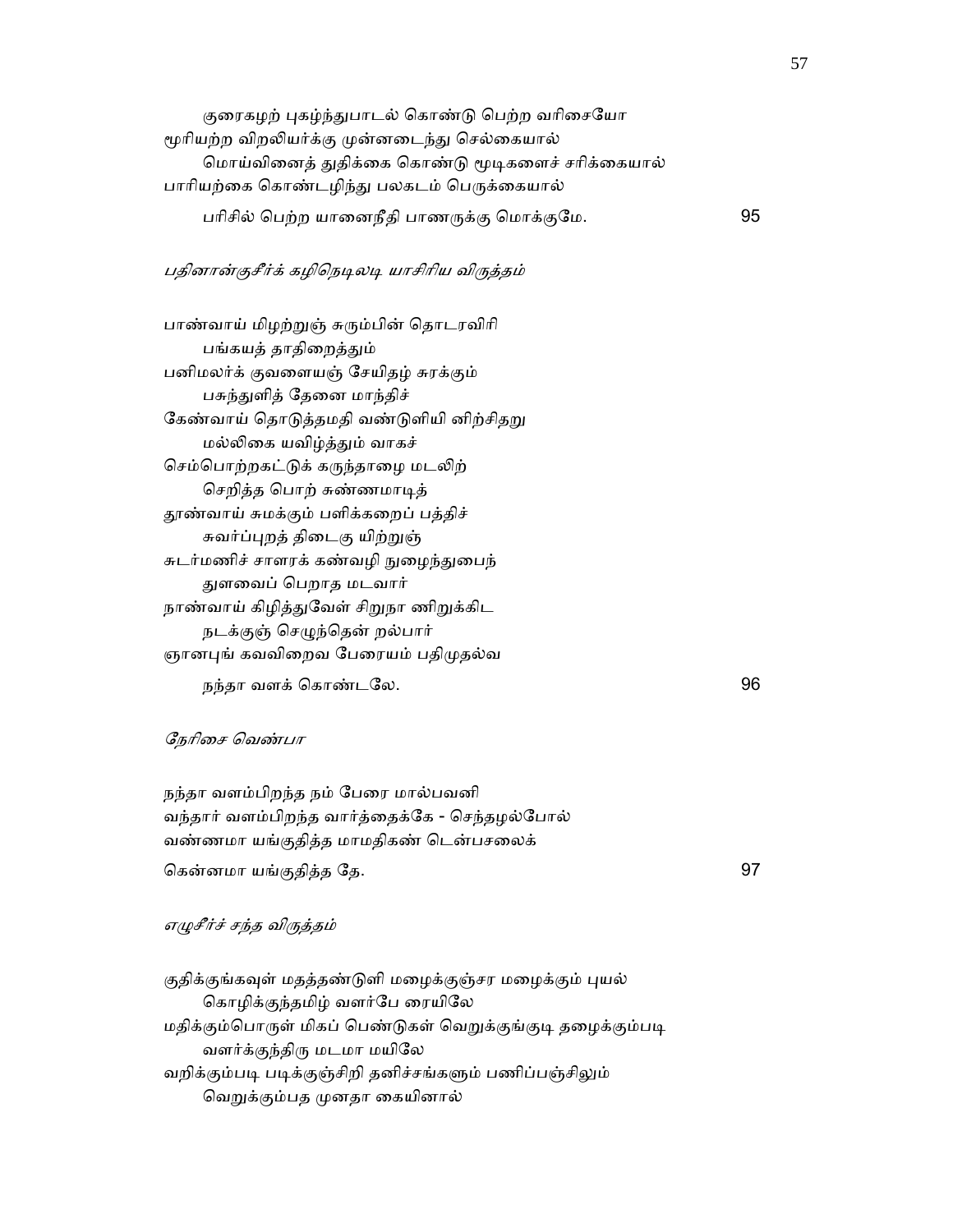குரைகழற் புகழ்ந்துபாடல் கொண்டு பெற்ற வரிசையோ
மூரியற்ற விறலியர்க்கு முன்னடைந்து செல்கையால்
மொய்வினைத் துதிக்கை கொண்டு மூடிகளைச் சரிக்கையால்
பாரியற்கை கொண்டழிந்து பலகடம் பெருக்கையால்
பரிசில் பெற்ற யானைநீதி பாணருக்கு மொக்குமே. 95

*பதினான்குசீர்க் கழிநெடிலடி யாசிரிய விருத்தம்*

பாண்வாய் மிழற்றுஞ் சுரும்பின் தொடரவிரி
பங்கயத் தாதிறைத்தும்
பனிமலர்க் குவளையஞ் சேயிதழ் சுரக்கும்
பசுந்துளித் தேனை மாந்திச்
கேண்வாய் தொடுத்தமதி வண்டுளியி னிற்சிதறு
மல்லிகை யவிழ்த்தும் வாகச்
செம்பொற்றகட்டுக் கருந்தாழை மடலிற்
செறித்த பொற் சுண்ணமாடித்
தூண்வாய் சுமக்கும் பளிக்கறைப் பத்திச்
சுவர்ப்புறத் திடைகு யிற்றுஞ்
சுடர்மணிச் சாளரக் கண்வழி நுழைந்துபைந்
துளவைப் பெறாத மடவார்
நாண்வாய் கிழித்துவேள் சிறுநா ணிறுக்கிட
நடக்குஞ் செழுந்தென் றல்பார்
ஞானபுங் கவவிறைவ பேரையம் பதிமுதல்வ
நந்தா வளக் கொண்டலே. 96

*நேரிசை வெண்பா*

நந்தா வளம்பிறந்த நம் பேரை மால்பவனி
வந்தார் வளம்பிறந்த வார்த்தைக்கே - செந்தழல்போல்
வண்ணமா யங்குதித்த மாமதிகண் டென்பசலைக்
கென்னமா யங்குதித்த தே. 97

*எழுசீர்ச் சந்த விருத்தம்*

குதிக்குங்கவுள் மதத்தண்டுளி மழைக்குஞ்சர மழைக்கும் புயல்
கொழிக்குந்தமிழ் வளர்பே ரையிலே
மதிக்கும்பொருள் மிகப் பெண்டுகள் வெறுக்குங்குடி தழைக்கும்படி
வளர்க்குந்திரு மடமா மயிலே
வறிக்கும்படி படிக்குஞ்சிறி தனிச்சங்களும் பணிப்பஞ்சிலும்
வெறுக்கும்பத முனதா கையினால்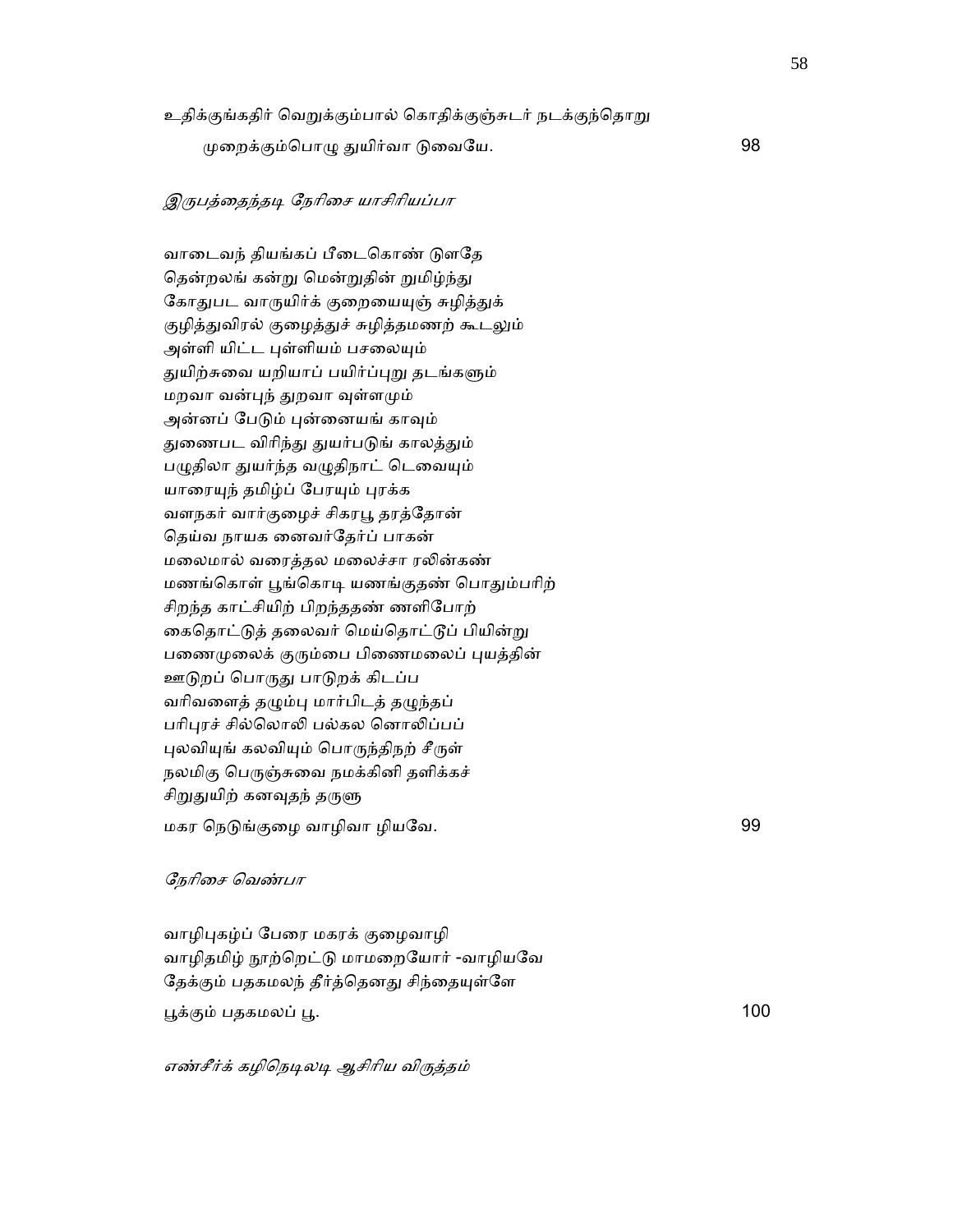உதிக்குங்கதிர் வெறுக்கும்பால் கொதிக்குஞ்சுடர் நடக்குந்தொறு
முறைக்கும்பொழு துயிர்வா டுவையே. 98

*இருபத்தைந்தடி நேரிசை யாசிரியப்பா*

வாடைவந் தியங்கப் பீடைகொண் டுளதே
தென்றலங் கன்று மென்றுதின் றுமிழ்ந்து
கோதுபட வாருயிர்க் குறையையுஞ் சுழித்துக்
குழித்துவிரல் குழைத்துச் சுழித்தமணற் கூடலும்
அள்ளி யிட்ட புள்ளியம் பசலையும்
துயிற்சுவை யறியாப் பயிர்ப்புறு தடங்களும்
மறவா வன்புந் துறவா வுள்ளமும்
அன்னப் பேடும் புன்னையங் காவும்
துணைபட விரிந்து துயர்படுங் காலத்தும்
பழுதிலா துயர்ந்த வழுதிநாட் டெவையும்
யாரையுந் தமிழ்ப் பேரயும் புரக்க
வளநகர் வார்குழைச் சிகரபூ தரத்தோன்
தெய்வ நாயக னைவர்தேர்ப் பாகன்
மலைமால் வரைத்தல மலைச்சா ரலின்கண்
மணங்கொள் பூங்கொடி யணங்குதண் பொதும்பரிற்
சிறந்த காட்சியிற் பிறந்ததண் ணளிபோற்
கைதொட்டுத் தலைவர் மெய்தொட்டுப் பியின்று
பணைமுலைக் குரும்பை பிணைமலைப் புயத்தின்
ஊடுறப் பொருது பாடுறக் கிடப்ப
வரிவளைத் தழும்பு மார்பிடத் தழுந்தப்
பரிபுரச் சில்லொலி பல்கல னொலிப்பப்
புலவியுங் கலவியும் பொருந்திநற் சீருள்
நலமிகு பெருஞ்சுவை நமக்கினி தளிக்கச்
சிறுதுயிற் கனவுதந் தருளு
மகர நெடுங்குழை வாழிவா ழியவே. 99

*நேரிசை வெண்பா*

வாழிபுகழ்ப் பேரை மகரக் குழைவாழி
வாழிதமிழ் நூற்றெட்டு மாமறையோர் -வாழியவே
தேக்கும் பதகமலந் தீர்த்தெனது சிந்தையுள்ளே
பூக்கும் பதகமலப் பூ. 100

*எண்சீர்க் கழிநெடிலடி ஆசிரிய விருத்தம்*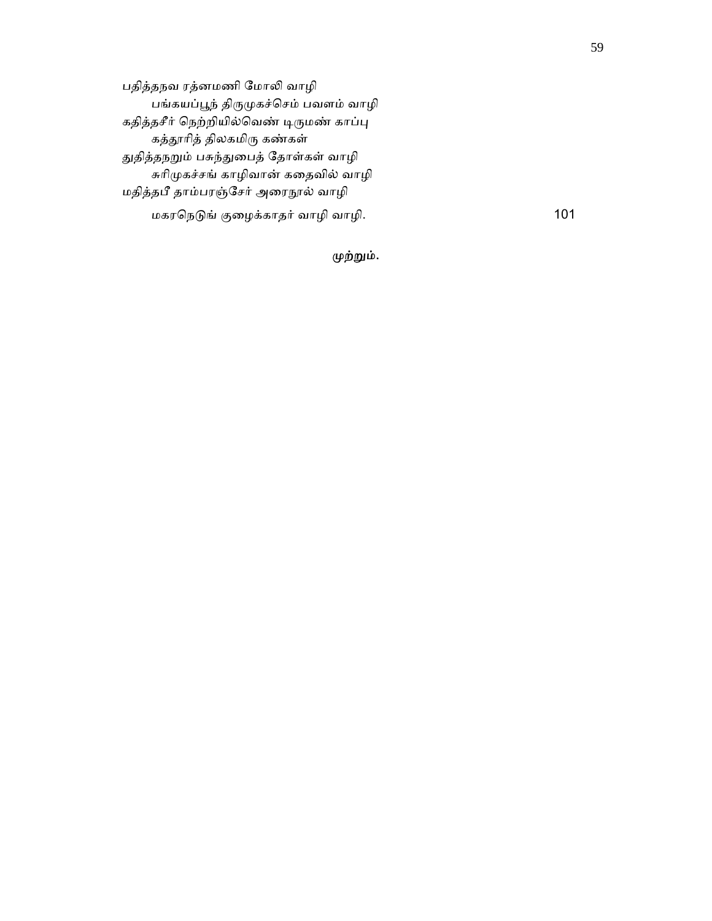பதித்தநவ ரத்னமணி மோலி வாழி
        பங்கயப்பூந் திருமுகச்செம் பவளம் வாழி
கதித்தசீர் நெற்றியில்வெண் டிருமண் காப்பு
        கத்தூரித் திலகமிரு கண்கள்
துதித்தநறும் பசுந்துபைத் தோள்கள் வாழி
        சுரிமுகச்சங் காழிவான் கதைவில் வாழி
மதித்தபீ தாம்பரஞ்சேர் அரைநூல் வாழி
        மகரநெடுங் குழைக்காதர் வாழி வாழி.                101

**முற்றும்.**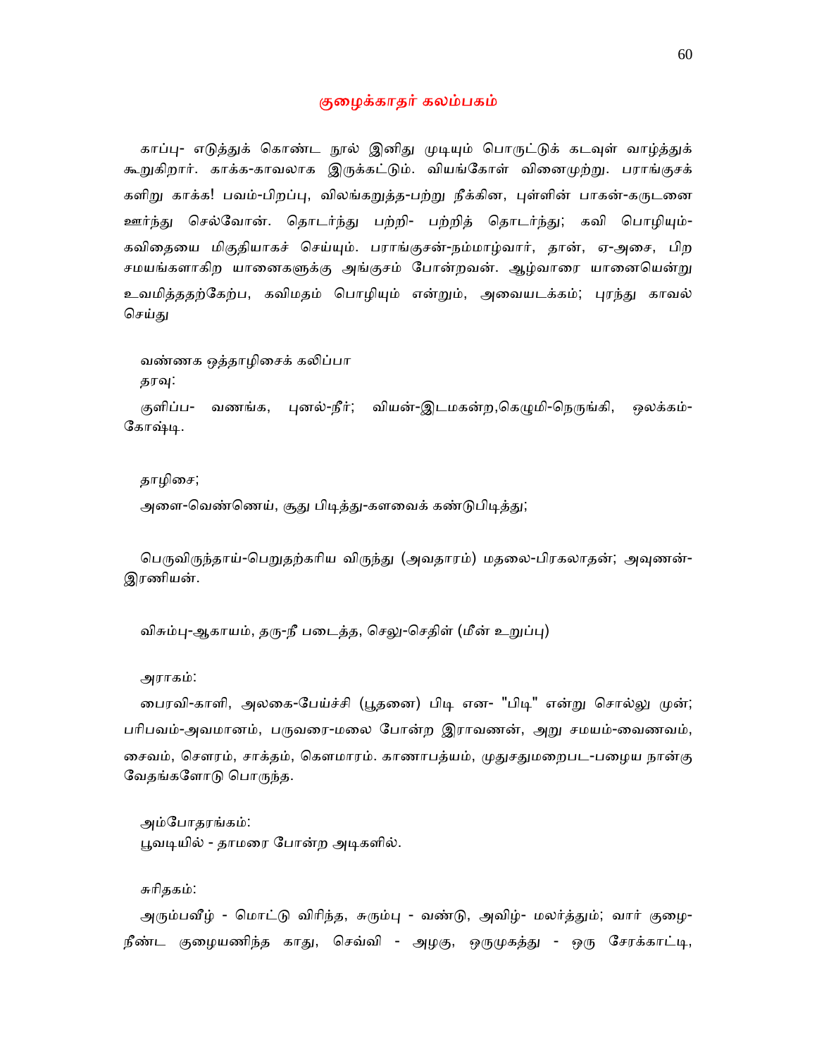## குழைக்காதர் கலம்பகம்

காப்பு- எடுத்துக் கொண்ட நூல் இனிது முடியும் பொருட்டுக் கடவுள் வாழ்த்துக் கூறுகிறார். காக்க-காவலாக இருக்கட்டும். வியங்கோள் வினைமுற்று. பராங்குசக் களிறு காக்க! பவம்-பிறப்பு, விலங்கறுத்த-பற்று நீக்கின, புள்ளின் பாகன்-கருடனை ஊர்ந்து செல்வோன். தொடர்ந்து பற்றி- பற்றித் தொடர்ந்து; கவி பொழியும்- கவிதையை மிகுதியாகச் செய்யும். பராங்குசன்-நம்மாழ்வார், தான், ஏ-அசை, பிற சமயங்களாகிற யானைகளுக்கு அங்குசம் போன்றவன். ஆழ்வாரை யானையென்று உவமித்ததற்கேற்ப, கவிமதம் பொழியும் என்றும், அவையடக்கம்; புரந்து காவல் செய்து

வண்ணக ஒத்தாழிசைக் கலிப்பா

தரவு:

குளிப்ப- வணங்க, புனல்-நீர்; வியன்-இடமகன்ற,கெழுமி-நெருங்கி, ஒலக்கம்- கோஷ்டி.

தாழிசை;

அளை-வெண்ணெய், சூது பிடித்து-களவைக் கண்டுபிடித்து;

பெருவிருந்தாய்-பெறுதற்கரிய விருந்து (அவதாரம்) மதலை-பிரகலாதன்; அவுணன்- இரணியன்.

விசும்பு-ஆகாயம், தரு-நீ படைத்த, செலு-செதிள் (மீன் உறுப்பு)

அராகம்:

பைரவி-காளி, அலகை-பேய்ச்சி (பூதனை) பிடி என- "பிடி" என்று சொல்லு முன்; பரிபவம்-அவமானம், பருவரை-மலை போன்ற இராவணன், அறு சமயம்-வைணவம், சைவம், சௌரம், சாக்தம், கௌமாரம். காணாபத்யம், முதுசதுமறைபட-பழைய நான்கு வேதங்களோடு பொருந்த.

அம்போதரங்கம்:

பூவடியில் - தாமரை போன்ற அடிகளில்.

சுரிதகம்:

அரும்பவீழ் - மொட்டு விரிந்த, சுரும்பு - வண்டு, அவிழ்- மலர்த்தும்; வார் குழை- நீண்ட குழையணிந்த காது, செவ்வி - அழகு, ஒருமுகத்து - ஒரு சேரக்காட்டி,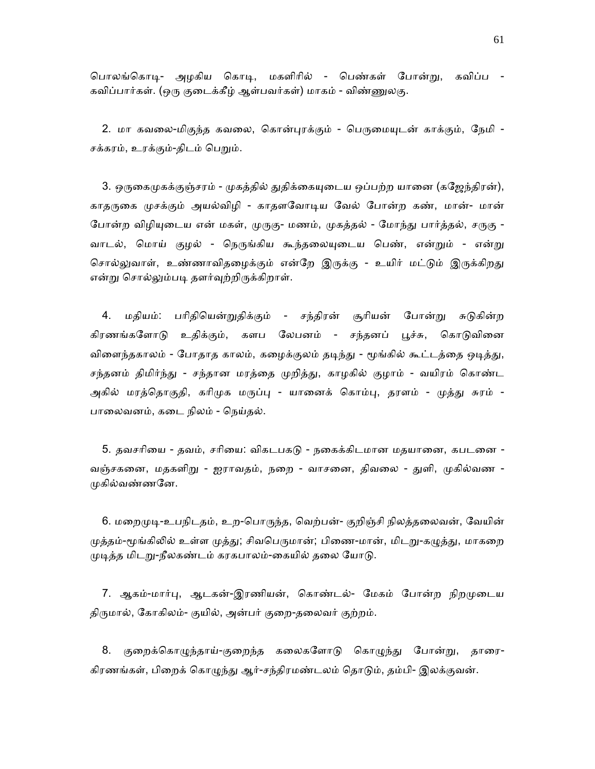பொலங்கொடி- அழகிய கொடி, மகளிரில் - பெண்கள் போன்று, கவிப்ப - கவிப்பார்கள். (ஒரு குடைக்கீழ் ஆள்பவர்கள்) மாகம் - விண்ணுலகு.

2. மா கவலை-மிகுந்த கவலை, கொன்புரக்கும் - பெருமையுடன் காக்கும், நேமி - சக்கரம், உரக்கும்-திடம் பெறும்.

3. ஒருகைமுகக்குஞ்சரம் - முகத்தில் துதிக்கையுடைய ஒப்பற்ற யானை (கஜேந்திரன்), காதருகை முசக்கும் அயல்விழி - காதளவோடிய வேல் போன்ற கண், மான்- மான் போன்ற விழியுடைய என் மகள், முருகு- மணம், முகத்தல் - மோந்து பார்த்தல், சருகு - வாடல், மொய் குழல் - நெருங்கிய கூந்தலையுடைய பெண், என்றும் - என்று சொல்லுவாள், உண்ணாவிதழைக்கும் என்றே இருக்கு - உயிர் மட்டும் இருக்கிறது என்று சொல்லும்படி தளர்வுற்றிருக்கிறாள்.

4. மதியம்: பரிதியென்றுதிக்கும் - சந்திரன் சூரியன் போன்று சுடுகின்ற கிரணங்களோடு உதிக்கும், களப லேபனம் - சந்தனப் பூச்சு, கொடுவினை விளைந்தகாலம் - போதாத காலம், கழைக்குலம் தடிந்து - மூங்கில் கூட்டத்தை ஒடித்து, சந்தனம் திமிர்ந்து - சந்தான மரத்தை முறித்து, காழகில் குழாம் - வயிரம் கொண்ட அகில் மரத்தொகுதி, கரிமுக மருப்பு - யானைக் கொம்பு, தரளம் - முத்து சுரம் - பாலைவனம், கடை நிலம் - நெய்தல்.

5. தவசரியை - தவம், சரியை: விகடபகடு - நகைக்கிடமான மதயானை, கபடனை - வஞ்சகனை, மதகளிறு - ஐராவதம், நறை - வாசனை, திவலை - துளி, முகில்வண - முகில்வண்ணனே.

6. மறைமுடி-உபநிடதம், உற-பொருந்த, வெற்பன்- குறிஞ்சி நிலத்தலைவன், வேயின் முத்தம்-மூங்கிலில் உள்ள முத்து; சிவபெருமான்; பிணை-மான், மிடறு-கழுத்து, மாகறை முடித்த மிடறு-நீலகண்டம் கரகபாலம்-கையில் தலை யோடு.

7. ஆகம்-மார்பு, ஆடகன்-இரணியன், கொண்டல்- மேகம் போன்ற நிறமுடைய திருமால், கோகிலம்- குயில், அன்பர் குறை-தலைவர் குற்றம்.

8. குறைக்கொழுந்தாய்-குறைந்த கலைகளோடு கொழுந்து போன்று, தாரை- கிரணங்கள், பிறைக் கொழுந்து ஆர்-சந்திரமண்டலம் தொடும், தம்பி- இலக்குவன்.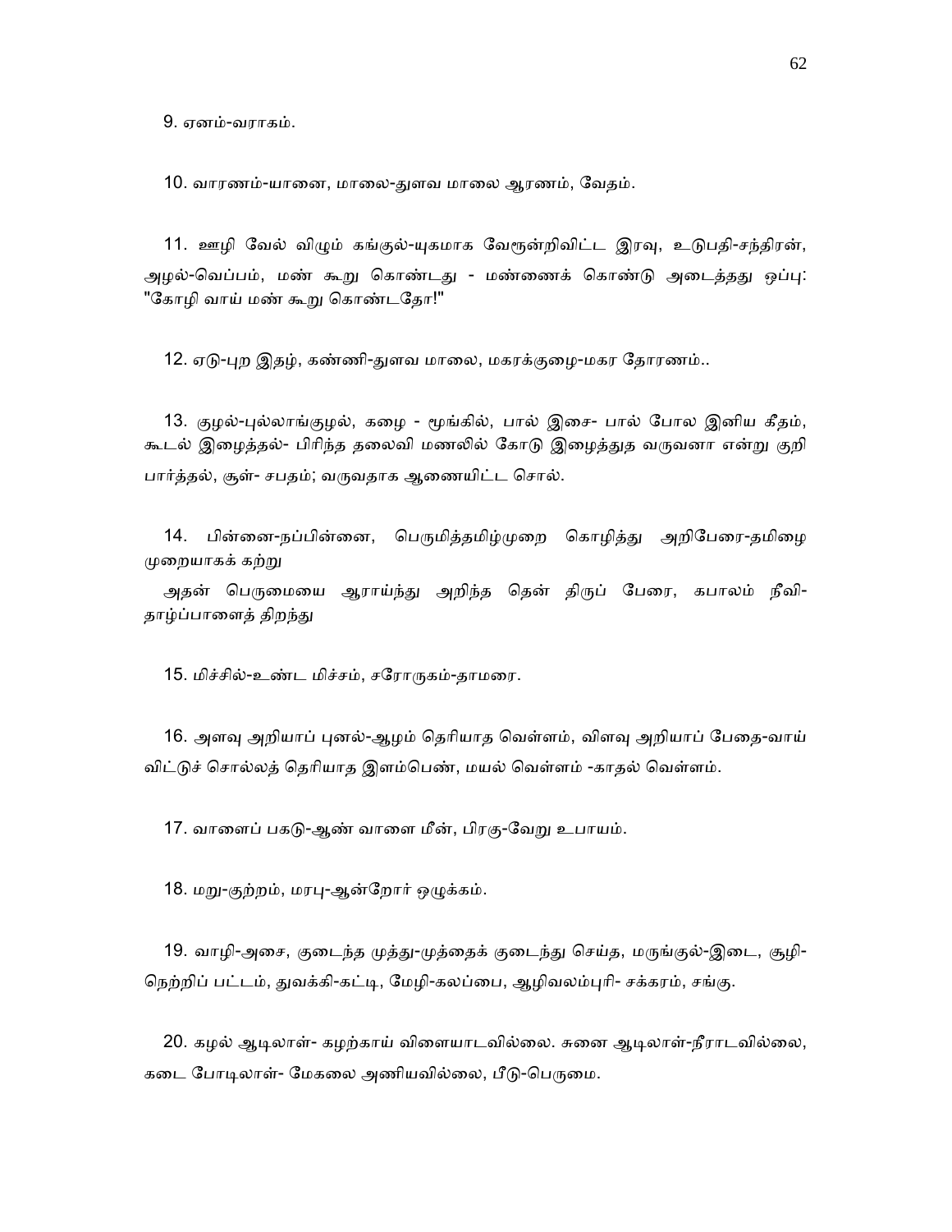9. ஏனம்-வராகம்.

10. வாரணம்-யானை, மாலை-துளவ மாலை ஆரணம், வேதம்.

11. ஊழி வேல் விழும் கங்குல்-யுகமாக வேரூன்றிவிட்ட இரவு, உடுபதி-சந்திரன், அழல்-வெப்பம், மண் கூறு கொண்டது - மண்ணைக் கொண்டு அடைத்தது ஒப்பு: "கோழி வாய் மண் கூறு கொண்டதோ!"

12. ஏடு-புற இதழ், கண்ணி-துளவ மாலை, மகரக்குழை-மகர தோரணம்..

13. குழல்-புல்லாங்குழல், கழை - மூங்கில், பால் இசை- பால் போல இனிய கீதம், கூடல் இழைத்தல்- பிரிந்த தலைவி மணலில் கோடு இழைத்துத வருவனா என்று குறி பார்த்தல், சூள்- சபதம்; வருவதாக ஆணையிட்ட சொல்.

14. பின்னை-நப்பின்னை, பெருமித்தமிழ்முறை கொழித்து அறிபேரை-தமிழை முறையாகக் கற்று

அதன் பெருமையை ஆராய்ந்து அறிந்த தென் திருப் பேரை, கபாலம் நீவி-தாழ்ப்பாளைத் திறந்து

15. மிச்சில்-உண்ட மிச்சம், சரோருகம்-தாமரை.

16. அளவு அறியாப் புனல்-ஆழம் தெரியாத வெள்ளம், விளவு அறியாப் பேதை-வாய் விட்டுச் சொல்லத் தெரியாத இளம்பெண், மயல் வெள்ளம் -காதல் வெள்ளம்.

17. வாளைப் பகடு-ஆண் வாளை மீன், பிரகு-வேறு உபாயம்.

18. மறு-குற்றம், மரபு-ஆன்றோர் ஒழுக்கம்.

19. வாழி-அசை, குடைந்த முத்து-முத்தைக் குடைந்து செய்த, மருங்குல்-இடை, சூழி-நெற்றிப் பட்டம், துவக்கி-கட்டி, மேழி-கலப்பை, ஆழிவலம்புரி- சக்கரம், சங்கு.

20. கழல் ஆடிலாள்- கழற்காய் விளையாடவில்லை. சுனை ஆடிலாள்-நீராடவில்லை, கடை போடிலாள்- மேகலை அணியவில்லை, பீடு-பெருமை.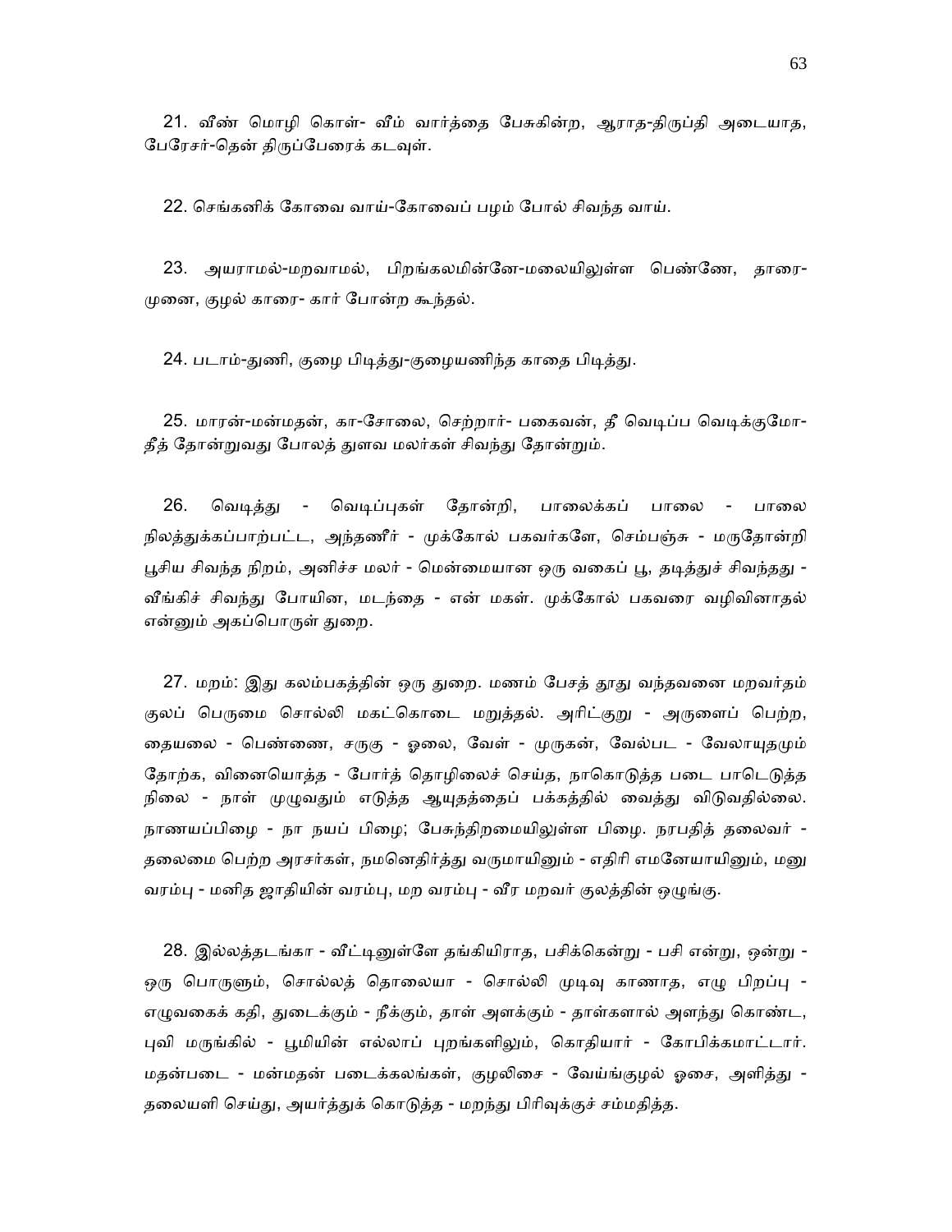21. வீண் மொழி கொள்- வீம் வார்த்தை பேசுகின்ற, ஆராத-திருப்தி அடையாத, பேரேசர்-தென் திருப்பேரைக் கடவுள்.

22. செங்கனிக் கோவை வாய்-கோவைப் பழம் போல் சிவந்த வாய்.

23. அயராமல்-மறவாமல், பிறங்கலமின்னே-மலையிலுள்ள பெண்ணே, தாரை-முனை, குழல் காரை- கார் போன்ற கூந்தல்.

24. படாம்-துணி, குழை பிடித்து-குழையணிந்த காதை பிடித்து.

25. மாரன்-மன்மதன், கா-சோலை, செற்றார்- பகைவன், தீ வெடிப்ப வெடிக்குமோ-தீத் தோன்றுவது போலத் துளவ மலர்கள் சிவந்து தோன்றும்.

26. வெடித்து - வெடிப்புகள் தோன்றி, பாலைக்கப் பாலை - பாலை நிலத்துக்கப்பாற்பட்ட, அந்தணீர் - முக்கோல் பகவர்களே, செம்பஞ்சு - மருதோன்றி பூசிய சிவந்த நிறம், அனிச்ச மலர் - மென்மையான ஒரு வகைப் பூ, தடித்துச் சிவந்தது - வீங்கிச் சிவந்து போயின, மடந்தை - என் மகள். முக்கோல் பகவரை வழிவினாதல் என்னும் அகப்பொருள் துறை.

27. மறம்: இது கலம்பகத்தின் ஒரு துறை. மணம் பேசத் தூது வந்தவனை மறவர்தம் குலப் பெருமை சொல்லி மகட்கொடை மறுத்தல். அரிட்குறு - அருளைப் பெற்ற, தையலை - பெண்ணை, சருகு - ஓலை, வேள் - முருகன், வேல்பட - வேலாயுதமும் தோற்க, வினையொத்த - போர்த் தொழிலைச் செய்த, நாகொடுத்த படை பாடெடுத்த நிலை - நாள் முழுவதும் எடுத்த ஆயுதத்தைப் பக்கத்தில் வைத்து விடுவதில்லை. நாணயப்பிழை - நா நயப் பிழை; பேசுந்திறமையிலுள்ள பிழை. நரபதித் தலைவர் - தலைமை பெற்ற அரசர்கள், நமனெதிர்த்து வருமாயினும் - எதிரி எமனேயாயினும், மனு வரம்பு - மனித ஜாதியின் வரம்பு, மற வரம்பு - வீர மறவர் குலத்தின் ஒழுங்கு.

28. இல்லத்தடங்கா - வீட்டினுள்ளே தங்கியிராத, பசிக்கென்று - பசி என்று, ஒன்று - ஒரு பொருளும், சொல்லத் தொலையா - சொல்லி முடிவு காணாத, எழு பிறப்பு - எழுவகைக் கதி, துடைக்கும் - நீக்கும், தாள் அளக்கும் - தாள்களால் அளந்து கொண்ட, புவி மருங்கில் - பூமியின் எல்லாப் புறங்களிலும், கொதியார் - கோபிக்கமாட்டார். மதன்படை - மன்மதன் படைக்கலங்கள், குழலிசை - வேய்ங்குழல் ஓசை, அளித்து - தலையளி செய்து, அயர்த்துக் கொடுத்த - மறந்து பிரிவுக்குச் சம்மதித்த.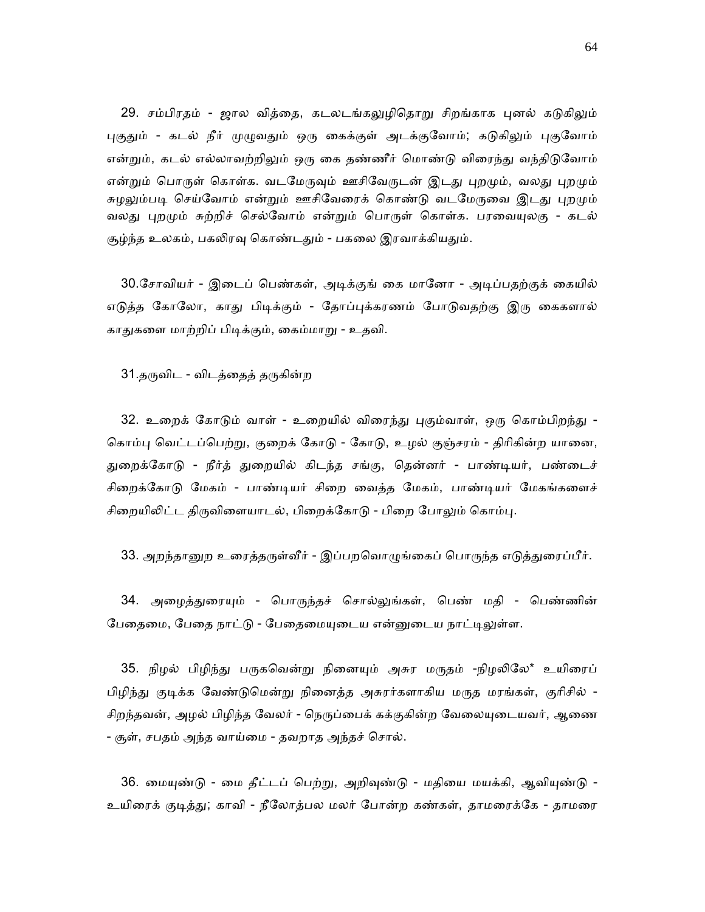29. சம்பிரதம் - ஜால வித்தை, கடலடங்கலுழிதொறு சிறங்காக புனல் கடுகிலும் புகுதும் - கடல் நீர் முழுவதும் ஒரு கைக்குள் அடக்குவோம்; கடுகிலும் புகுவோம் என்றும், கடல் எல்லாவற்றிலும் ஒரு கை தண்ணீர் மொண்டு விரைந்து வந்திடுவோம் என்றும் பொருள் கொள்க. வடமேருவும் ஊசிவேருடன் இடது புறமும், வலது புறமும் சுழலும்படி செய்வோம் என்றும் ஊசிவேரைக் கொண்டு வடமேருவை இடது புறமும் வலது புறமும் சுற்றிச் செல்வோம் என்றும் பொருள் கொள்க. பரவையுலகு - கடல் சூழ்ந்த உலகம், பகலிரவு கொண்டதும் - பகலை இரவாக்கியதும்.

30.சோவியர் - இடைப் பெண்கள், அடிக்குங் கை மானோ - அடிப்பதற்குக் கையில் எடுத்த கோலோ, காது பிடிக்கும் - தோப்புக்கரணம் போடுவதற்கு இரு கைகளால் காதுகளை மாற்றிப் பிடிக்கும், கைம்மாறு - உதவி.

31.தருவிட - விடத்தைத் தருகின்ற

32. உறைக் கோடும் வாள் - உறையில் விரைந்து புகும்வாள், ஒரு கொம்பிறந்து - கொம்பு வெட்டப்பெற்று, குறைக் கோடு - கோடு, உழல் குஞ்சரம் - திரிகின்ற யானை, துறைக்கோடு - நீர்த் துறையில் கிடந்த சங்கு, தென்னர் - பாண்டியர், பண்டைச் சிறைக்கோடு மேகம் - பாண்டியர் சிறை வைத்த மேகம், பாண்டியர் மேகங்களைச் சிறையிலிட்ட திருவிளையாடல், பிறைக்கோடு - பிறை போலும் கொம்பு.

33. அறந்தானுற உரைத்தருள்வீர் - இப்பறவொழுங்கைப் பொருந்த எடுத்துரைப்பீர்.

34. அழைத்துரையும் - பொருந்தச் சொல்லுங்கள், பெண் மதி - பெண்ணின் பேதைமை, பேதை நாட்டு - பேதைமையுடைய என்னுடைய நாட்டிலுள்ள.

35. நிழல் பிழிந்து பருகவென்று நினையும் அசுர மருதம் -நிழலிலே* உயிரைப் பிழிந்து குடிக்க வேண்டுமென்று நினைத்த அசுரர்களாகிய மருத மரங்கள், குரிசில் - சிறந்தவன், அழல் பிழிந்த வேலர் - நெருப்பைக் கக்குகின்ற வேலையுடையவர், ஆணை - சூள், சபதம் அந்த வாய்மை - தவறாத அந்தச் சொல்.

36. மையுண்டு - மை தீட்டப் பெற்று, அறிவுண்டு - மதியை மயக்கி, ஆவியுண்டு - உயிரைக் குடித்து; காவி - நீலோத்பல மலர் போன்ற கண்கள், தாமரைக்கே - தாமரை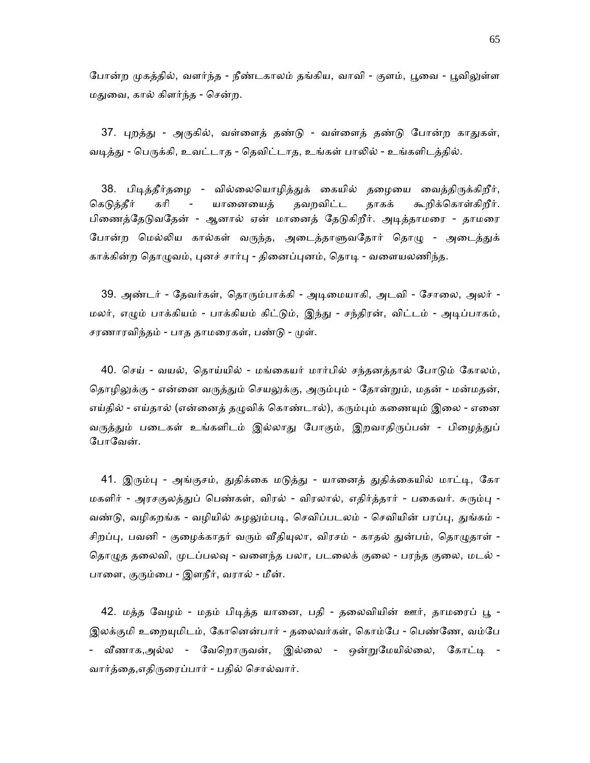போன்ற முகத்தில், வளர்ந்த - நீண்டகாலம் தங்கிய, வாவி - குளம், பூவை - பூவிலுள்ள மதுவை, கால் கிளர்ந்த - சென்ற.

37. புறத்து - அருகில், வள்ளைத் தண்டு - வள்ளைத் தண்டு போன்ற காதுகள், வடித்து - பெருக்கி, உவட்டாத - தெவிட்டாத, உங்கள் பாலில் - உங்களிடத்தில்.

38. பிடித்தீர்தழை - வில்லையொழித்துக் கையில் தழையை வைத்திருக்கிறீர், கெடுத்தீர் கரி - யானையைத் தவறவிட்ட தாகக் கூறிக்கொள்கிறீர். பிணைத்தேடுவதேன் - ஆனால் ஏன் மானைத் தேடுகிறீர். அடித்தாமரை - தாமரை போன்ற மெல்லிய கால்கள் வருந்த, அடைத்தாளுவதோர் தொழு - அடைத்துக் காக்கின்ற தொழுவம், புனச் சார்பு - தினைப்புனம், தொடி - வளையலணிந்த.

39. அண்டர் - தேவர்கள், தொரும்பாக்கி - அடிமையாகி, அடவி - சோலை, அலர் - மலர், எழும் பாக்கியம் - பாக்கியம் கிட்டும், இந்து - சந்திரன், விட்டம் - அடிப்பாகம், சரணாரவிந்தம் - பாத தாமரைகள், பண்டு - முள்.

40. செய் - வயல், தொய்யில் - மங்கையர் மார்பில் சந்தனத்தால் போடும் கோலம், தொழிலுக்கு - என்னை வருத்தும் செயலுக்கு, அரும்பும் - தோன்றும், மதன் - மன்மதன், எய்தில் - எய்தால் (என்னைத் தழுவிக் கொண்டால்), கரும்பும் கணையும் இலை - எனை வருத்தும் படைகள் உங்களிடம் இல்லாது போகும், இறவாதிருப்பன் - பிழைத்துப் போவேன்.

41. இரும்பு - அங்குசம், துதிக்கை மடுத்து - யானைத் துதிக்கையில் மாட்டி, கோ மகளிர் - அரசகுலத்துப் பெண்கள், விரல் - விரலால், எதிர்த்தார் - பகைவர். சுரும்பு - வண்டு, வழிகறங்க - வழியில் சுழலும்படி, செவிப்படலம் - செவியின் பரப்பு, துங்கம் - சிறப்பு, பவனி - குழைக்காதர் வரும் வீதியுலா, விரசம் - காதல் துன்பம், தொழுதாள் - தொழுத தலைவி, முடப்பலவு - வளைந்த பலா, படலைக் குலை - பரந்த குலை, மடல் - பாளை, குரும்பை - இளநீர், வரால் - மீன்.

42. மத்த வேழம் - மதம் பிடித்த யானை, பதி - தலைவியின் ஊர், தாமரைப் பூ - இலக்குமி உறையுமிடம், கோனென்பார் - தலைவர்கள், கொம்பே - பெண்ணே, வம்பே - வீணாக,அல்ல - வேறொருவன், இல்லை - ஒன்றுமேயில்லை, கோட்டி - வார்த்தை,எதிருரைப்பார் - பதில் சொல்வார்.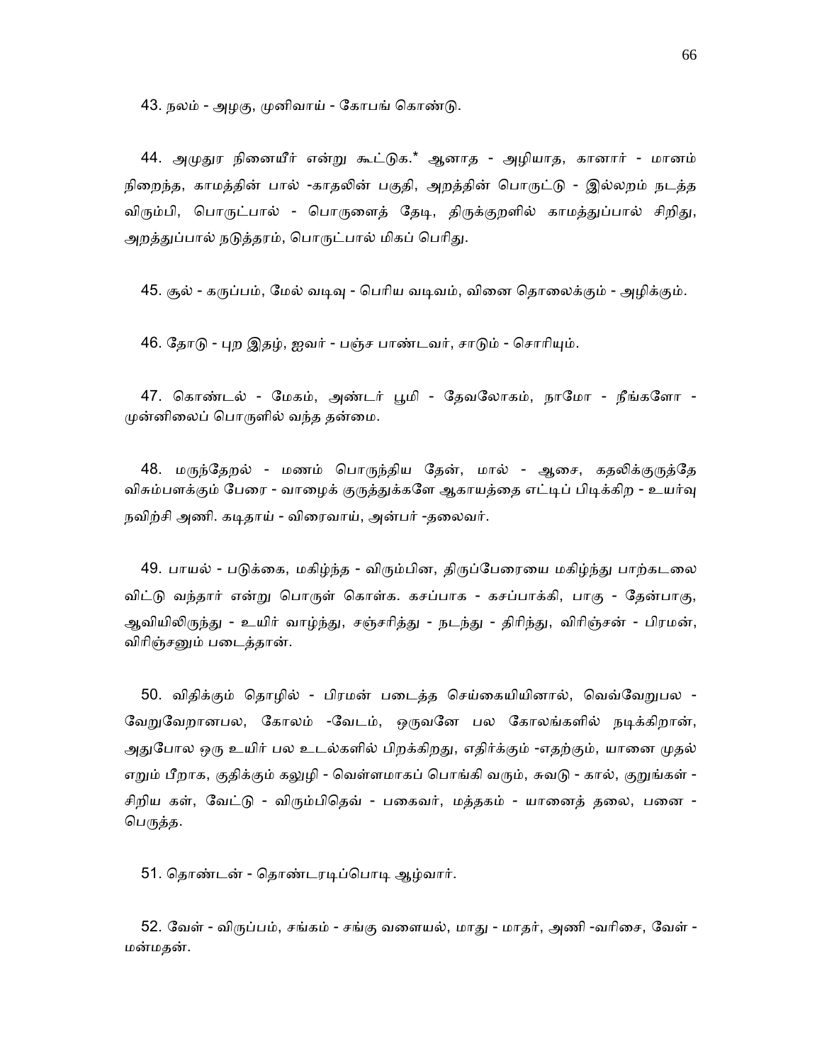43. நலம் - அழகு, முனிவாய் - கோபங் கொண்டு.

44. அமுதுர நினையீர் என்று கூட்டுக.* ஆனாத - அழியாத, கானார் - மானம் நிறைந்த, காமத்தின் பால் -காதலின் பகுதி, அறத்தின் பொருட்டு - இல்லறம் நடத்த விரும்பி, பொருட்பால் - பொருளைத் தேடி, திருக்குறளில் காமத்துப்பால் சிறிது, அறத்துப்பால் நடுத்தரம், பொருட்பால் மிகப் பெரிது.

45. சூல் - கருப்பம், மேல் வடிவு - பெரிய வடிவம், வினை தொலைக்கும் - அழிக்கும்.

46. தோடு - புற இதழ், ஐவர் - பஞ்ச பாண்டவர், சாடும் - சொரியும்.

47. கொண்டல் - மேகம், அண்டர் பூமி - தேவலோகம், நாமோ - நீங்களோ - முன்னிலைப் பொருளில் வந்த தன்மை.

48. மருந்தேறல் - மணம் பொருந்திய தேன், மால் - ஆசை, கதலிக்குருத்தே விசும்பளக்கும் பேரை - வாழைக் குருத்துக்களே ஆகாயத்தை எட்டிப் பிடிக்கிற - உயர்வு நவிற்சி அணி. கடிதாய் - விரைவாய், அன்பர் -தலைவர்.

49. பாயல் - படுக்கை, மகிழ்ந்த - விரும்பின, திருப்பேரையை மகிழ்ந்து பாற்கடலை விட்டு வந்தார் என்று பொருள் கொள்க. கசப்பாக - கசப்பாக்கி, பாகு - தேன்பாகு, ஆவியிலிருந்து - உயிர் வாழ்ந்து, சஞ்சரித்து - நடந்து - திரிந்து, விரிஞ்சன் - பிரமன், விரிஞ்சனும் படைத்தான்.

50. விதிக்கும் தொழில் - பிரமன் படைத்த செய்கையியினால், வெவ்வேறுபல - வேறுவேறானபல, கோலம் -வேடம், ஒருவனே பல கோலங்களில் நடிக்கிறான், அதுபோல ஒரு உயிர் பல உடல்களில் பிறக்கிறது, எதிர்க்கும் -எதற்கும், யானை முதல் எறும் பீறாக, குதிக்கும் கலுழி - வெள்ளமாகப் பொங்கி வரும், சுவடு - கால், குறுங்கள் - சிறிய கள், வேட்டு - விரும்பிதெவ் - பகைவர், மத்தகம் - யானைத் தலை, பனை - பெருத்த.

51. தொண்டன் - தொண்டரடிப்பொடி ஆழ்வார்.

52. வேள் - விருப்பம், சங்கம் - சங்கு வளையல், மாது - மாதர், அணி -வரிசை, வேள் - மன்மதன்.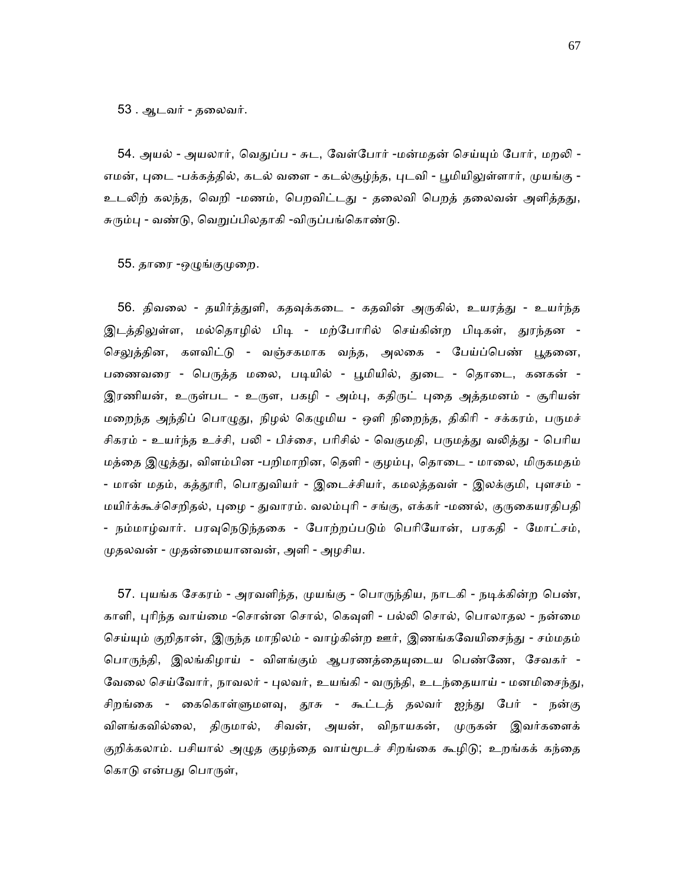53 . ஆடவர் - தலைவர்.

54. அயல் - அயலார், வெதுப்ப - சுட, வேள்போர் -மன்மதன் செய்யும் போர், மறலி - எமன், புடை -பக்கத்தில், கடல் வளை - கடல்சூழ்ந்த, புடவி - பூமியிலுள்ளார், முயங்கு - உடலிற் கலந்த, வெறி -மணம், பெறவிட்டது - தலைவி பெறத் தலைவன் அளித்தது, சுரும்பு - வண்டு, வெறுப்பிலதாகி -விருப்பங்கொண்டு.

55. தாரை -ஒழுங்குமுறை.

56. திவலை - தயிர்த்துளி, கதவுக்கடை - கதவின் அருகில், உயரத்து - உயர்ந்த இடத்திலுள்ள, மல்தொழில் பிடி - மற்போரில் செய்கின்ற பிடிகள், துரந்தன - செலுத்தின, களவிட்டு - வஞ்சகமாக வந்த, அலகை - பேய்ப்பெண் பூதனை, பணைவரை - பெருத்த மலை, படியில் - பூமியில், துடை - தொடை, கனகன் - இரணியன், உருள்பட - உருள, பகழி - அம்பு, கதிருட் புதை அத்தமனம் - சூரியன் மறைந்த அந்திப் பொழுது, நிழல் கெழுமிய - ஒளி நிறைந்த, திகிரி - சக்கரம், பருமச் சிகரம் - உயர்ந்த உச்சி, பலி - பிச்சை, பரிசில் - வெகுமதி, பருமத்து வலித்து - பெரிய மத்தை இழுத்து, விளம்பின -பறிமாறின, தெளி - குழம்பு, தொடை - மாலை, மிருகமதம் - மான் மதம், கத்தூரி, பொதுவியர் - இடைச்சியர், கமலத்தவள் - இலக்குமி, புளசம் - மயிர்க்கூச்செறிதல், புழை - துவாரம். வலம்புரி - சங்கு, எக்கர் -மணல், குருகையரதிபதி - நம்மாழ்வார். பரவுநெடுந்தகை - போற்றப்படும் பெரியோன், பரகதி - மோட்சம், முதலவன் - முதன்மையானவன், அளி - அழகிய.

57. புயங்க சேகரம் - அரவளிந்த, முயங்கு - பொருந்திய, நாடகி - நடிக்கின்ற பெண், காளி, புரிந்த வாய்மை -சொன்ன சொல், கெவுளி - பல்லி சொல், பொலாதல - நன்மை செய்யும் குறிதான், இருந்த மாநிலம் - வாழ்கின்ற ஊர், இணங்கவேயிசைந்து - சம்மதம் பொருந்தி, இலங்கிழாய் - விளங்கும் ஆபரணத்தையுடைய பெண்ணே, சேவகர் - வேலை செய்வோர், நாவலர் - புலவர், உயங்கி - வருந்தி, உடந்தையாய் - மனமிசைந்து, சிறங்கை - கைகொள்ளுமளவு, தூசு - கூட்டத் தலவர் ஐந்து பேர் - நன்கு விளங்கவில்லை, திருமால், சிவன், அயன், விநாயகன், முருகன் இவர்களைக் குறிக்கலாம். பசியால் அழுத குழந்தை வாய்மூடச் சிறங்கை கூழிடு; உறங்கக் கந்தை கொடு என்பது பொருள்,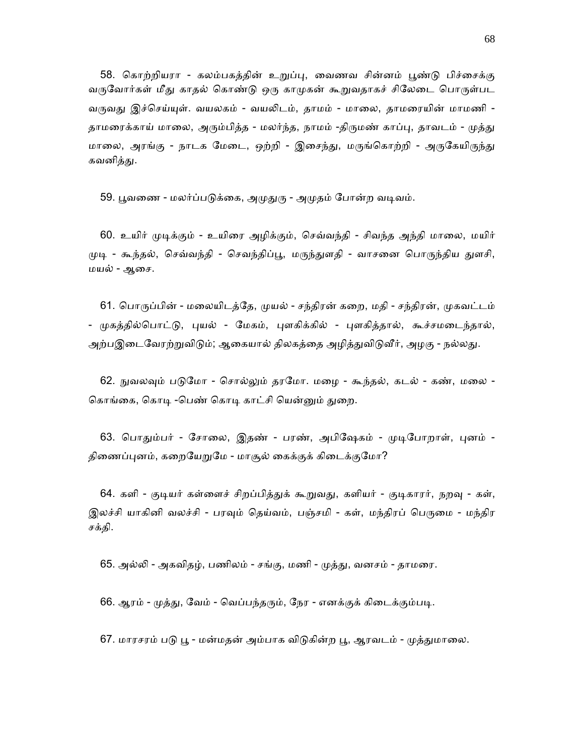58. கொற்றியரா - கலம்பகத்தின் உறுப்பு, வைணவ சின்னம் பூண்டு பிச்சைக்கு வருவோர்கள் மீது காதல் கொண்டு ஒரு காமுகன் கூறுவதாகச் சிலேடை பொருள்பட வருவது இச்செய்யுள். வயலகம் - வயலிடம், தாமம் - மாலை, தாமரையின் மாமணி - தாமரைக்காய் மாலை, அரும்பித்த - மலர்ந்த, நாமம் -திருமண் காப்பு, தாவடம் - முத்து மாலை, அரங்கு - நாடக மேடை, ஒற்றி - இசைந்து, மருங்கொற்றி - அருகேயிருந்து கவனித்து.

59. பூவணை - மலர்ப்படுக்கை, அமுதுரு - அமுதம் போன்ற வடிவம்.

60. உயிர் முடிக்கும் - உயிரை அழிக்கும், செவ்வந்தி - சிவந்த அந்தி மாலை, மயிர் முடி - கூந்தல், செவ்வந்தி - செவந்திப்பூ, மருந்துளதி - வாசனை பொருந்திய துளசி, மயல் - ஆசை.

61. பொருப்பின் - மலையிடத்தே, முயல் - சந்திரன் கறை, மதி - சந்திரன், முகவட்டம் - முகத்தில்பொட்டு, புயல் - மேகம், புளகிக்கில் - புளகித்தால், கூச்சமடைந்தால், அற்பஇடைவேரற்றுவிடும்; ஆகையால் திலகத்தை அழித்துவிடுவீர், அழகு - நல்லது.

62. நுவலவும் படுமோ - சொல்லும் தரமோ. மழை - கூந்தல், கடல் - கண், மலை - கொங்கை, கொடி -பெண் கொடி காட்சி யென்னும் துறை.

63. பொதும்பர் - சோலை, இதண் - பரண், அபிஷேகம் - முடிபோறாள், புனம் - தினைப்புனம், கறையேறுமே - மாசூல் கைக்குக் கிடைக்குமோ?

64. களி - குடியர் கள்ளைச் சிறப்பித்துக் கூறுவது, களியர் - குடிகாரர், நறவு - கள், இலச்சி யாகினி வலச்சி - பரவும் தெய்வம், பஞ்சமி - கள், மந்திரப் பெருமை - மந்திர சக்தி.

65. அல்லி - அகவிதழ், பணிலம் - சங்கு, மணி - முத்து, வனசம் - தாமரை.

66. ஆரம் - முத்து, வேம் - வெப்பந்தரும், நேர - எனக்குக் கிடைக்கும்படி.

67. மாரசரம் படு பூ - மன்மதன் அம்பாக விடுகின்ற பூ, ஆரவடம் - முத்துமாலை.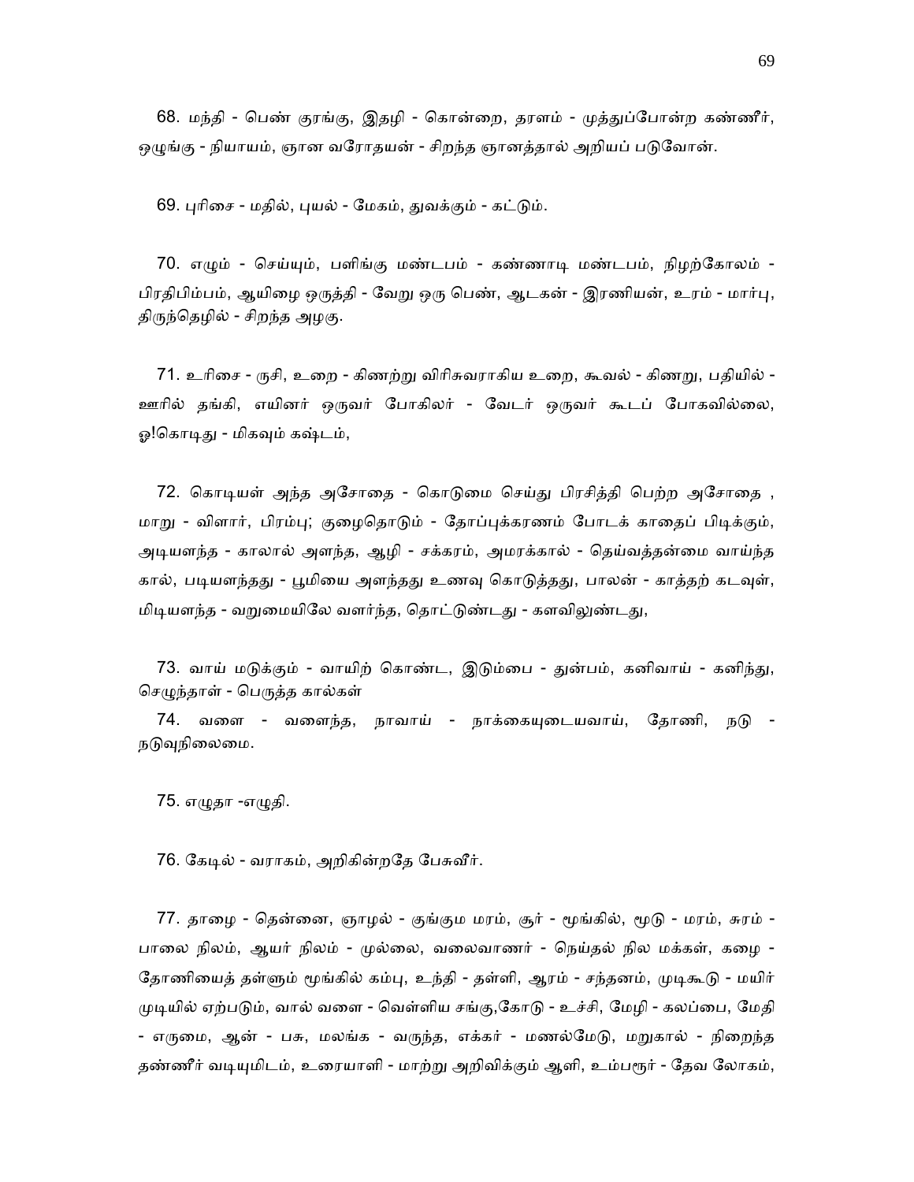68. மந்தி - பெண் குரங்கு, இதழி - கொன்றை, தரளம் - முத்துப்போன்ற கண்ணீர், ஒழுங்கு - நியாயம், ஞான வரோதயன் - சிறந்த ஞானத்தால் அறியப் படுவோன்.

69. புரிசை - மதில், புயல் - மேகம், துவக்கும் - கட்டும்.

70. எழும் - செய்யும், பளிங்கு மண்டபம் - கண்ணாடி மண்டபம், நிழற்கோலம் - பிரதிபிம்பம், ஆயிழை ஒருத்தி - வேறு ஒரு பெண், ஆடகன் - இரணியன், உரம் - மார்பு, திருந்தெழில் - சிறந்த அழகு.

71. உரிசை - ருசி, உறை - கிணற்று விரிசுவராகிய உறை, கூவல் - கிணறு, பதியில் - ஊரில் தங்கி, எயினர் ஒருவர் போகிலர் - வேடர் ஒருவர் கூடப் போகவில்லை, ஓ!கொடிது - மிகவும் கஷ்டம்,

72. கொடியள் அந்த அசோதை - கொடுமை செய்து பிரசித்தி பெற்ற அசோதை , மாறு - விளார், பிரம்பு; குழைதொடும் - தோப்புக்கரணம் போடக் காதைப் பிடிக்கும், அடியளந்த - காலால் அளந்த, ஆழி - சக்கரம், அமரக்கால் - தெய்வத்தன்மை வாய்ந்த கால், படியளந்தது - பூமியை அளந்தது உணவு கொடுத்தது, பாலன் - காத்தற் கடவுள், மிடியளந்த - வறுமையிலே வளர்ந்த, தொட்டுண்டது - களவிலுண்டது,

73. வாய் மடுக்கும் - வாயிற் கொண்ட, இடும்பை - துன்பம், கனிவாய் - கனிந்து, செழுந்தாள் - பெருத்த கால்கள்

74. வளை - வளைந்த, நாவாய் - நாக்கையுடையவாய், தோணி, நடு - நடுவுநிலைமை.

75. எழுதா -எழுதி.

76. கேடில் - வராகம், அறிகின்றதே பேசுவீர்.

77. தாழை - தென்னை, ஞாழல் - குங்கும மரம், சூர் - மூங்கில், மூடு - மரம், சுரம் - பாலை நிலம், ஆயர் நிலம் - முல்லை, வலைவாணர் - நெய்தல் நில மக்கள், கழை - தோணியைத் தள்ளும் மூங்கில் கம்பு, உந்தி - தள்ளி, ஆரம் - சந்தனம், முடிகூடு - மயிர் முடியில் ஏற்படும், வால் வளை - வெள்ளிய சங்கு,கோடு - உச்சி, மேழி - கலப்பை, மேதி - எருமை, ஆன் - பசு, மலங்க - வருந்த, எக்கர் - மணல்மேடு, மறுகால் - நிறைந்த தண்ணீர் வடியுமிடம், உரையாளி - மாற்று அறிவிக்கும் ஆளி, உம்பரூர் - தேவ லோகம்,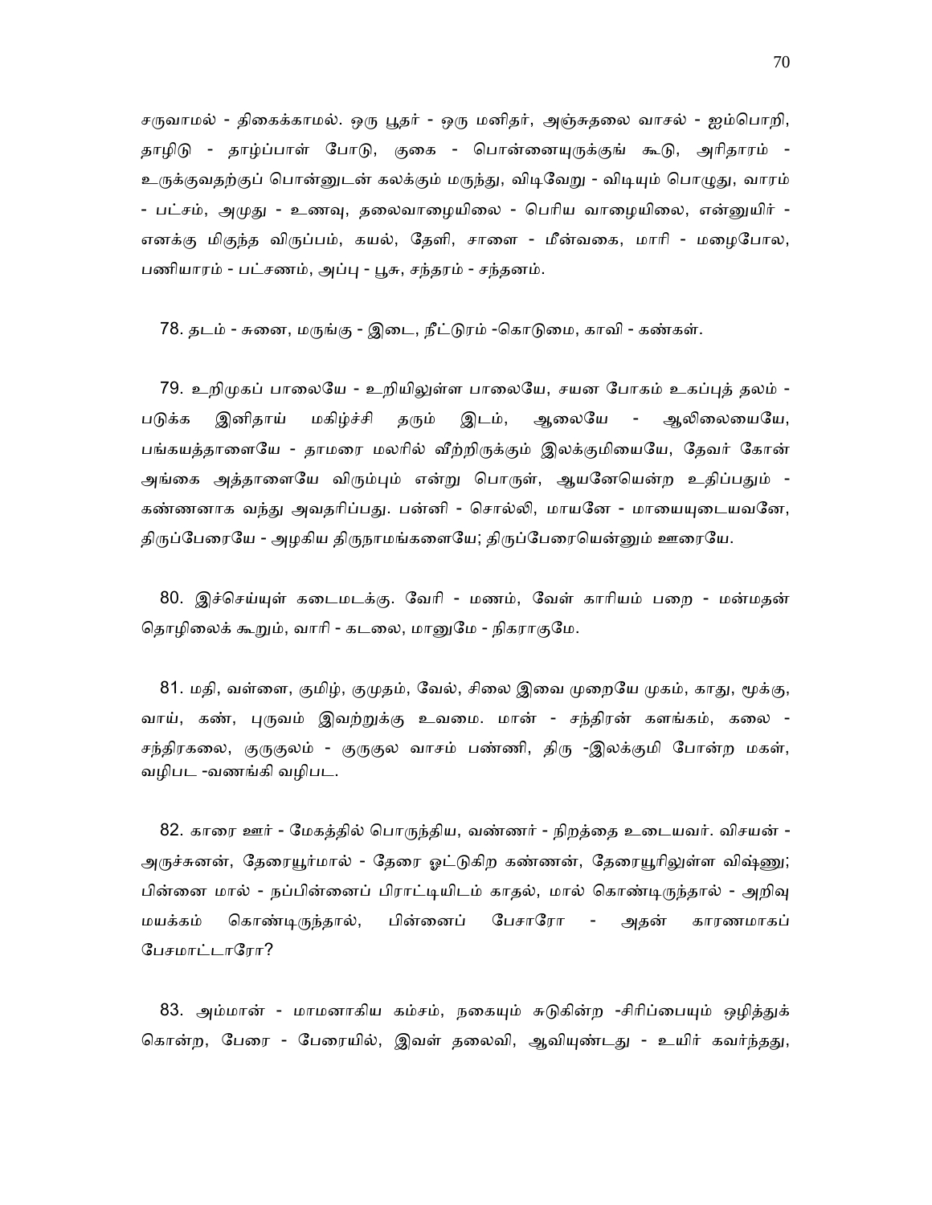சருவாமல் - திகைக்காமல். ஒரு பூதர் - ஒரு மனிதர், அஞ்சுதலை வாசல் - ஐம்பொறி, தாழிடு - தாழ்ப்பாள் போடு, குகை - பொன்னையுருக்குங் கூடு, அரிதாரம் - உருக்குவதற்குப் பொன்னுடன் கலக்கும் மருந்து, விடிவேறு - விடியும் பொழுது, வாரம் - பட்சம், அமுது - உணவு, தலைவாழையிலை - பெரிய வாழையிலை, என்னுயிர் - எனக்கு மிகுந்த விருப்பம், கயல், தேளி, சாளை - மீன்வகை, மாரி - மழைபோல, பணியாரம் - பட்சணம், அப்பு - பூசு, சந்தரம் - சந்தனம்.

78. தடம் - சுனை, மருங்கு - இடை, நீட்டுரம் -கொடுமை, காவி - கண்கள்.

79. உறிமுகப் பாலையே - உறியிலுள்ள பாலையே, சயன போகம் உகப்புத் தலம் - படுக்க இனிதாய் மகிழ்ச்சி தரும் இடம், ஆலையே - ஆலிலையையே, பங்கயத்தாளையே - தாமரை மலரில் வீற்றிருக்கும் இலக்குமியையே, தேவர் கோன் அங்கை அத்தாளையே விரும்பும் என்று பொருள், ஆயனேயென்ற உதிப்பதும் - கண்ணனாக வந்து அவதரிப்பது. பன்னி - சொல்லி, மாயனே - மாயையுடையவனே, திருப்பேரையே - அழகிய திருநாமங்களையே; திருப்பேரையென்னும் ஊரையே.

80. இச்செய்யுள் கடைமடக்கு. வேரி - மணம், வேள் காரியம் பறை - மன்மதன் தொழிலைக் கூறும், வாரி - கடலை, மானுமே - நிகராகுமே.

81. மதி, வள்ளை, குமிழ், குமுதம், வேல், சிலை இவை முறையே முகம், காது, மூக்கு, வாய், கண், புருவம் இவற்றுக்கு உவமை. மான் - சந்திரன் களங்கம், கலை - சந்திரகலை, குருகுலம் - குருகுல வாசம் பண்ணி, திரு -இலக்குமி போன்ற மகள், வழிபட -வணங்கி வழிபட.

82. காரை ஊர் - மேகத்தில் பொருந்திய, வண்ணர் - நிறத்தை உடையவர். விசயன் - அருச்சுனன், தேரையூர்மால் - தேரை ஓட்டுகிற கண்ணன், தேரையூரிலுள்ள விஷ்ணு; பின்னை மால் - நப்பின்னைப் பிராட்டியிடம் காதல், மால் கொண்டிருந்தால் - அறிவு மயக்கம் கொண்டிருந்தால், பின்னைப் பேசாரோ - அதன் காரணமாகப் பேசமாட்டாரோ?

83. அம்மான் - மாமனாகிய கம்சம், நகையும் சுடுகின்ற -சிரிப்பையும் ஒழித்துக் கொன்ற, பேரை - பேரையில், இவள் தலைவி, ஆவியுண்டது - உயிர் கவர்ந்தது,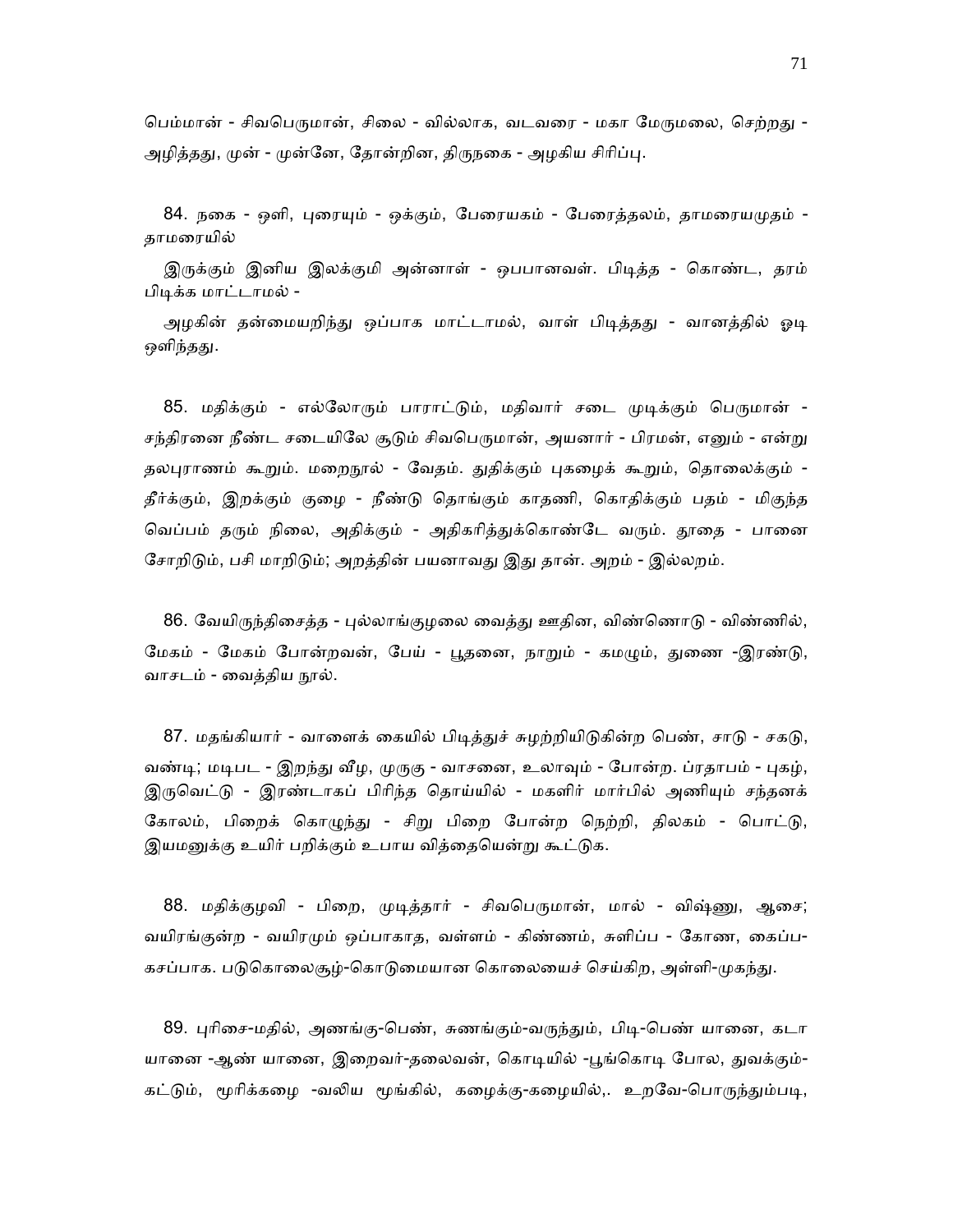பெம்மான் - சிவபெருமான், சிலை - வில்லாக, வடவரை - மகா மேருமலை, செற்றது - அழித்தது, முன் - முன்னே, தோன்றின, திருநகை - அழகிய சிரிப்பு.

84. நகை - ஒளி, புரையும் - ஒக்கும், பேரையகம் - பேரைத்தலம், தாமரையமுதம் - தாமரையில்

இருக்கும் இனிய இலக்குமி அன்னாள் - ஒபபானவள். பிடித்த - கொண்ட, தரம் பிடிக்க மாட்டாமல் -

அழகின் தன்மையறிந்து ஒப்பாக மாட்டாமல், வாள் பிடித்தது - வானத்தில் ஓடி ஒளிந்தது.

85. மதிக்கும் - எல்லோரும் பாராட்டும், மதிவார் சடை முடிக்கும் பெருமான் - சந்திரனை நீண்ட சடையிலே சூடும் சிவபெருமான், அயனார் - பிரமன், எனும் - என்று தலபுராணம் கூறும். மறைநூல் - வேதம். துதிக்கும் புகழைக் கூறும், தொலைக்கும் - தீர்க்கும், இறக்கும் குழை - நீண்டு தொங்கும் காதணி, கொதிக்கும் பதம் - மிகுந்த வெப்பம் தரும் நிலை, அதிக்கும் - அதிகரித்துக்கொண்டே வரும். தூதை - பானை சோறிடும், பசி மாறிடும்; அறத்தின் பயனாவது இது தான். அறம் - இல்லறம்.

86. வேயிருந்திசைத்த - புல்லாங்குழலை வைத்து ஊதின, விண்ணொடு - விண்ணில், மேகம் - மேகம் போன்றவன், பேய் - பூதனை, நாறும் - கமழும், துணை -இரண்டு, வாசடம் - வைத்திய நூல்.

87. மதங்கியார் - வாளைக் கையில் பிடித்துச் சுழற்றியிடுகின்ற பெண், சாடு - சகடு, வண்டி; மடிபட - இறந்து வீழ, முருகு - வாசனை, உலாவும் - போன்ற. ப்ரதாபம் - புகழ், இருவெட்டு - இரண்டாகப் பிரிந்த தொய்யில் - மகளிர் மார்பில் அணியும் சந்தனக் கோலம், பிறைக் கொழுந்து - சிறு பிறை போன்ற நெற்றி, திலகம் - பொட்டு, இயமனுக்கு உயிர் பறிக்கும் உபாய வித்தையென்று கூட்டுக.

88. மதிக்குழவி - பிறை, முடித்தார் - சிவபெருமான், மால் - விஷ்ணு, ஆசை; வயிரங்குன்ற - வயிரமும் ஒப்பாகாத, வள்ளம் - கிண்ணம், சுளிப்ப - கோண, கைப்ப-கசப்பாக. படுகொலைசூழ்-கொடுமையான கொலையைச் செய்கிற, அள்ளி-முகந்து.

89. புரிசை-மதில், அணங்கு-பெண், சுணங்கும்-வருந்தும், பிடி-பெண் யானை, கடா யானை -ஆண் யானை, இறைவர்-தலைவன், கொடியில் -பூங்கொடி போல, துவக்கும்-கட்டும், மூரிக்கழை -வலிய மூங்கில், கழைக்கு-கழையில்,. உறவே-பொருந்தும்படி,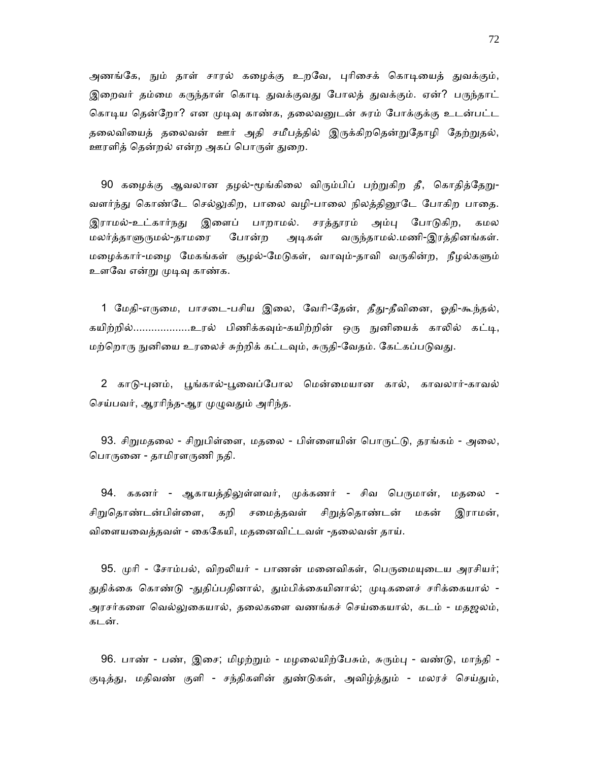அணங்கே, நும் தாள் சாரல் கழைக்கு உறவே, புரிசைக் கொடியைத் துவக்கும், இறைவர் தம்மை கருந்தாள் கொடி துவக்குவது போலத் துவக்கும். ஏன்? பருந்தாட் கொடிய தென்றோ? என முடிவு காண்க, தலைவனுடன் சுரம் போக்குக்கு உடன்பட்ட தலைவியைத் தலைவன் ஊர் அதி சமீபத்தில் இருக்கிறதென்றுதோழி தேற்றுதல், ஊரளித் தென்றல் என்ற அகப் பொருள் துறை.

90 கழைக்கு ஆவலான தழல்-மூங்கிலை விரும்பிப் பற்றுகிற தீ, கொதித்தேறு-வளர்ந்து கொண்டே செல்லுகிற, பாலை வழி-பாலை நிலத்தினூடே போகிற பாதை. இராமல்-உட்கார்நது இளைப் பாறாமல். சரத்தூரம் அம்பு போடுகிற, கமல மலர்த்தாளுருமல்-தாமரை போன்ற அடிகள் வருந்தாமல்.மணி-இரத்தினங்கள். மழைக்கார்-மழை மேகங்கள் சூழல்-மேடுகள், வாவும்-தாவி வருகின்ற, நீழல்களும் உளவே என்று முடிவு காண்க.

1 மேதி-எருமை, பாசடை-பசிய இலை, வேரி-தேன், தீது-தீவினை, ஓதி-கூந்தல், கயிற்றில்..................உரல் பிணிக்கவும்-கயிற்றின் ஒரு நுனியைக் காலில் கட்டி, மற்றொரு நுனியை உரலைச் சுற்றிக் கட்டவும், சுருதி-வேதம். கேட்கப்படுவது.

2 காடு-புனம், பூங்கால்-பூவைப்போல மென்மையான கால், காவலார்-காவல் செய்பவர், ஆரரிந்த-ஆர முழுவதும் அரிந்த.

93. சிறுமதலை - சிறுபிள்ளை, மதலை - பிள்ளையின் பொருட்டு, தரங்கம் - அலை, பொருனை - தாமிரளருணி நதி.

94. ககனர் - ஆகாயத்திலுள்ளவர், முக்கணர் - சிவ பெருமான், மதலை - சிறுதொண்டன்பிள்ளை, கறி சமைத்தவள் சிறுத்தொண்டன் மகன் இராமன், விளையவைத்தவள் - கைகேயி, மதனைவிட்டவள் -தலைவன் தாய்.

95. முரி - சோம்பல், விறலியர் - பாணன் மனைவிகள், பெருமையுடைய அரசியர்; துதிக்கை கொண்டு -துதிப்பதினால், தும்பிக்கையினால்; முடிகளைச் சரிக்கையால் - அரசர்களை வெல்லுகையால், தலைகளை வணங்கச் செய்கையால், கடம் - மதஜலம், கடன்.

96. பாண் - பண், இசை; மிழற்றும் - மழலையிற்பேசும், சுரும்பு - வண்டு, மாந்தி - குடித்து, மதிவண் குளி - சந்திகளின் துண்டுகள், அவிழ்த்தும் - மலரச் செய்தும்,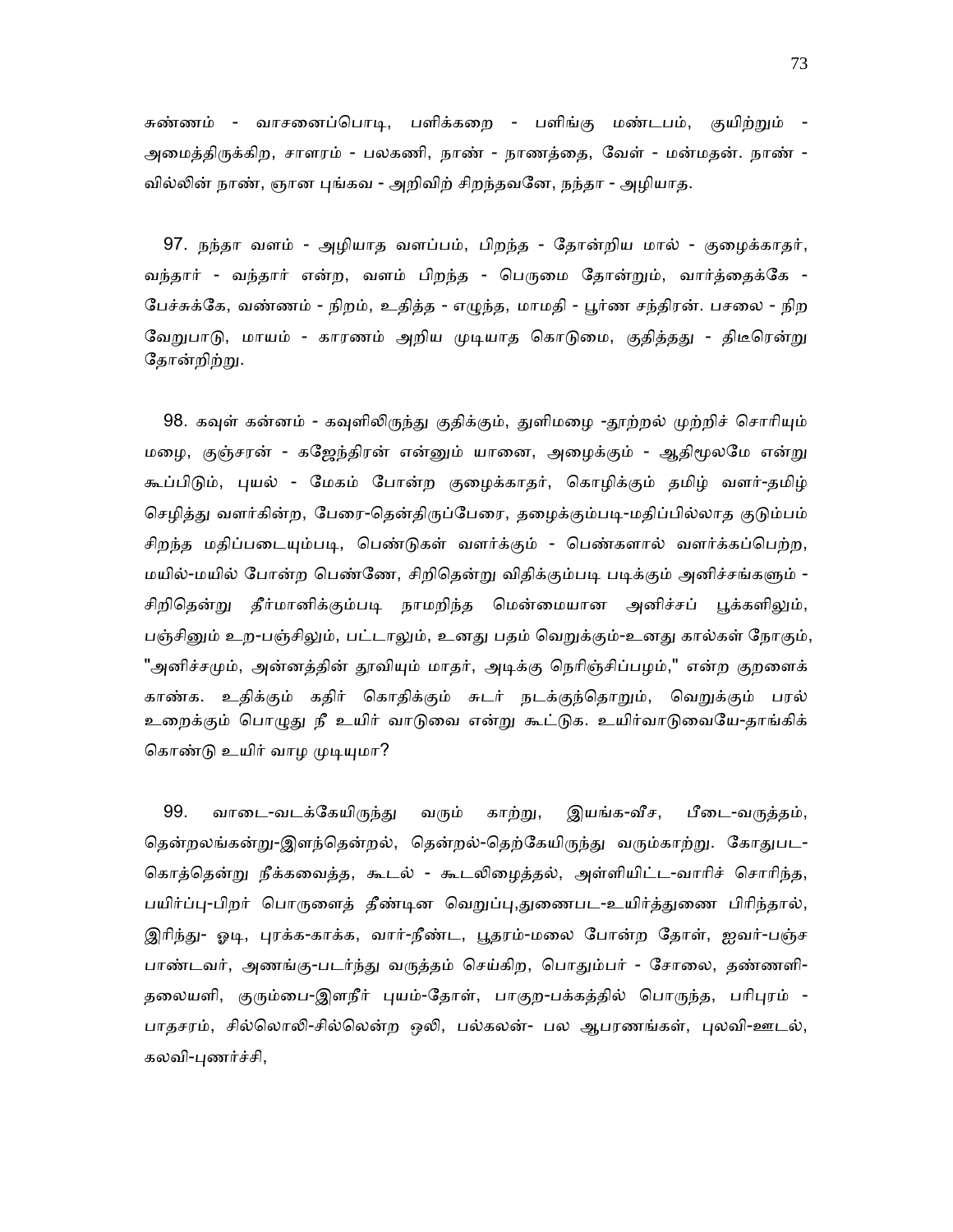சுண்ணம் - வாசனைப்பொடி, பளிக்கறை - பளிங்கு மண்டபம், குயிற்றும் - அமைத்திருக்கிற, சாளரம் - பலகணி, நாண் - நாணத்தை, வேள் - மன்மதன். நாண் - வில்லின் நாண், ஞான புங்கவ - அறிவிற் சிறந்தவனே, நந்தா - அழியாத.

97. நந்தா வளம் - அழியாத வளப்பம், பிறந்த - தோன்றிய மால் - குழைக்காதர், வந்தார் - வந்தார் என்ற, வளம் பிறந்த - பெருமை தோன்றும், வார்த்தைக்கே - பேச்சுக்கே, வண்ணம் - நிறம், உதித்த - எழுந்த, மாமதி - பூர்ண சந்திரன். பசலை - நிற வேறுபாடு, மாயம் - காரணம் அறிய முடியாத கொடுமை, குதித்தது - திடீரென்று தோன்றிற்று.

98. கவுள் கன்னம் - கவுளிலிருந்து குதிக்கும், துளிமழை -தூற்றல் முற்றிச் சொரியும் மழை, குஞ்சரன் - கஜேந்திரன் என்னும் யானை, அழைக்கும் - ஆதிமூலமே என்று கூப்பிடும், புயல் - மேகம் போன்ற குழைக்காதர், கொழிக்கும் தமிழ் வளர்-தமிழ் செழித்து வளர்கின்ற, பேரை-தென்திருப்பேரை, தழைக்கும்படி-மதிப்பில்லாத குடும்பம் சிறந்த மதிப்படையும்படி, பெண்டுகள் வளர்க்கும் - பெண்களால் வளர்க்கப்பெற்ற, மயில்-மயில் போன்ற பெண்ணே, சிறிதென்று விதிக்கும்படி படிக்கும் அனிச்சங்களும் - சிறிதென்று தீர்மானிக்கும்படி நாமறிந்த மென்மையான அனிச்சப் பூக்களிலும், பஞ்சினும் உற-பஞ்சிலும், பட்டாலும், உனது பதம் வெறுக்கும்-உனது கால்கள் நோகும், "அனிச்சமும், அன்னத்தின் தூவியும் மாதர், அடிக்கு நெரிஞ்சிப்பழம்," என்ற குறளைக் காண்க. உதிக்கும் கதிர் கொதிக்கும் சுடர் நடக்குந்தொறும், வெறுக்கும் பரல் உறைக்கும் பொழுது நீ உயிர் வாடுவை என்று கூட்டுக. உயிர்வாடுவையே-தாங்கிக் கொண்டு உயிர் வாழ முடியுமா?

99. வாடை-வடக்கேயிருந்து வரும் காற்று, இயங்க-வீச, பீடை-வருத்தம், தென்றலங்கன்று-இளந்தென்றல், தென்றல்-தெற்கேயிருந்து வரும்காற்று. கோதுபட-கொத்தென்று நீக்கவைத்த, கூடல் - கூடலிழைத்தல், அள்ளியிட்ட-வாரிச் சொரிந்த, பயிர்ப்பு-பிறர் பொருளைத் தீண்டின வெறுப்பு,துணைபட-உயிர்த்துணை பிரிந்தால், இரிந்து- ஓடி, புரக்க-காக்க, வார்-நீண்ட, பூதரம்-மலை போன்ற தோள், ஐவர்-பஞ்ச பாண்டவர், அணங்கு-படர்ந்து வருத்தம் செய்கிற, பொதும்பர் - சோலை, தண்ணளி-தலையளி, குரும்பை-இளநீர் புயம்-தோள், பாகுற-பக்கத்தில் பொருந்த, பரிபுரம் - பாதசரம், சில்லொலி-சில்லென்ற ஒலி, பல்கலன்- பல ஆபரணங்கள், புலவி-ஊடல், கலவி-புணர்ச்சி,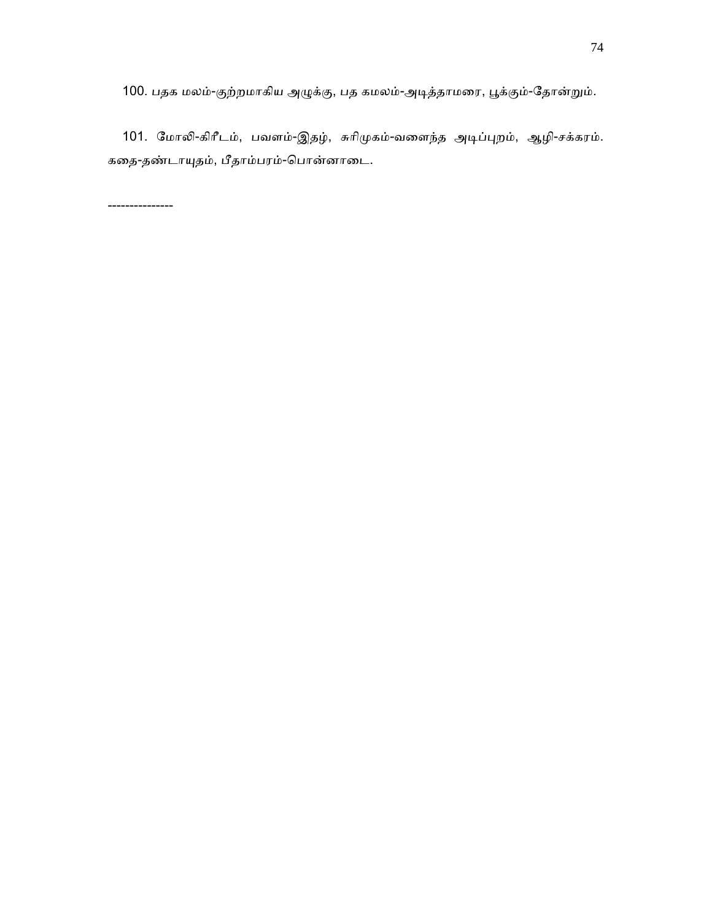100. பதக மலம்-குற்றமாகிய அழுக்கு, பத கமலம்-அடித்தாமரை, பூக்கும்-தோன்றும்.

101. மோலி-கிரீடம், பவளம்-இதழ், சுரிமுகம்-வளைந்த அடிப்புறம், ஆழி-சக்கரம். கதை-தண்டாயுதம், பீதாம்பரம்-பொன்னாடை.

---------------